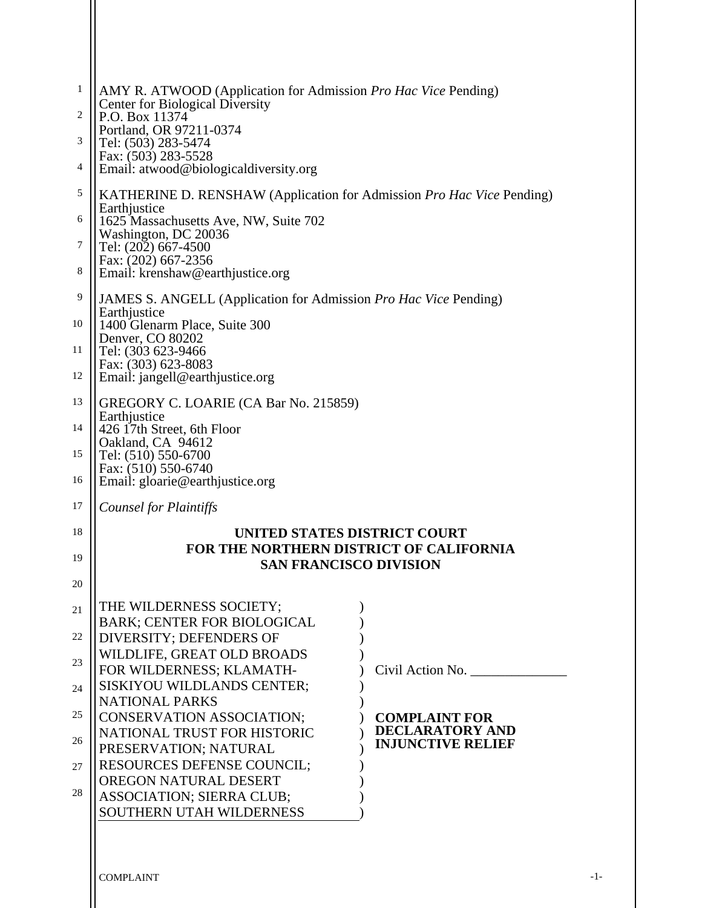AMY R. ATWOOD (Application for Admission *Pro Hac Vice* Pending)
Center for Biological Diversity
P.O. Box 11374
Portland, OR 97211-0374
Tel: (503) 283-5474
Fax: (503) 283-5528
Email: atwood@biologicaldiversity.org

KATHERINE D. RENSHAW (Application for Admission *Pro Hac Vice* Pending)
Earthjustice
1625 Massachusetts Ave, NW, Suite 702
Washington, DC 20036
Tel: (202) 667-4500
Fax: (202) 667-2356
Email: krenshaw@earthjustice.org

JAMES S. ANGELL (Application for Admission *Pro Hac Vice* Pending)
Earthjustice
1400 Glenarm Place, Suite 300
Denver, CO 80202
Tel: (303 623-9466
Fax: (303) 623-8083
Email: jangell@earthjustice.org

GREGORY C. LOARIE (CA Bar No. 215859)
Earthjustice
426 17th Street, 6th Floor
Oakland, CA 94612
Tel: (510) 550-6700
Fax: (510) 550-6740
Email: gloarie@earthjustice.org

*Counsel for Plaintiffs*

**UNITED STATES DISTRICT COURT**
**FOR THE NORTHERN DISTRICT OF CALIFORNIA**
**SAN FRANCISCO DIVISION**

THE WILDERNESS SOCIETY; BARK; CENTER FOR BIOLOGICAL DIVERSITY; DEFENDERS OF WILDLIFE, GREAT OLD BROADS FOR WILDERNESS; KLAMATH-SISKIYOU WILDLANDS CENTER; NATIONAL PARKS CONSERVATION ASSOCIATION; NATIONAL TRUST FOR HISTORIC PRESERVATION; NATURAL RESOURCES DEFENSE COUNCIL; OREGON NATURAL DESERT ASSOCIATION; SIERRA CLUB; SOUTHERN UTAH WILDERNESS

Civil Action No. ______________

**COMPLAINT FOR DECLARATORY AND INJUNCTIVE RELIEF**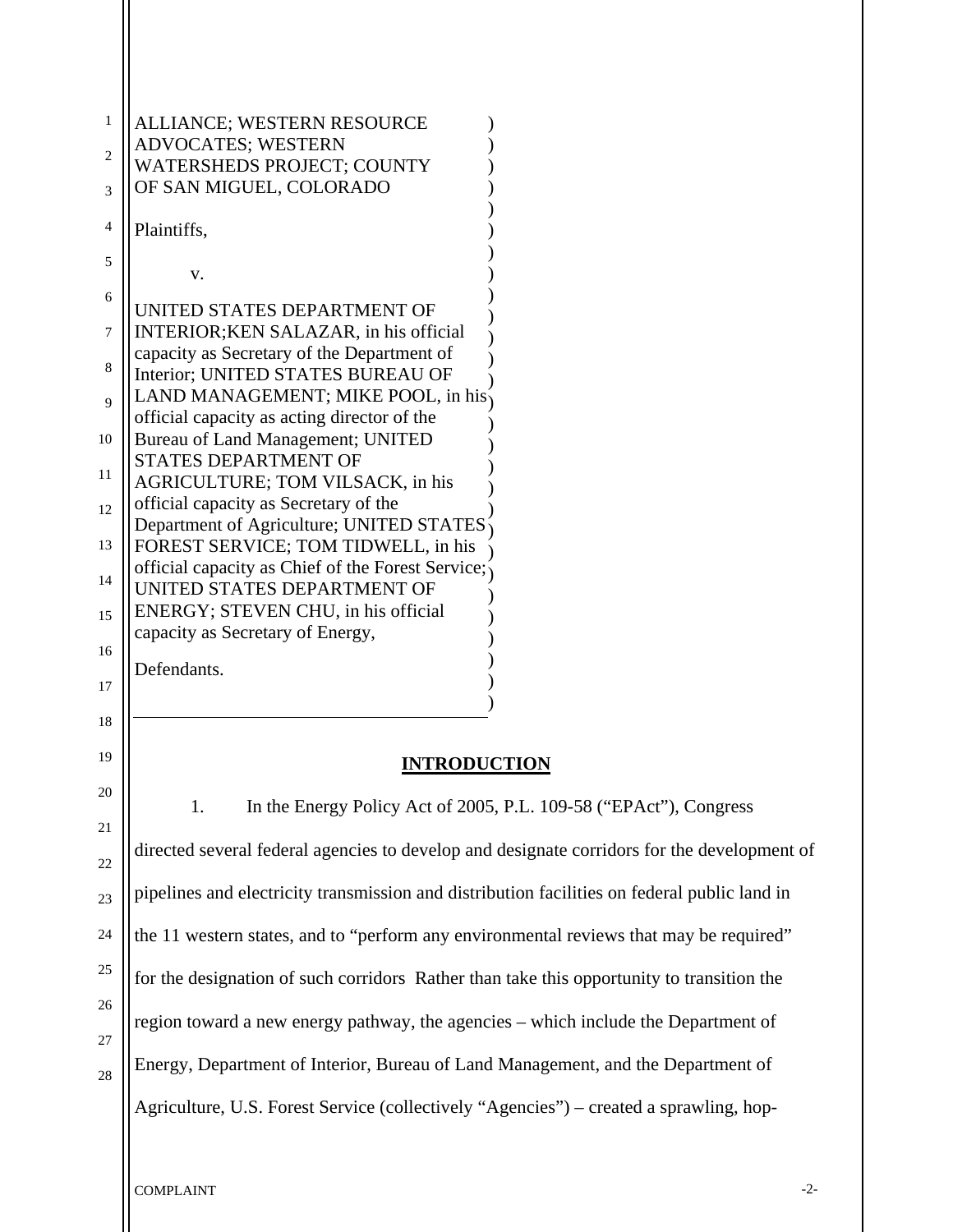ALLIANCE; WESTERN RESOURCE ADVOCATES; WESTERN WATERSHEDS PROJECT; COUNTY OF SAN MIGUEL, COLORADO

Plaintiffs,

v.

UNITED STATES DEPARTMENT OF INTERIOR;KEN SALAZAR, in his official capacity as Secretary of the Department of Interior; UNITED STATES BUREAU OF LAND MANAGEMENT; MIKE POOL, in his official capacity as acting director of the Bureau of Land Management; UNITED STATES DEPARTMENT OF AGRICULTURE; TOM VILSACK, in his official capacity as Secretary of the Department of Agriculture; UNITED STATES FOREST SERVICE; TOM TIDWELL, in his official capacity as Chief of the Forest Service; UNITED STATES DEPARTMENT OF ENERGY; STEVEN CHU, in his official capacity as Secretary of Energy,

Defendants.

## INTRODUCTION

1. In the Energy Policy Act of 2005, P.L. 109-58 ("EPAct"), Congress directed several federal agencies to develop and designate corridors for the development of pipelines and electricity transmission and distribution facilities on federal public land in the 11 western states, and to "perform any environmental reviews that may be required" for the designation of such corridors Rather than take this opportunity to transition the region toward a new energy pathway, the agencies – which include the Department of Energy, Department of Interior, Bureau of Land Management, and the Department of Agriculture, U.S. Forest Service (collectively "Agencies") – created a sprawling, hop-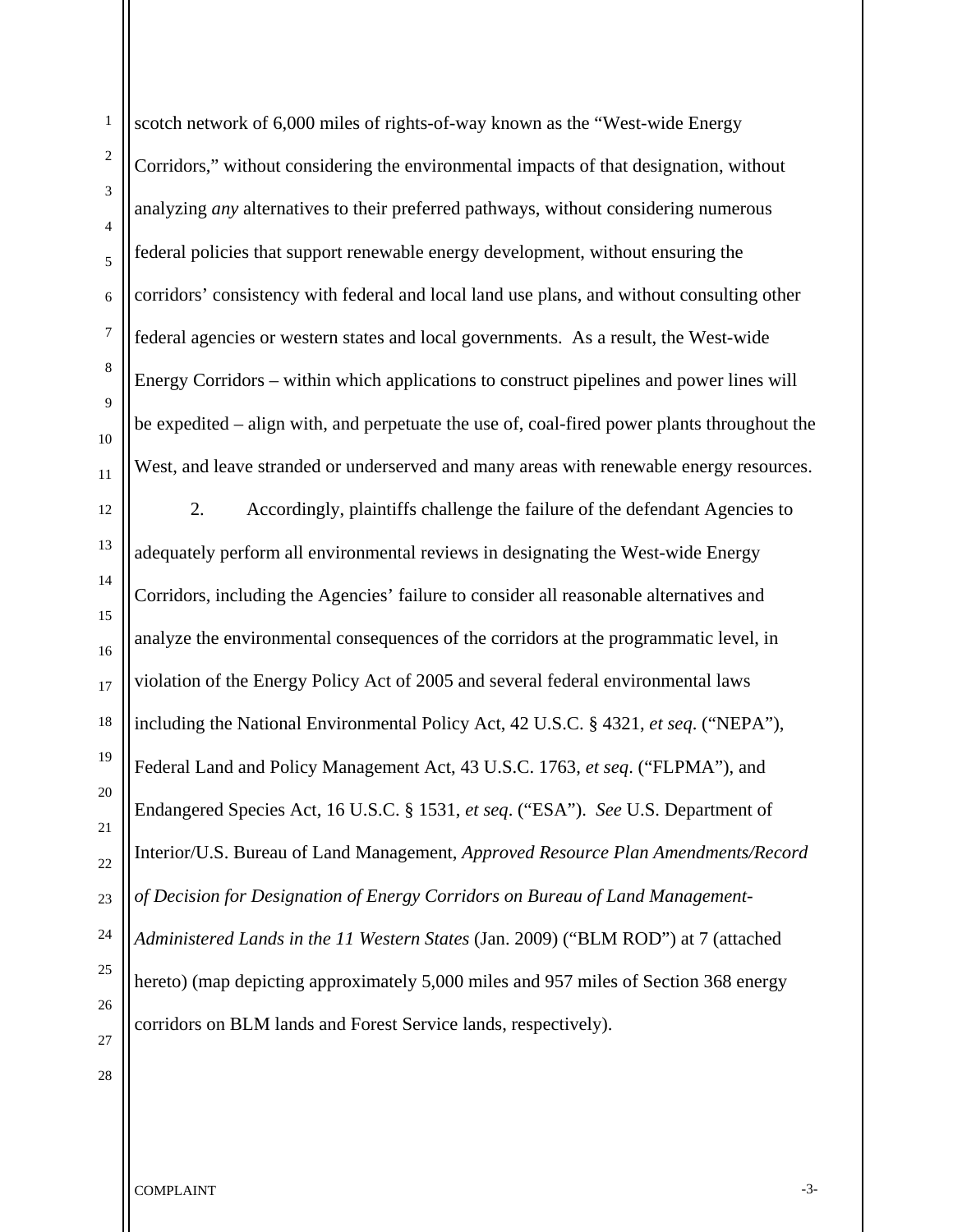scotch network of 6,000 miles of rights-of-way known as the "West-wide Energy Corridors," without considering the environmental impacts of that designation, without analyzing *any* alternatives to their preferred pathways, without considering numerous federal policies that support renewable energy development, without ensuring the corridors' consistency with federal and local land use plans, and without consulting other federal agencies or western states and local governments. As a result, the West-wide Energy Corridors – within which applications to construct pipelines and power lines will be expedited – align with, and perpetuate the use of, coal-fired power plants throughout the West, and leave stranded or underserved and many areas with renewable energy resources.

2. Accordingly, plaintiffs challenge the failure of the defendant Agencies to adequately perform all environmental reviews in designating the West-wide Energy Corridors, including the Agencies' failure to consider all reasonable alternatives and analyze the environmental consequences of the corridors at the programmatic level, in violation of the Energy Policy Act of 2005 and several federal environmental laws including the National Environmental Policy Act, 42 U.S.C. § 4321, *et seq*. ("NEPA"), Federal Land and Policy Management Act, 43 U.S.C. 1763, *et seq*. ("FLPMA"), and Endangered Species Act, 16 U.S.C. § 1531, *et seq*. ("ESA"). *See* U.S. Department of Interior/U.S. Bureau of Land Management, *Approved Resource Plan Amendments/Record of Decision for Designation of Energy Corridors on Bureau of Land Management-Administered Lands in the 11 Western States* (Jan. 2009) ("BLM ROD") at 7 (attached hereto) (map depicting approximately 5,000 miles and 957 miles of Section 368 energy corridors on BLM lands and Forest Service lands, respectively).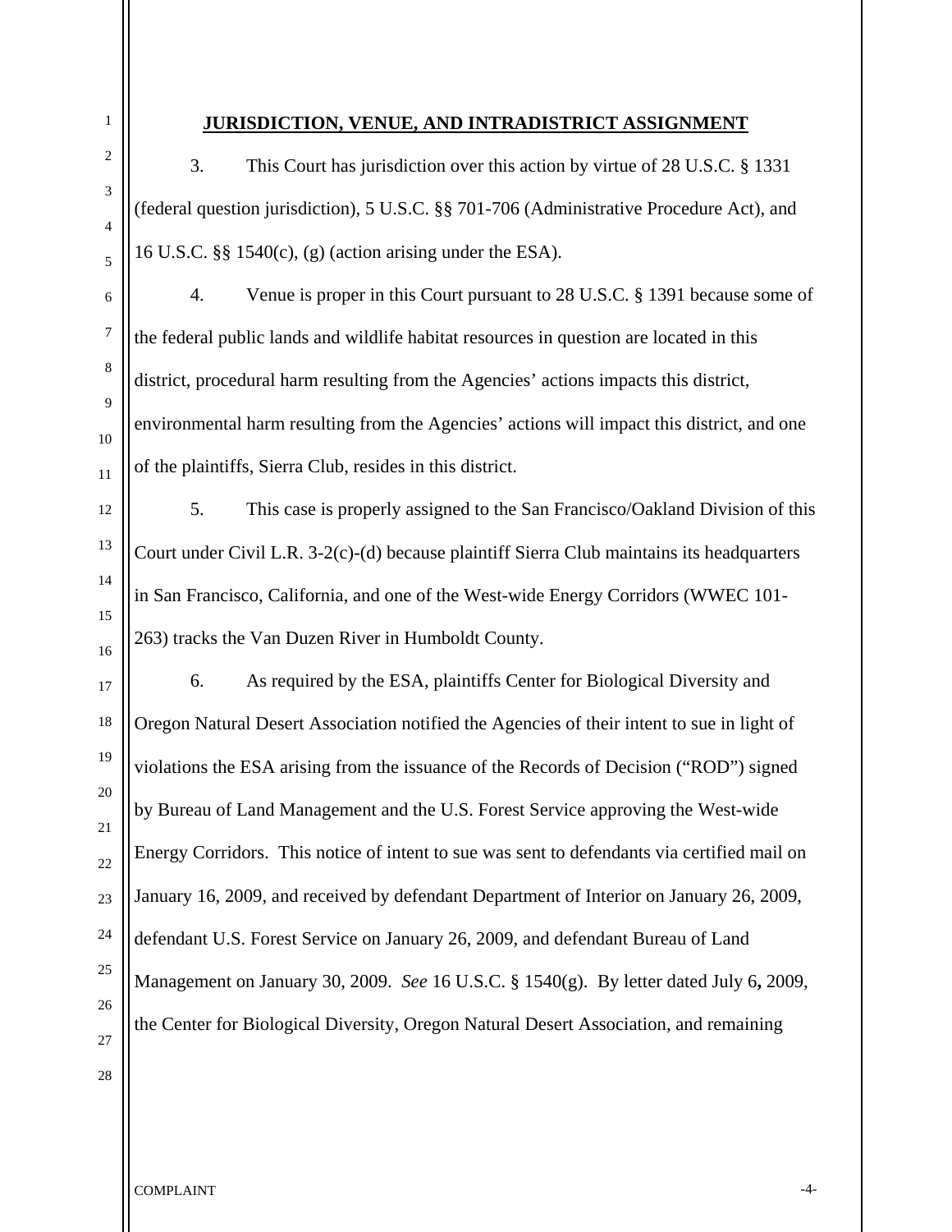## JURISDICTION, VENUE, AND INTRADISTRICT ASSIGNMENT

3. This Court has jurisdiction over this action by virtue of 28 U.S.C. § 1331 (federal question jurisdiction), 5 U.S.C. §§ 701-706 (Administrative Procedure Act), and 16 U.S.C. §§ 1540(c), (g) (action arising under the ESA).

4. Venue is proper in this Court pursuant to 28 U.S.C. § 1391 because some of the federal public lands and wildlife habitat resources in question are located in this district, procedural harm resulting from the Agencies' actions impacts this district, environmental harm resulting from the Agencies' actions will impact this district, and one of the plaintiffs, Sierra Club, resides in this district.

5. This case is properly assigned to the San Francisco/Oakland Division of this Court under Civil L.R. 3-2(c)-(d) because plaintiff Sierra Club maintains its headquarters in San Francisco, California, and one of the West-wide Energy Corridors (WWEC 101-263) tracks the Van Duzen River in Humboldt County.

6. As required by the ESA, plaintiffs Center for Biological Diversity and Oregon Natural Desert Association notified the Agencies of their intent to sue in light of violations the ESA arising from the issuance of the Records of Decision ("ROD") signed by Bureau of Land Management and the U.S. Forest Service approving the West-wide Energy Corridors. This notice of intent to sue was sent to defendants via certified mail on January 16, 2009, and received by defendant Department of Interior on January 26, 2009, defendant U.S. Forest Service on January 26, 2009, and defendant Bureau of Land Management on January 30, 2009. *See* 16 U.S.C. § 1540(g). By letter dated July 6**,** 2009, the Center for Biological Diversity, Oregon Natural Desert Association, and remaining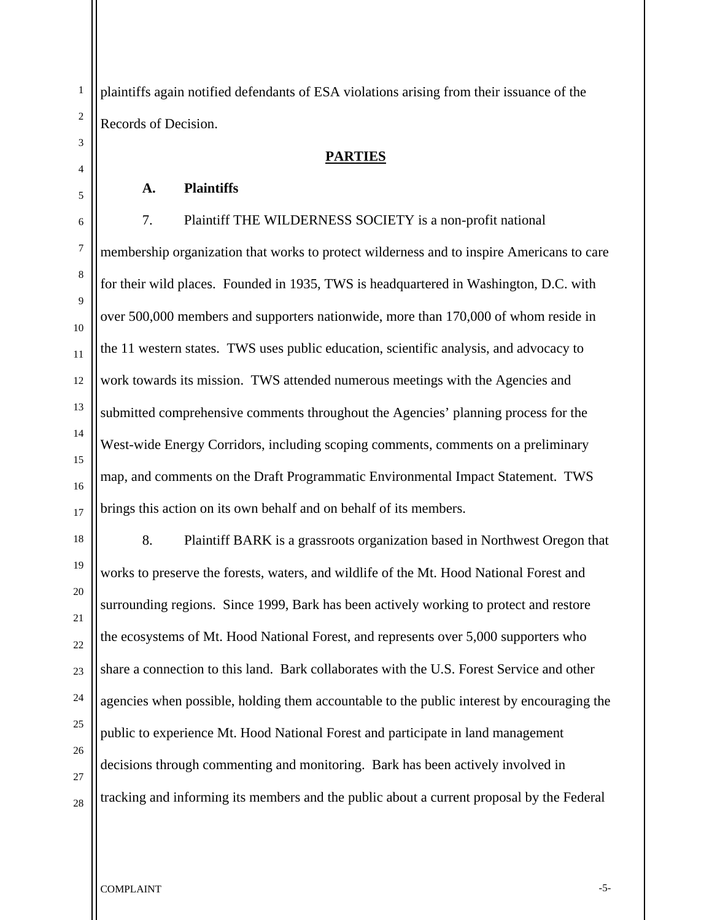plaintiffs again notified defendants of ESA violations arising from their issuance of the Records of Decision.

## PARTIES

### A. Plaintiffs

7. Plaintiff THE WILDERNESS SOCIETY is a non-profit national membership organization that works to protect wilderness and to inspire Americans to care for their wild places. Founded in 1935, TWS is headquartered in Washington, D.C. with over 500,000 members and supporters nationwide, more than 170,000 of whom reside in the 11 western states. TWS uses public education, scientific analysis, and advocacy to work towards its mission. TWS attended numerous meetings with the Agencies and submitted comprehensive comments throughout the Agencies' planning process for the West-wide Energy Corridors, including scoping comments, comments on a preliminary map, and comments on the Draft Programmatic Environmental Impact Statement. TWS brings this action on its own behalf and on behalf of its members.

8. Plaintiff BARK is a grassroots organization based in Northwest Oregon that works to preserve the forests, waters, and wildlife of the Mt. Hood National Forest and surrounding regions. Since 1999, Bark has been actively working to protect and restore the ecosystems of Mt. Hood National Forest, and represents over 5,000 supporters who share a connection to this land. Bark collaborates with the U.S. Forest Service and other agencies when possible, holding them accountable to the public interest by encouraging the public to experience Mt. Hood National Forest and participate in land management decisions through commenting and monitoring. Bark has been actively involved in tracking and informing its members and the public about a current proposal by the Federal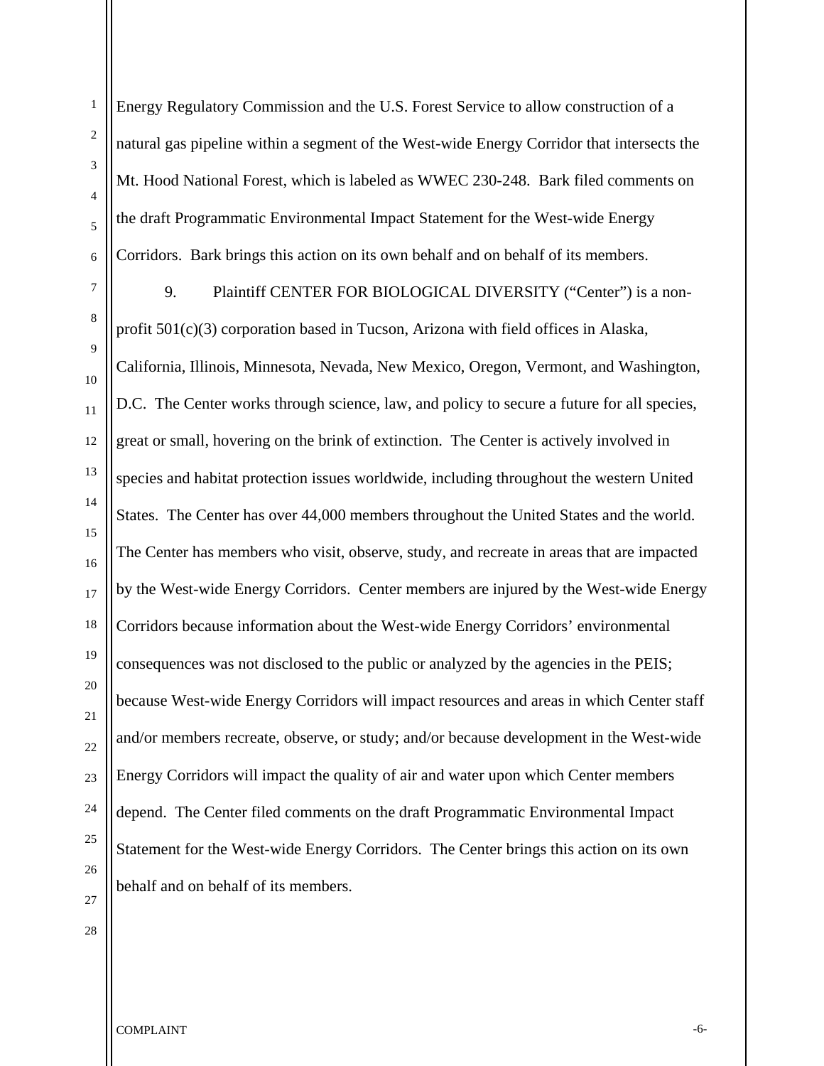Energy Regulatory Commission and the U.S. Forest Service to allow construction of a natural gas pipeline within a segment of the West-wide Energy Corridor that intersects the Mt. Hood National Forest, which is labeled as WWEC 230-248. Bark filed comments on the draft Programmatic Environmental Impact Statement for the West-wide Energy Corridors. Bark brings this action on its own behalf and on behalf of its members.

9. Plaintiff CENTER FOR BIOLOGICAL DIVERSITY ("Center") is a non-profit 501(c)(3) corporation based in Tucson, Arizona with field offices in Alaska, California, Illinois, Minnesota, Nevada, New Mexico, Oregon, Vermont, and Washington, D.C. The Center works through science, law, and policy to secure a future for all species, great or small, hovering on the brink of extinction. The Center is actively involved in species and habitat protection issues worldwide, including throughout the western United States. The Center has over 44,000 members throughout the United States and the world. The Center has members who visit, observe, study, and recreate in areas that are impacted by the West-wide Energy Corridors. Center members are injured by the West-wide Energy Corridors because information about the West-wide Energy Corridors' environmental consequences was not disclosed to the public or analyzed by the agencies in the PEIS; because West-wide Energy Corridors will impact resources and areas in which Center staff and/or members recreate, observe, or study; and/or because development in the West-wide Energy Corridors will impact the quality of air and water upon which Center members depend. The Center filed comments on the draft Programmatic Environmental Impact Statement for the West-wide Energy Corridors. The Center brings this action on its own behalf and on behalf of its members.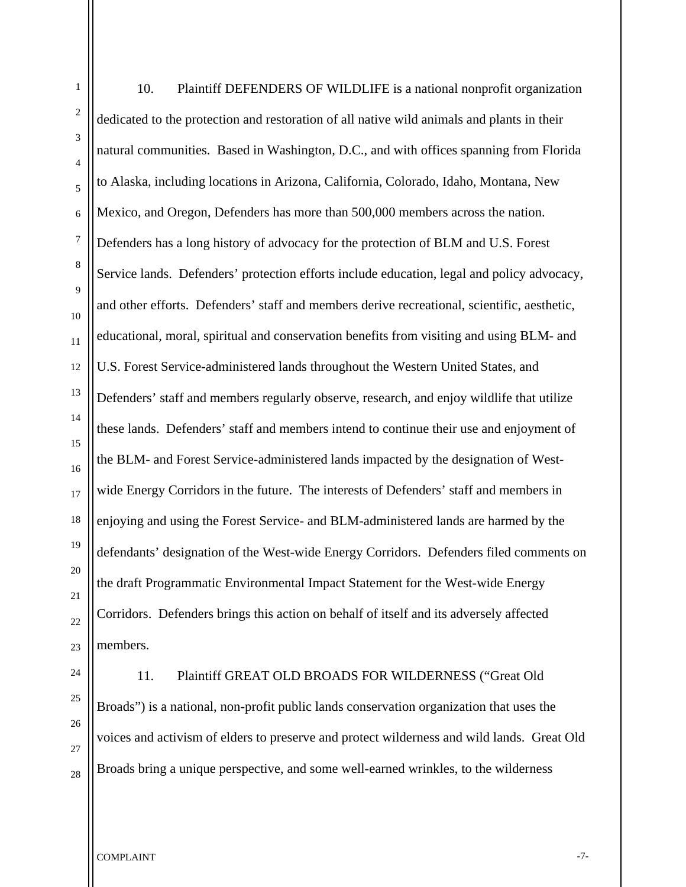10. Plaintiff DEFENDERS OF WILDLIFE is a national nonprofit organization dedicated to the protection and restoration of all native wild animals and plants in their natural communities. Based in Washington, D.C., and with offices spanning from Florida to Alaska, including locations in Arizona, California, Colorado, Idaho, Montana, New Mexico, and Oregon, Defenders has more than 500,000 members across the nation. Defenders has a long history of advocacy for the protection of BLM and U.S. Forest Service lands. Defenders' protection efforts include education, legal and policy advocacy, and other efforts. Defenders' staff and members derive recreational, scientific, aesthetic, educational, moral, spiritual and conservation benefits from visiting and using BLM- and U.S. Forest Service-administered lands throughout the Western United States, and Defenders' staff and members regularly observe, research, and enjoy wildlife that utilize these lands. Defenders' staff and members intend to continue their use and enjoyment of the BLM- and Forest Service-administered lands impacted by the designation of West-wide Energy Corridors in the future. The interests of Defenders' staff and members in enjoying and using the Forest Service- and BLM-administered lands are harmed by the defendants' designation of the West-wide Energy Corridors. Defenders filed comments on the draft Programmatic Environmental Impact Statement for the West-wide Energy Corridors. Defenders brings this action on behalf of itself and its adversely affected members.

11. Plaintiff GREAT OLD BROADS FOR WILDERNESS ("Great Old Broads") is a national, non-profit public lands conservation organization that uses the voices and activism of elders to preserve and protect wilderness and wild lands. Great Old Broads bring a unique perspective, and some well-earned wrinkles, to the wilderness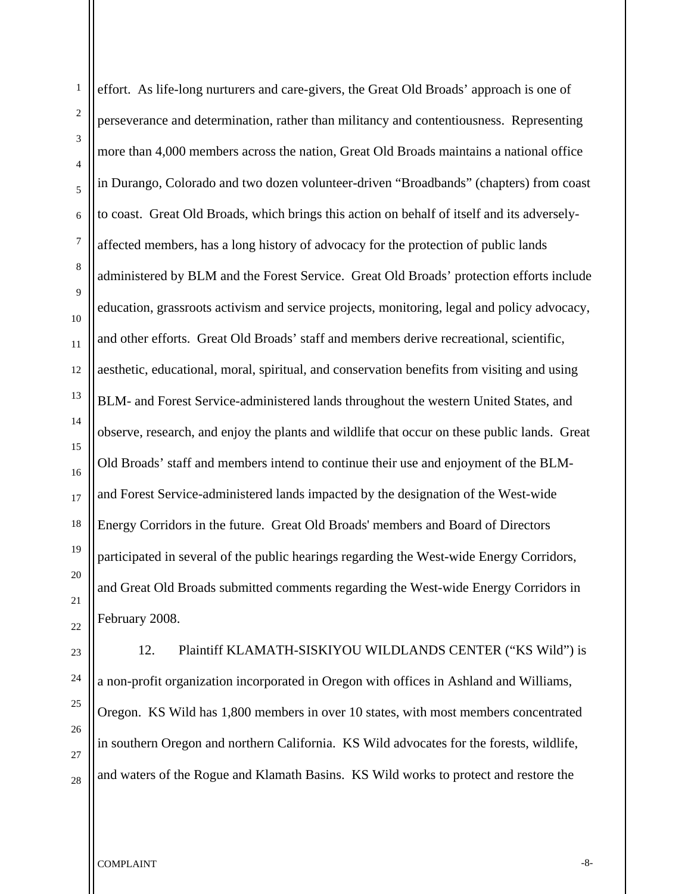effort. As life-long nurturers and care-givers, the Great Old Broads' approach is one of perseverance and determination, rather than militancy and contentiousness. Representing more than 4,000 members across the nation, Great Old Broads maintains a national office in Durango, Colorado and two dozen volunteer-driven "Broadbands" (chapters) from coast to coast. Great Old Broads, which brings this action on behalf of itself and its adversely-affected members, has a long history of advocacy for the protection of public lands administered by BLM and the Forest Service. Great Old Broads' protection efforts include education, grassroots activism and service projects, monitoring, legal and policy advocacy, and other efforts. Great Old Broads' staff and members derive recreational, scientific, aesthetic, educational, moral, spiritual, and conservation benefits from visiting and using BLM- and Forest Service-administered lands throughout the western United States, and observe, research, and enjoy the plants and wildlife that occur on these public lands. Great Old Broads' staff and members intend to continue their use and enjoyment of the BLM- and Forest Service-administered lands impacted by the designation of the West-wide Energy Corridors in the future. Great Old Broads' members and Board of Directors participated in several of the public hearings regarding the West-wide Energy Corridors, and Great Old Broads submitted comments regarding the West-wide Energy Corridors in February 2008.

12. Plaintiff KLAMATH-SISKIYOU WILDLANDS CENTER ("KS Wild") is a non-profit organization incorporated in Oregon with offices in Ashland and Williams, Oregon. KS Wild has 1,800 members in over 10 states, with most members concentrated in southern Oregon and northern California. KS Wild advocates for the forests, wildlife, and waters of the Rogue and Klamath Basins. KS Wild works to protect and restore the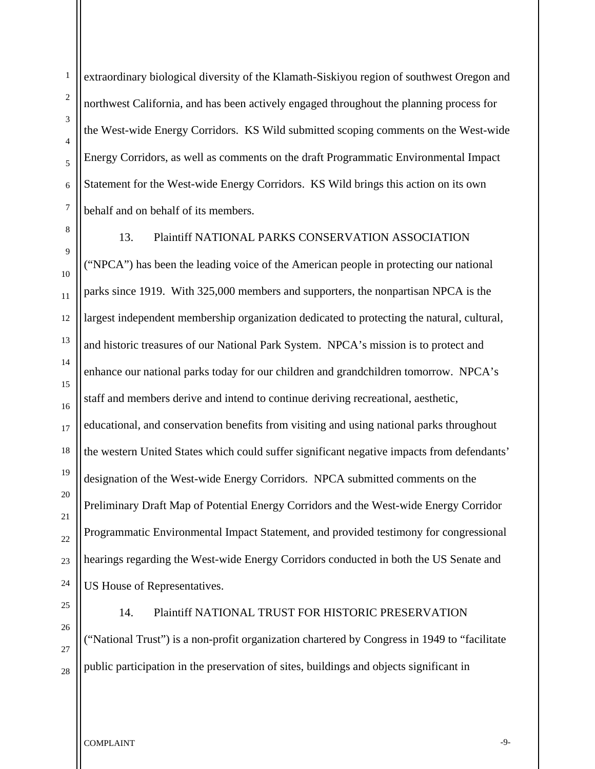extraordinary biological diversity of the Klamath-Siskiyou region of southwest Oregon and northwest California, and has been actively engaged throughout the planning process for the West-wide Energy Corridors. KS Wild submitted scoping comments on the West-wide Energy Corridors, as well as comments on the draft Programmatic Environmental Impact Statement for the West-wide Energy Corridors. KS Wild brings this action on its own behalf and on behalf of its members.

13. Plaintiff NATIONAL PARKS CONSERVATION ASSOCIATION ("NPCA") has been the leading voice of the American people in protecting our national parks since 1919. With 325,000 members and supporters, the nonpartisan NPCA is the largest independent membership organization dedicated to protecting the natural, cultural, and historic treasures of our National Park System. NPCA's mission is to protect and enhance our national parks today for our children and grandchildren tomorrow. NPCA's staff and members derive and intend to continue deriving recreational, aesthetic, educational, and conservation benefits from visiting and using national parks throughout the western United States which could suffer significant negative impacts from defendants' designation of the West-wide Energy Corridors. NPCA submitted comments on the Preliminary Draft Map of Potential Energy Corridors and the West-wide Energy Corridor Programmatic Environmental Impact Statement, and provided testimony for congressional hearings regarding the West-wide Energy Corridors conducted in both the US Senate and US House of Representatives.

14. Plaintiff NATIONAL TRUST FOR HISTORIC PRESERVATION ("National Trust") is a non-profit organization chartered by Congress in 1949 to "facilitate public participation in the preservation of sites, buildings and objects significant in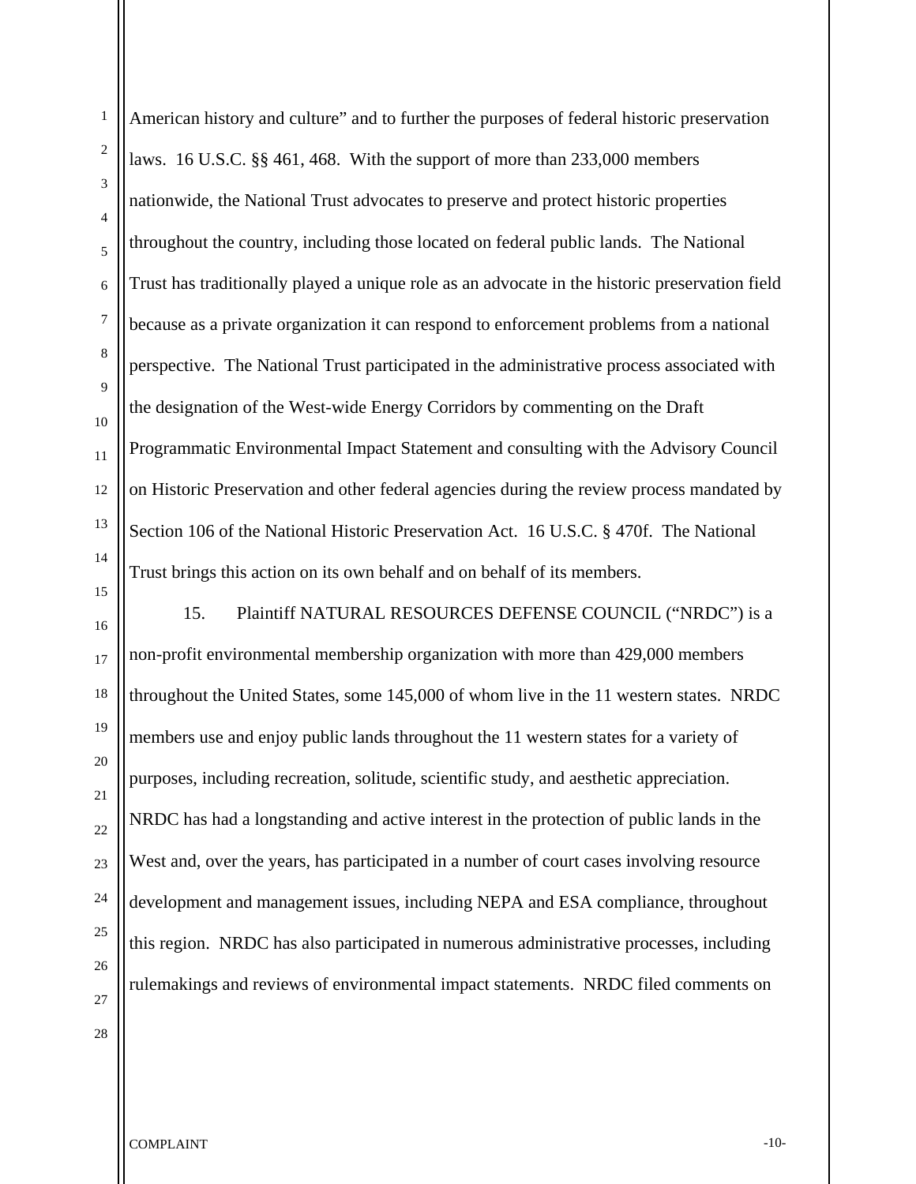American history and culture" and to further the purposes of federal historic preservation laws. 16 U.S.C. §§ 461, 468. With the support of more than 233,000 members nationwide, the National Trust advocates to preserve and protect historic properties throughout the country, including those located on federal public lands. The National Trust has traditionally played a unique role as an advocate in the historic preservation field because as a private organization it can respond to enforcement problems from a national perspective. The National Trust participated in the administrative process associated with the designation of the West-wide Energy Corridors by commenting on the Draft Programmatic Environmental Impact Statement and consulting with the Advisory Council on Historic Preservation and other federal agencies during the review process mandated by Section 106 of the National Historic Preservation Act. 16 U.S.C. § 470f. The National Trust brings this action on its own behalf and on behalf of its members.

15. Plaintiff NATURAL RESOURCES DEFENSE COUNCIL ("NRDC") is a non-profit environmental membership organization with more than 429,000 members throughout the United States, some 145,000 of whom live in the 11 western states. NRDC members use and enjoy public lands throughout the 11 western states for a variety of purposes, including recreation, solitude, scientific study, and aesthetic appreciation. NRDC has had a longstanding and active interest in the protection of public lands in the West and, over the years, has participated in a number of court cases involving resource development and management issues, including NEPA and ESA compliance, throughout this region. NRDC has also participated in numerous administrative processes, including rulemakings and reviews of environmental impact statements. NRDC filed comments on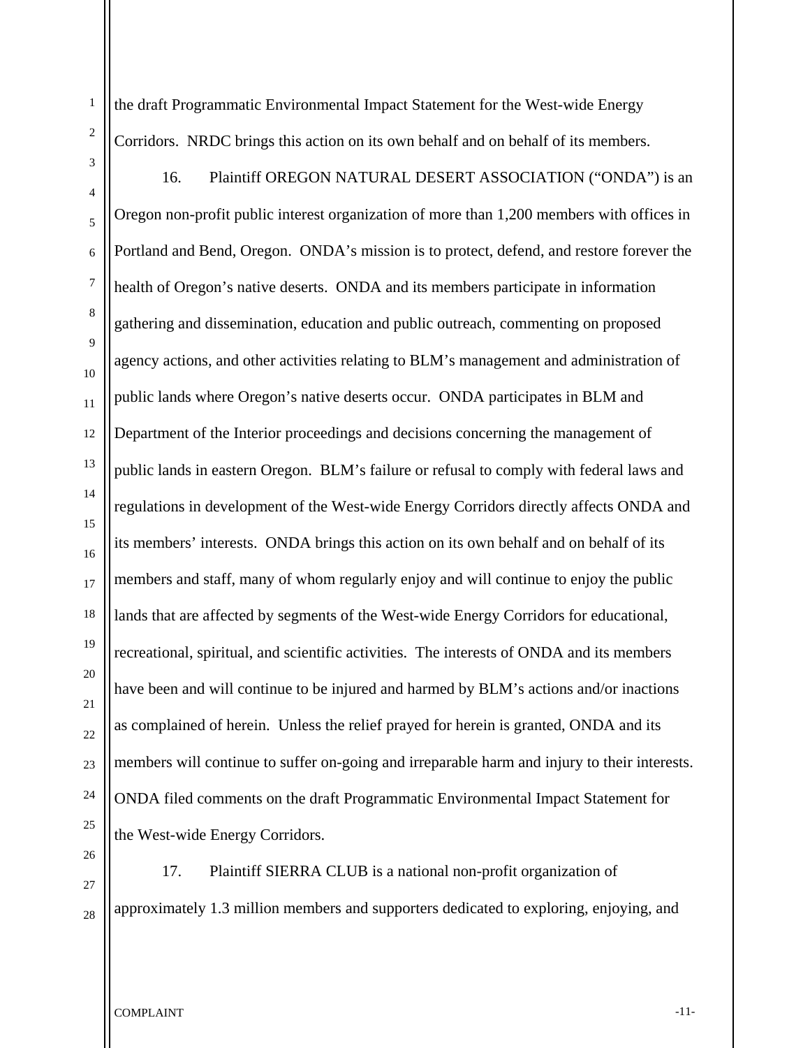the draft Programmatic Environmental Impact Statement for the West-wide Energy Corridors. NRDC brings this action on its own behalf and on behalf of its members.

16. Plaintiff OREGON NATURAL DESERT ASSOCIATION ("ONDA") is an Oregon non-profit public interest organization of more than 1,200 members with offices in Portland and Bend, Oregon. ONDA's mission is to protect, defend, and restore forever the health of Oregon's native deserts. ONDA and its members participate in information gathering and dissemination, education and public outreach, commenting on proposed agency actions, and other activities relating to BLM's management and administration of public lands where Oregon's native deserts occur. ONDA participates in BLM and Department of the Interior proceedings and decisions concerning the management of public lands in eastern Oregon. BLM's failure or refusal to comply with federal laws and regulations in development of the West-wide Energy Corridors directly affects ONDA and its members' interests. ONDA brings this action on its own behalf and on behalf of its members and staff, many of whom regularly enjoy and will continue to enjoy the public lands that are affected by segments of the West-wide Energy Corridors for educational, recreational, spiritual, and scientific activities. The interests of ONDA and its members have been and will continue to be injured and harmed by BLM's actions and/or inactions as complained of herein. Unless the relief prayed for herein is granted, ONDA and its members will continue to suffer on-going and irreparable harm and injury to their interests. ONDA filed comments on the draft Programmatic Environmental Impact Statement for the West-wide Energy Corridors.

17. Plaintiff SIERRA CLUB is a national non-profit organization of approximately 1.3 million members and supporters dedicated to exploring, enjoying, and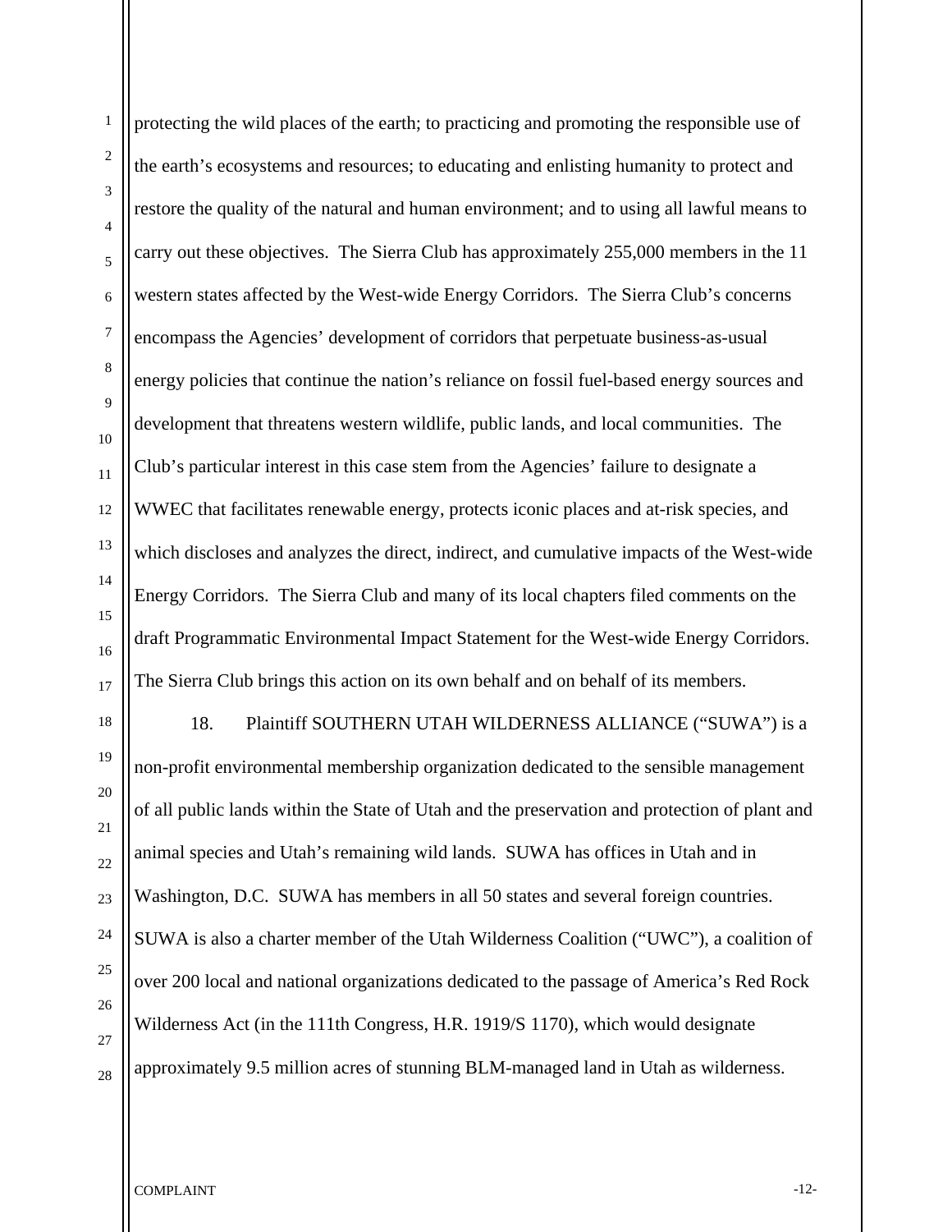protecting the wild places of the earth; to practicing and promoting the responsible use of the earth's ecosystems and resources; to educating and enlisting humanity to protect and restore the quality of the natural and human environment; and to using all lawful means to carry out these objectives. The Sierra Club has approximately 255,000 members in the 11 western states affected by the West-wide Energy Corridors. The Sierra Club's concerns encompass the Agencies' development of corridors that perpetuate business-as-usual energy policies that continue the nation's reliance on fossil fuel-based energy sources and development that threatens western wildlife, public lands, and local communities. The Club's particular interest in this case stem from the Agencies' failure to designate a WWEC that facilitates renewable energy, protects iconic places and at-risk species, and which discloses and analyzes the direct, indirect, and cumulative impacts of the West-wide Energy Corridors. The Sierra Club and many of its local chapters filed comments on the draft Programmatic Environmental Impact Statement for the West-wide Energy Corridors. The Sierra Club brings this action on its own behalf and on behalf of its members.

18. Plaintiff SOUTHERN UTAH WILDERNESS ALLIANCE ("SUWA") is a non-profit environmental membership organization dedicated to the sensible management of all public lands within the State of Utah and the preservation and protection of plant and animal species and Utah's remaining wild lands. SUWA has offices in Utah and in Washington, D.C. SUWA has members in all 50 states and several foreign countries. SUWA is also a charter member of the Utah Wilderness Coalition ("UWC"), a coalition of over 200 local and national organizations dedicated to the passage of America's Red Rock Wilderness Act (in the 111th Congress, H.R. 1919/S 1170), which would designate approximately 9.5 million acres of stunning BLM-managed land in Utah as wilderness.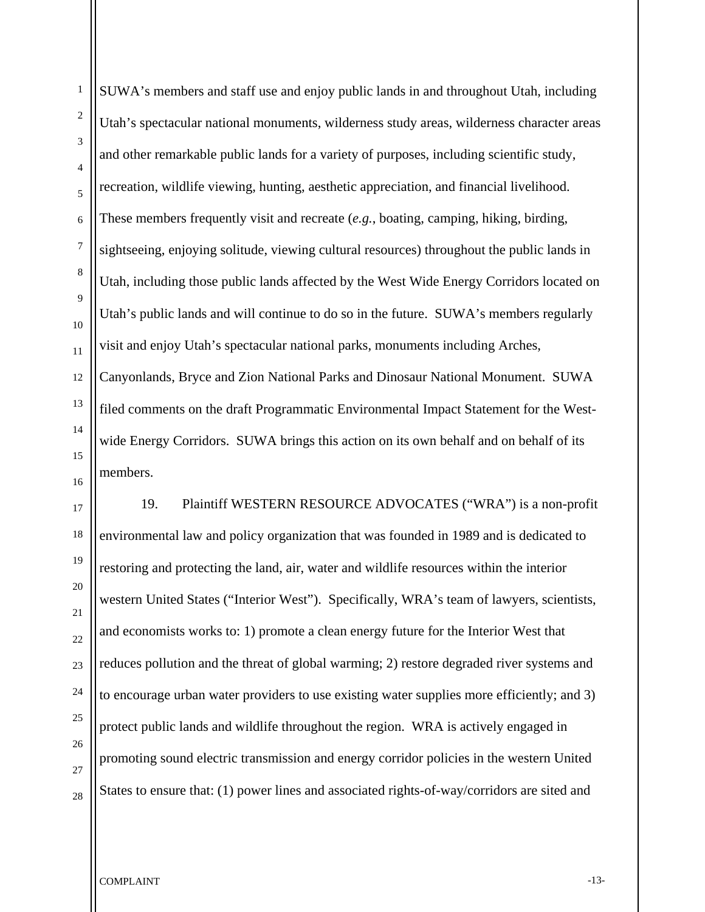SUWA's members and staff use and enjoy public lands in and throughout Utah, including Utah's spectacular national monuments, wilderness study areas, wilderness character areas and other remarkable public lands for a variety of purposes, including scientific study, recreation, wildlife viewing, hunting, aesthetic appreciation, and financial livelihood. These members frequently visit and recreate (*e.g.*, boating, camping, hiking, birding, sightseeing, enjoying solitude, viewing cultural resources) throughout the public lands in Utah, including those public lands affected by the West Wide Energy Corridors located on Utah's public lands and will continue to do so in the future. SUWA's members regularly visit and enjoy Utah's spectacular national parks, monuments including Arches, Canyonlands, Bryce and Zion National Parks and Dinosaur National Monument. SUWA filed comments on the draft Programmatic Environmental Impact Statement for the West-wide Energy Corridors. SUWA brings this action on its own behalf and on behalf of its members.

19. Plaintiff WESTERN RESOURCE ADVOCATES ("WRA") is a non-profit environmental law and policy organization that was founded in 1989 and is dedicated to restoring and protecting the land, air, water and wildlife resources within the interior western United States ("Interior West"). Specifically, WRA's team of lawyers, scientists, and economists works to: 1) promote a clean energy future for the Interior West that reduces pollution and the threat of global warming; 2) restore degraded river systems and to encourage urban water providers to use existing water supplies more efficiently; and 3) protect public lands and wildlife throughout the region. WRA is actively engaged in promoting sound electric transmission and energy corridor policies in the western United States to ensure that: (1) power lines and associated rights-of-way/corridors are sited and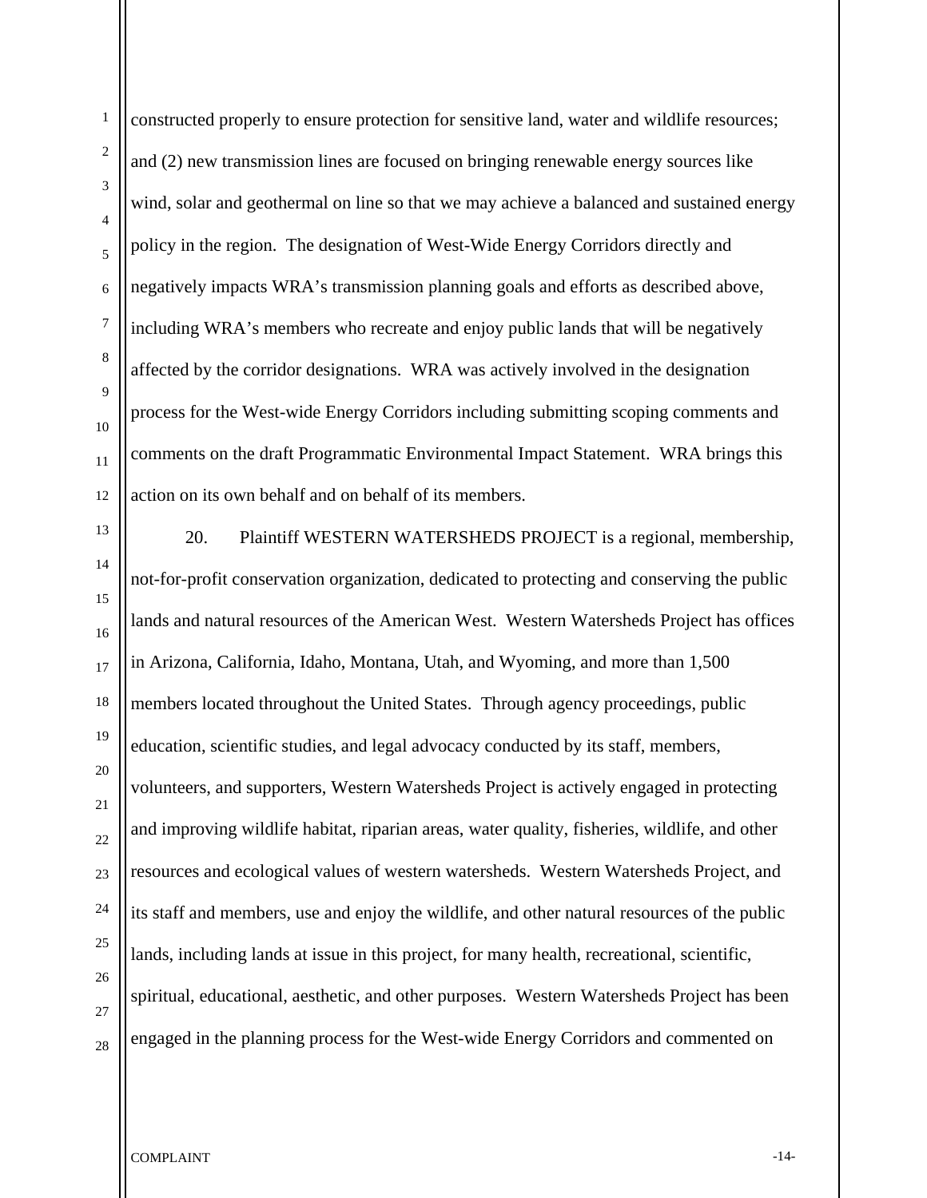constructed properly to ensure protection for sensitive land, water and wildlife resources; and (2) new transmission lines are focused on bringing renewable energy sources like wind, solar and geothermal on line so that we may achieve a balanced and sustained energy policy in the region. The designation of West-Wide Energy Corridors directly and negatively impacts WRA's transmission planning goals and efforts as described above, including WRA's members who recreate and enjoy public lands that will be negatively affected by the corridor designations. WRA was actively involved in the designation process for the West-wide Energy Corridors including submitting scoping comments and comments on the draft Programmatic Environmental Impact Statement. WRA brings this action on its own behalf and on behalf of its members.

20. Plaintiff WESTERN WATERSHEDS PROJECT is a regional, membership, not-for-profit conservation organization, dedicated to protecting and conserving the public lands and natural resources of the American West. Western Watersheds Project has offices in Arizona, California, Idaho, Montana, Utah, and Wyoming, and more than 1,500 members located throughout the United States. Through agency proceedings, public education, scientific studies, and legal advocacy conducted by its staff, members, volunteers, and supporters, Western Watersheds Project is actively engaged in protecting and improving wildlife habitat, riparian areas, water quality, fisheries, wildlife, and other resources and ecological values of western watersheds. Western Watersheds Project, and its staff and members, use and enjoy the wildlife, and other natural resources of the public lands, including lands at issue in this project, for many health, recreational, scientific, spiritual, educational, aesthetic, and other purposes. Western Watersheds Project has been engaged in the planning process for the West-wide Energy Corridors and commented on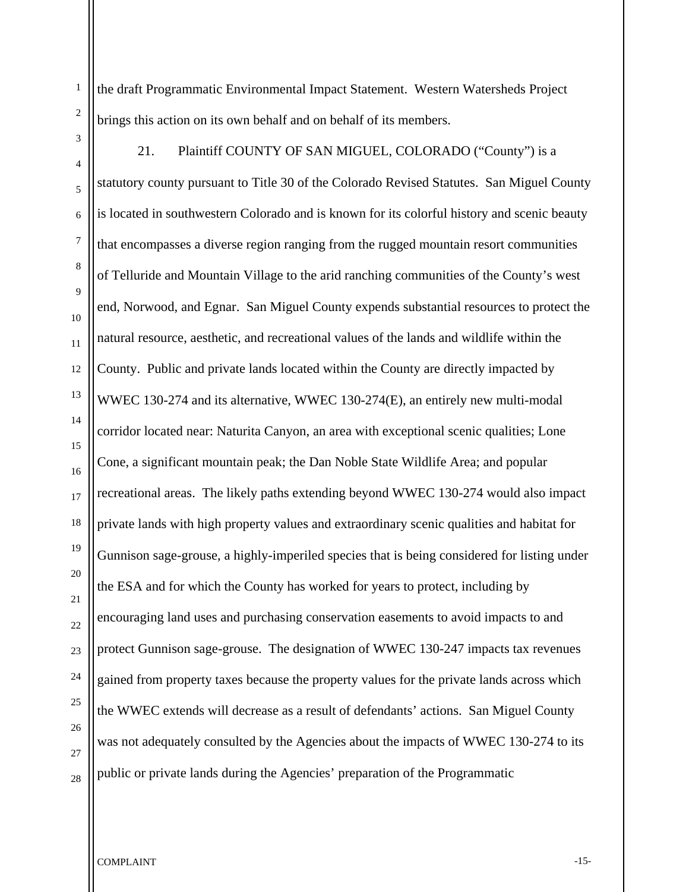the draft Programmatic Environmental Impact Statement. Western Watersheds Project brings this action on its own behalf and on behalf of its members.

21. Plaintiff COUNTY OF SAN MIGUEL, COLORADO ("County") is a statutory county pursuant to Title 30 of the Colorado Revised Statutes. San Miguel County is located in southwestern Colorado and is known for its colorful history and scenic beauty that encompasses a diverse region ranging from the rugged mountain resort communities of Telluride and Mountain Village to the arid ranching communities of the County's west end, Norwood, and Egnar. San Miguel County expends substantial resources to protect the natural resource, aesthetic, and recreational values of the lands and wildlife within the County. Public and private lands located within the County are directly impacted by WWEC 130-274 and its alternative, WWEC 130-274(E), an entirely new multi-modal corridor located near: Naturita Canyon, an area with exceptional scenic qualities; Lone Cone, a significant mountain peak; the Dan Noble State Wildlife Area; and popular recreational areas. The likely paths extending beyond WWEC 130-274 would also impact private lands with high property values and extraordinary scenic qualities and habitat for Gunnison sage-grouse, a highly-imperiled species that is being considered for listing under the ESA and for which the County has worked for years to protect, including by encouraging land uses and purchasing conservation easements to avoid impacts to and protect Gunnison sage-grouse. The designation of WWEC 130-247 impacts tax revenues gained from property taxes because the property values for the private lands across which the WWEC extends will decrease as a result of defendants' actions. San Miguel County was not adequately consulted by the Agencies about the impacts of WWEC 130-274 to its public or private lands during the Agencies' preparation of the Programmatic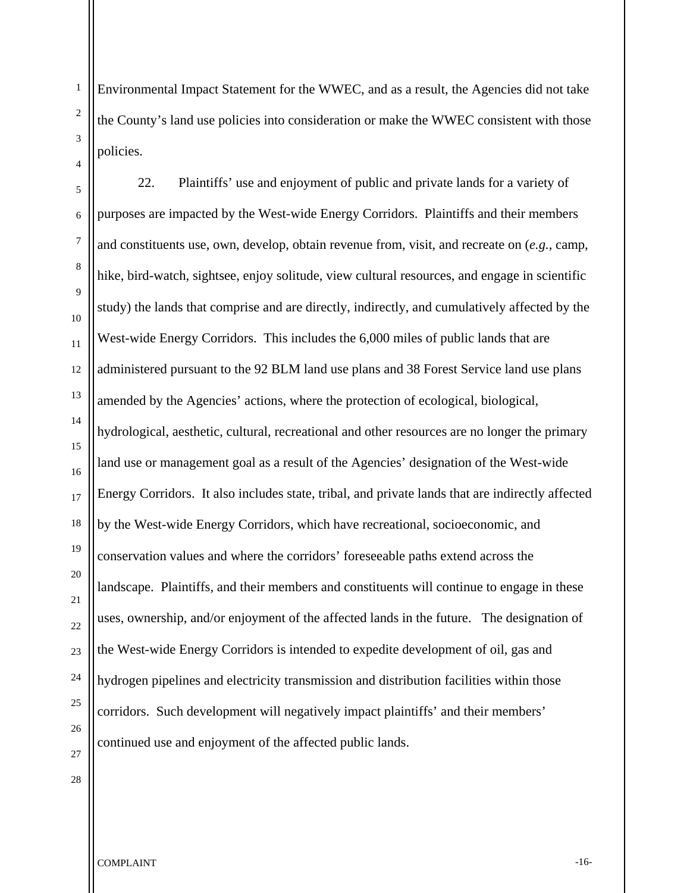Environmental Impact Statement for the WWEC, and as a result, the Agencies did not take the County's land use policies into consideration or make the WWEC consistent with those policies.

22. Plaintiffs' use and enjoyment of public and private lands for a variety of purposes are impacted by the West-wide Energy Corridors. Plaintiffs and their members and constituents use, own, develop, obtain revenue from, visit, and recreate on (*e.g.*, camp, hike, bird-watch, sightsee, enjoy solitude, view cultural resources, and engage in scientific study) the lands that comprise and are directly, indirectly, and cumulatively affected by the West-wide Energy Corridors. This includes the 6,000 miles of public lands that are administered pursuant to the 92 BLM land use plans and 38 Forest Service land use plans amended by the Agencies' actions, where the protection of ecological, biological, hydrological, aesthetic, cultural, recreational and other resources are no longer the primary land use or management goal as a result of the Agencies' designation of the West-wide Energy Corridors. It also includes state, tribal, and private lands that are indirectly affected by the West-wide Energy Corridors, which have recreational, socioeconomic, and conservation values and where the corridors' foreseeable paths extend across the landscape. Plaintiffs, and their members and constituents will continue to engage in these uses, ownership, and/or enjoyment of the affected lands in the future. The designation of the West-wide Energy Corridors is intended to expedite development of oil, gas and hydrogen pipelines and electricity transmission and distribution facilities within those corridors. Such development will negatively impact plaintiffs' and their members' continued use and enjoyment of the affected public lands.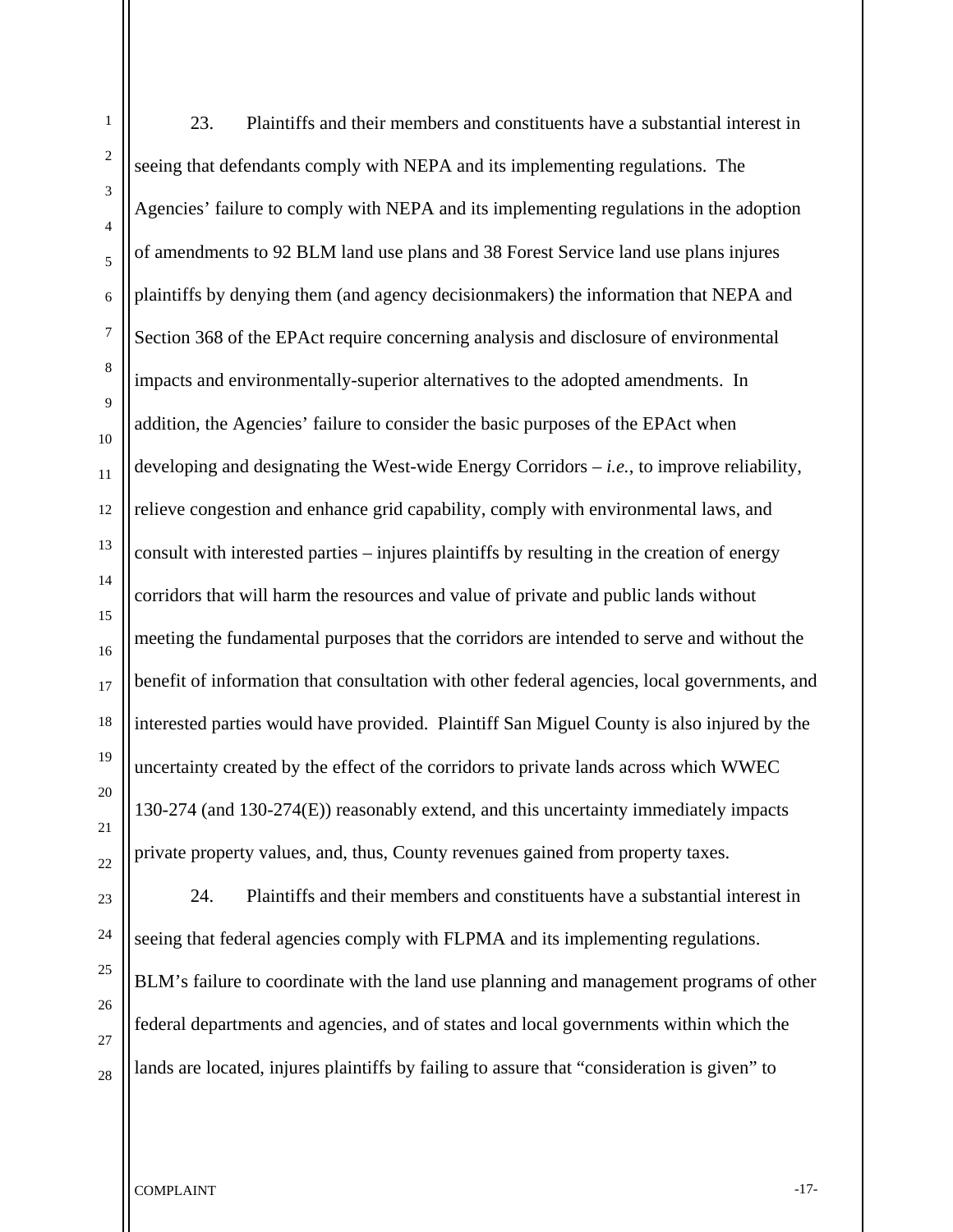23. Plaintiffs and their members and constituents have a substantial interest in seeing that defendants comply with NEPA and its implementing regulations. The Agencies' failure to comply with NEPA and its implementing regulations in the adoption of amendments to 92 BLM land use plans and 38 Forest Service land use plans injures plaintiffs by denying them (and agency decisionmakers) the information that NEPA and Section 368 of the EPAct require concerning analysis and disclosure of environmental impacts and environmentally-superior alternatives to the adopted amendments. In addition, the Agencies' failure to consider the basic purposes of the EPAct when developing and designating the West-wide Energy Corridors – *i.e.*, to improve reliability, relieve congestion and enhance grid capability, comply with environmental laws, and consult with interested parties – injures plaintiffs by resulting in the creation of energy corridors that will harm the resources and value of private and public lands without meeting the fundamental purposes that the corridors are intended to serve and without the benefit of information that consultation with other federal agencies, local governments, and interested parties would have provided. Plaintiff San Miguel County is also injured by the uncertainty created by the effect of the corridors to private lands across which WWEC 130-274 (and 130-274(E)) reasonably extend, and this uncertainty immediately impacts private property values, and, thus, County revenues gained from property taxes.

24. Plaintiffs and their members and constituents have a substantial interest in seeing that federal agencies comply with FLPMA and its implementing regulations. BLM's failure to coordinate with the land use planning and management programs of other federal departments and agencies, and of states and local governments within which the lands are located, injures plaintiffs by failing to assure that "consideration is given" to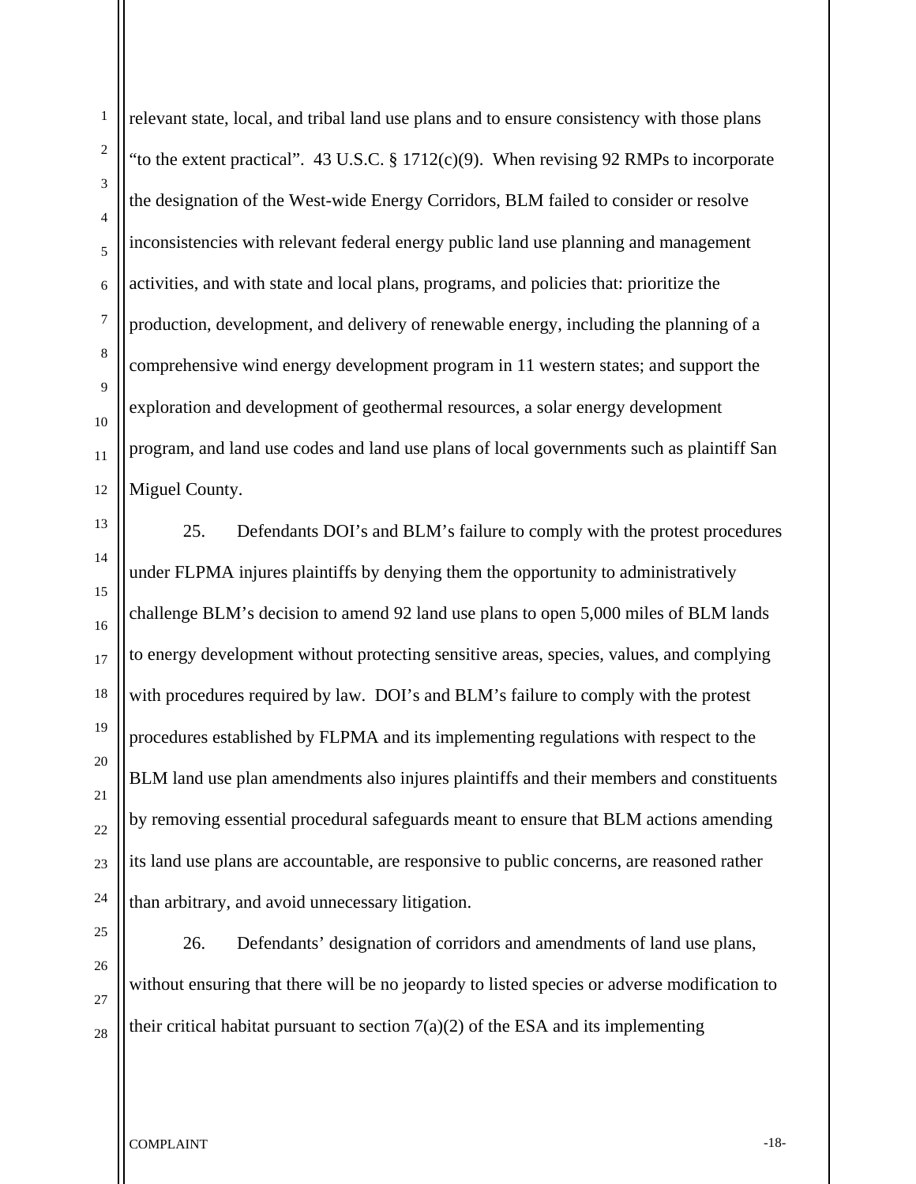relevant state, local, and tribal land use plans and to ensure consistency with those plans "to the extent practical". 43 U.S.C. § 1712(c)(9). When revising 92 RMPs to incorporate the designation of the West-wide Energy Corridors, BLM failed to consider or resolve inconsistencies with relevant federal energy public land use planning and management activities, and with state and local plans, programs, and policies that: prioritize the production, development, and delivery of renewable energy, including the planning of a comprehensive wind energy development program in 11 western states; and support the exploration and development of geothermal resources, a solar energy development program, and land use codes and land use plans of local governments such as plaintiff San Miguel County.

25. Defendants DOI's and BLM's failure to comply with the protest procedures under FLPMA injures plaintiffs by denying them the opportunity to administratively challenge BLM's decision to amend 92 land use plans to open 5,000 miles of BLM lands to energy development without protecting sensitive areas, species, values, and complying with procedures required by law. DOI's and BLM's failure to comply with the protest procedures established by FLPMA and its implementing regulations with respect to the BLM land use plan amendments also injures plaintiffs and their members and constituents by removing essential procedural safeguards meant to ensure that BLM actions amending its land use plans are accountable, are responsive to public concerns, are reasoned rather than arbitrary, and avoid unnecessary litigation.

26. Defendants' designation of corridors and amendments of land use plans, without ensuring that there will be no jeopardy to listed species or adverse modification to their critical habitat pursuant to section 7(a)(2) of the ESA and its implementing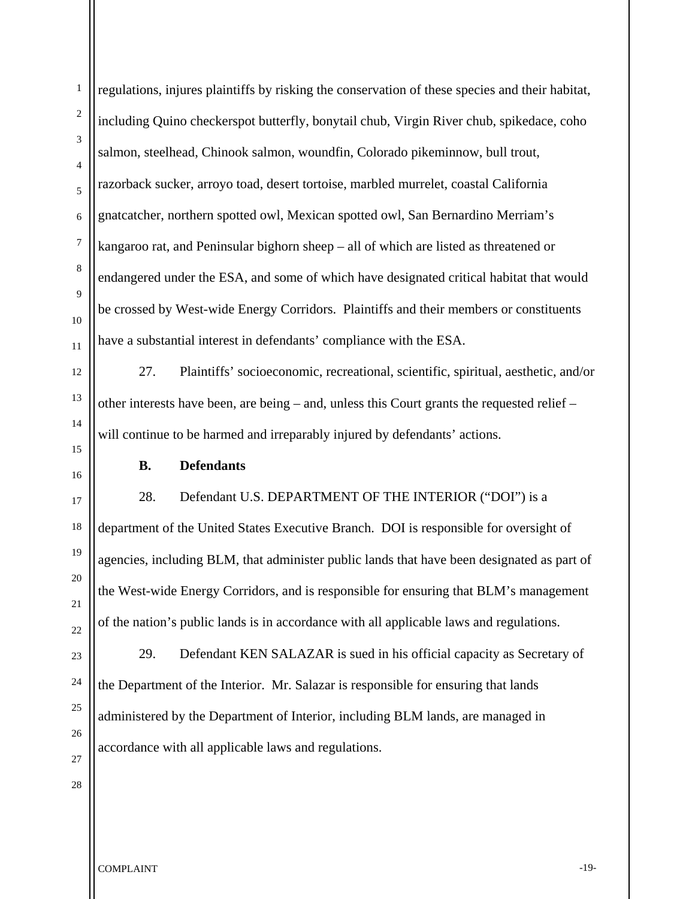regulations, injures plaintiffs by risking the conservation of these species and their habitat, including Quino checkerspot butterfly, bonytail chub, Virgin River chub, spikedace, coho salmon, steelhead, Chinook salmon, woundfin, Colorado pikeminnow, bull trout, razorback sucker, arroyo toad, desert tortoise, marbled murrelet, coastal California gnatcatcher, northern spotted owl, Mexican spotted owl, San Bernardino Merriam's kangaroo rat, and Peninsular bighorn sheep – all of which are listed as threatened or endangered under the ESA, and some of which have designated critical habitat that would be crossed by West-wide Energy Corridors. Plaintiffs and their members or constituents have a substantial interest in defendants' compliance with the ESA.

27. Plaintiffs' socioeconomic, recreational, scientific, spiritual, aesthetic, and/or other interests have been, are being – and, unless this Court grants the requested relief – will continue to be harmed and irreparably injured by defendants' actions.

**B. Defendants**

28. Defendant U.S. DEPARTMENT OF THE INTERIOR ("DOI") is a department of the United States Executive Branch. DOI is responsible for oversight of agencies, including BLM, that administer public lands that have been designated as part of the West-wide Energy Corridors, and is responsible for ensuring that BLM's management of the nation's public lands is in accordance with all applicable laws and regulations.

29. Defendant KEN SALAZAR is sued in his official capacity as Secretary of the Department of the Interior. Mr. Salazar is responsible for ensuring that lands administered by the Department of Interior, including BLM lands, are managed in accordance with all applicable laws and regulations.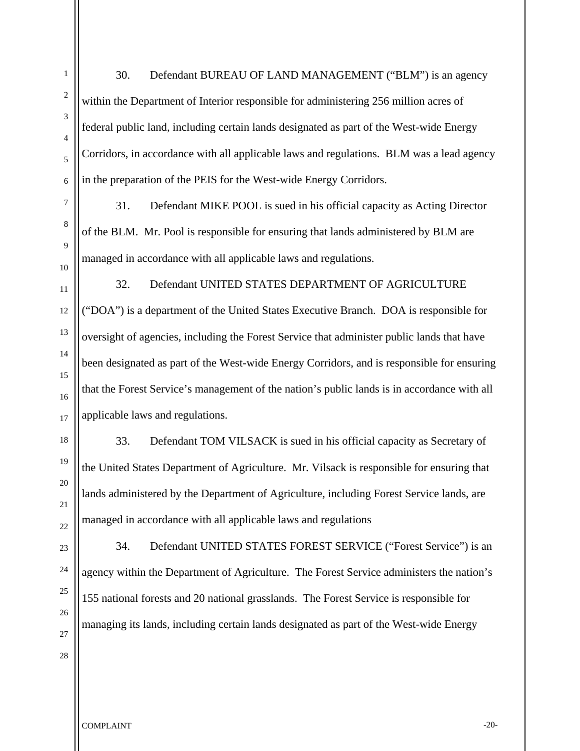30. Defendant BUREAU OF LAND MANAGEMENT ("BLM") is an agency within the Department of Interior responsible for administering 256 million acres of federal public land, including certain lands designated as part of the West-wide Energy Corridors, in accordance with all applicable laws and regulations. BLM was a lead agency in the preparation of the PEIS for the West-wide Energy Corridors.

31. Defendant MIKE POOL is sued in his official capacity as Acting Director of the BLM. Mr. Pool is responsible for ensuring that lands administered by BLM are managed in accordance with all applicable laws and regulations.

32. Defendant UNITED STATES DEPARTMENT OF AGRICULTURE ("DOA") is a department of the United States Executive Branch. DOA is responsible for oversight of agencies, including the Forest Service that administer public lands that have been designated as part of the West-wide Energy Corridors, and is responsible for ensuring that the Forest Service's management of the nation's public lands is in accordance with all applicable laws and regulations.

33. Defendant TOM VILSACK is sued in his official capacity as Secretary of the United States Department of Agriculture. Mr. Vilsack is responsible for ensuring that lands administered by the Department of Agriculture, including Forest Service lands, are managed in accordance with all applicable laws and regulations

34. Defendant UNITED STATES FOREST SERVICE ("Forest Service") is an agency within the Department of Agriculture. The Forest Service administers the nation's 155 national forests and 20 national grasslands. The Forest Service is responsible for managing its lands, including certain lands designated as part of the West-wide Energy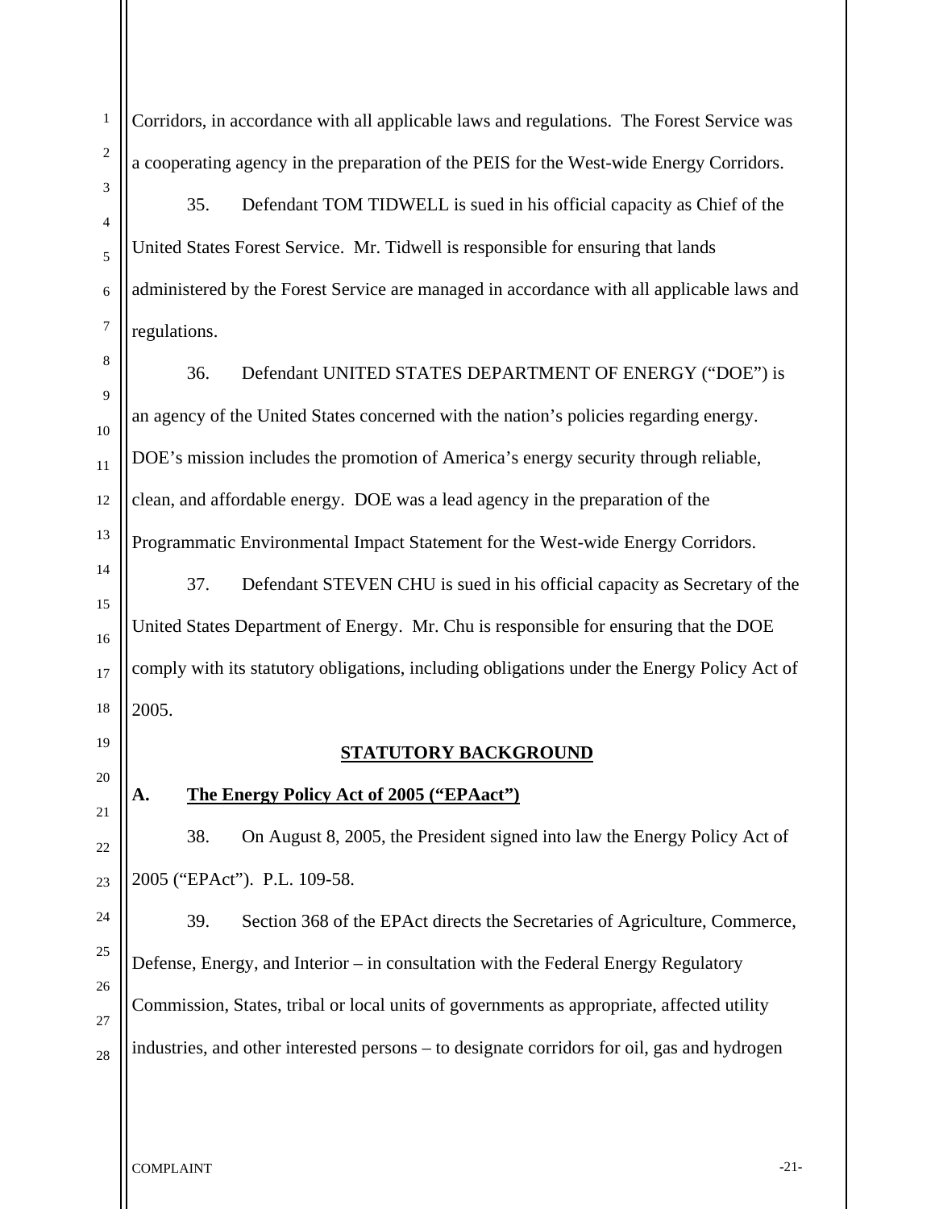Corridors, in accordance with all applicable laws and regulations. The Forest Service was a cooperating agency in the preparation of the PEIS for the West-wide Energy Corridors.

35. Defendant TOM TIDWELL is sued in his official capacity as Chief of the United States Forest Service. Mr. Tidwell is responsible for ensuring that lands administered by the Forest Service are managed in accordance with all applicable laws and regulations.

36. Defendant UNITED STATES DEPARTMENT OF ENERGY ("DOE") is an agency of the United States concerned with the nation's policies regarding energy. DOE's mission includes the promotion of America's energy security through reliable, clean, and affordable energy. DOE was a lead agency in the preparation of the Programmatic Environmental Impact Statement for the West-wide Energy Corridors.

37. Defendant STEVEN CHU is sued in his official capacity as Secretary of the United States Department of Energy. Mr. Chu is responsible for ensuring that the DOE comply with its statutory obligations, including obligations under the Energy Policy Act of 2005.

## STATUTORY BACKGROUND

### A. The Energy Policy Act of 2005 ("EPAact")

38. On August 8, 2005, the President signed into law the Energy Policy Act of 2005 ("EPAct"). P.L. 109-58.

39. Section 368 of the EPAct directs the Secretaries of Agriculture, Commerce, Defense, Energy, and Interior – in consultation with the Federal Energy Regulatory Commission, States, tribal or local units of governments as appropriate, affected utility industries, and other interested persons – to designate corridors for oil, gas and hydrogen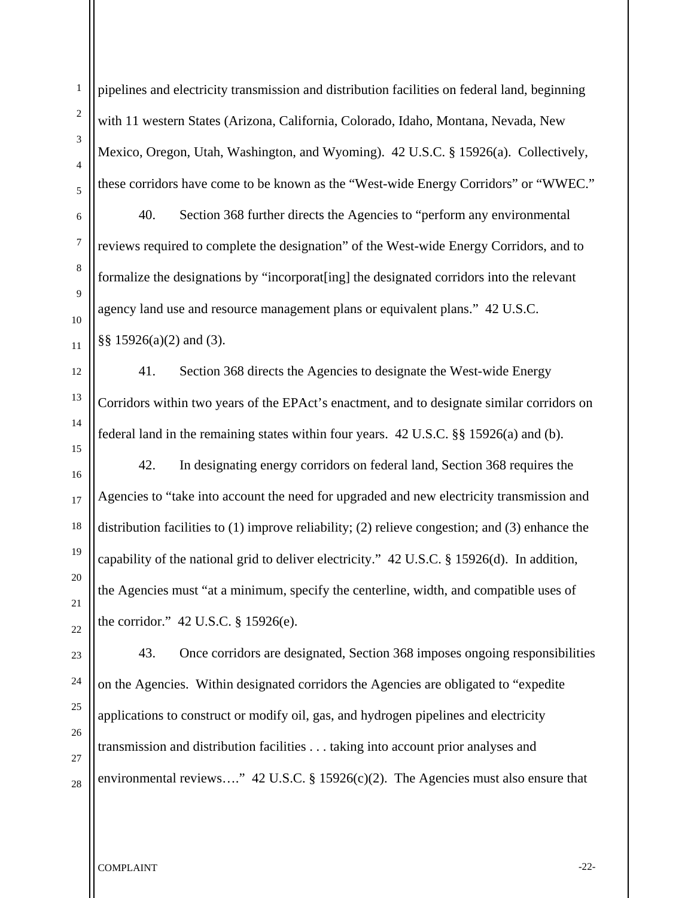pipelines and electricity transmission and distribution facilities on federal land, beginning with 11 western States (Arizona, California, Colorado, Idaho, Montana, Nevada, New Mexico, Oregon, Utah, Washington, and Wyoming). 42 U.S.C. § 15926(a). Collectively, these corridors have come to be known as the "West-wide Energy Corridors" or "WWEC."

40. Section 368 further directs the Agencies to "perform any environmental reviews required to complete the designation" of the West-wide Energy Corridors, and to formalize the designations by "incorporat[ing] the designated corridors into the relevant agency land use and resource management plans or equivalent plans." 42 U.S.C. §§ 15926(a)(2) and (3).

41. Section 368 directs the Agencies to designate the West-wide Energy Corridors within two years of the EPAct's enactment, and to designate similar corridors on federal land in the remaining states within four years. 42 U.S.C. §§ 15926(a) and (b).

42. In designating energy corridors on federal land, Section 368 requires the Agencies to "take into account the need for upgraded and new electricity transmission and distribution facilities to (1) improve reliability; (2) relieve congestion; and (3) enhance the capability of the national grid to deliver electricity." 42 U.S.C. § 15926(d). In addition, the Agencies must "at a minimum, specify the centerline, width, and compatible uses of the corridor." 42 U.S.C. § 15926(e).

43. Once corridors are designated, Section 368 imposes ongoing responsibilities on the Agencies. Within designated corridors the Agencies are obligated to "expedite applications to construct or modify oil, gas, and hydrogen pipelines and electricity transmission and distribution facilities . . . taking into account prior analyses and environmental reviews…." 42 U.S.C. § 15926(c)(2). The Agencies must also ensure that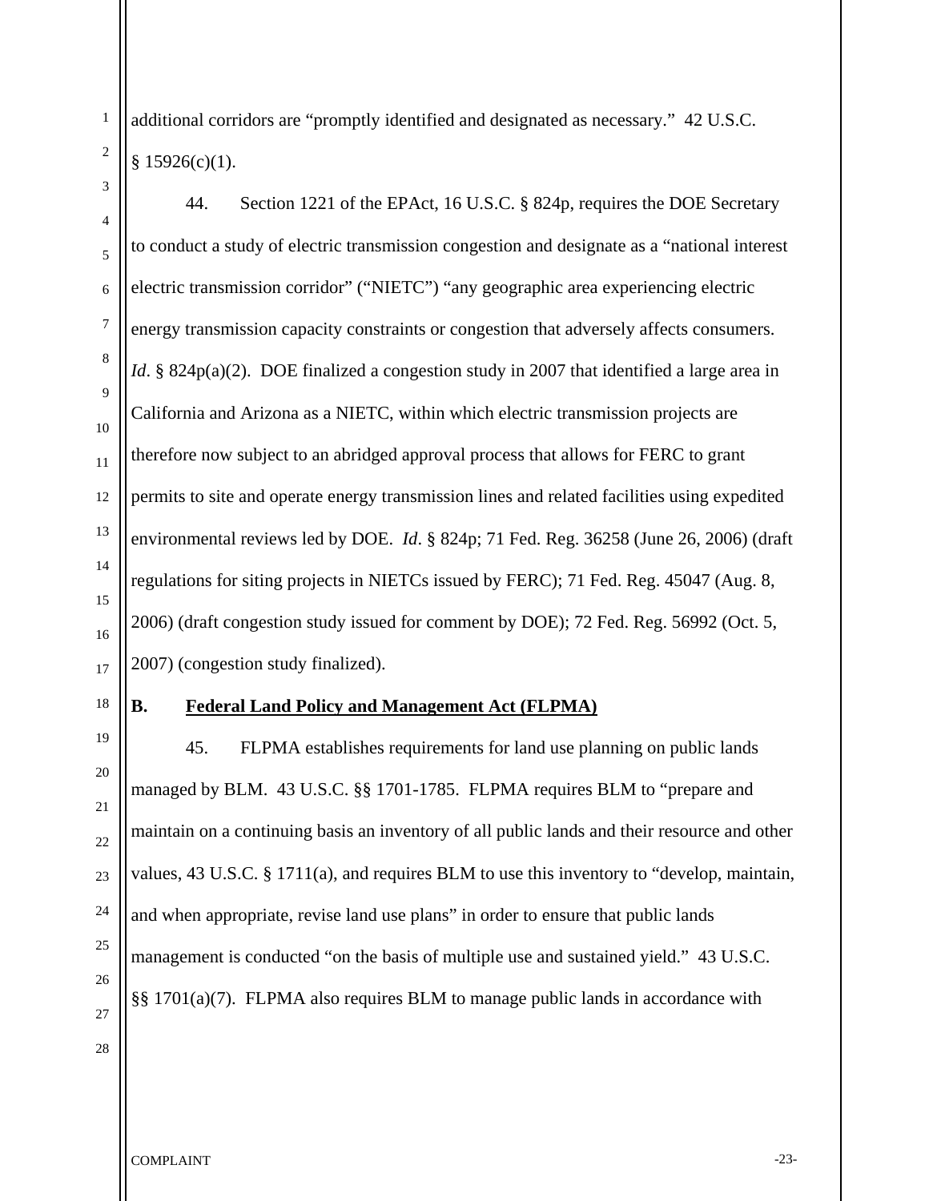additional corridors are "promptly identified and designated as necessary." 42 U.S.C. § 15926(c)(1).

44. Section 1221 of the EPAct, 16 U.S.C. § 824p, requires the DOE Secretary to conduct a study of electric transmission congestion and designate as a "national interest electric transmission corridor" ("NIETC") "any geographic area experiencing electric energy transmission capacity constraints or congestion that adversely affects consumers. *Id*. § 824p(a)(2). DOE finalized a congestion study in 2007 that identified a large area in California and Arizona as a NIETC, within which electric transmission projects are therefore now subject to an abridged approval process that allows for FERC to grant permits to site and operate energy transmission lines and related facilities using expedited environmental reviews led by DOE. *Id*. § 824p; 71 Fed. Reg. 36258 (June 26, 2006) (draft regulations for siting projects in NIETCs issued by FERC); 71 Fed. Reg. 45047 (Aug. 8, 2006) (draft congestion study issued for comment by DOE); 72 Fed. Reg. 56992 (Oct. 5, 2007) (congestion study finalized).

### B. Federal Land Policy and Management Act (FLPMA)

45. FLPMA establishes requirements for land use planning on public lands managed by BLM. 43 U.S.C. §§ 1701-1785. FLPMA requires BLM to "prepare and maintain on a continuing basis an inventory of all public lands and their resource and other values, 43 U.S.C. § 1711(a), and requires BLM to use this inventory to "develop, maintain, and when appropriate, revise land use plans" in order to ensure that public lands management is conducted "on the basis of multiple use and sustained yield." 43 U.S.C. §§ 1701(a)(7). FLPMA also requires BLM to manage public lands in accordance with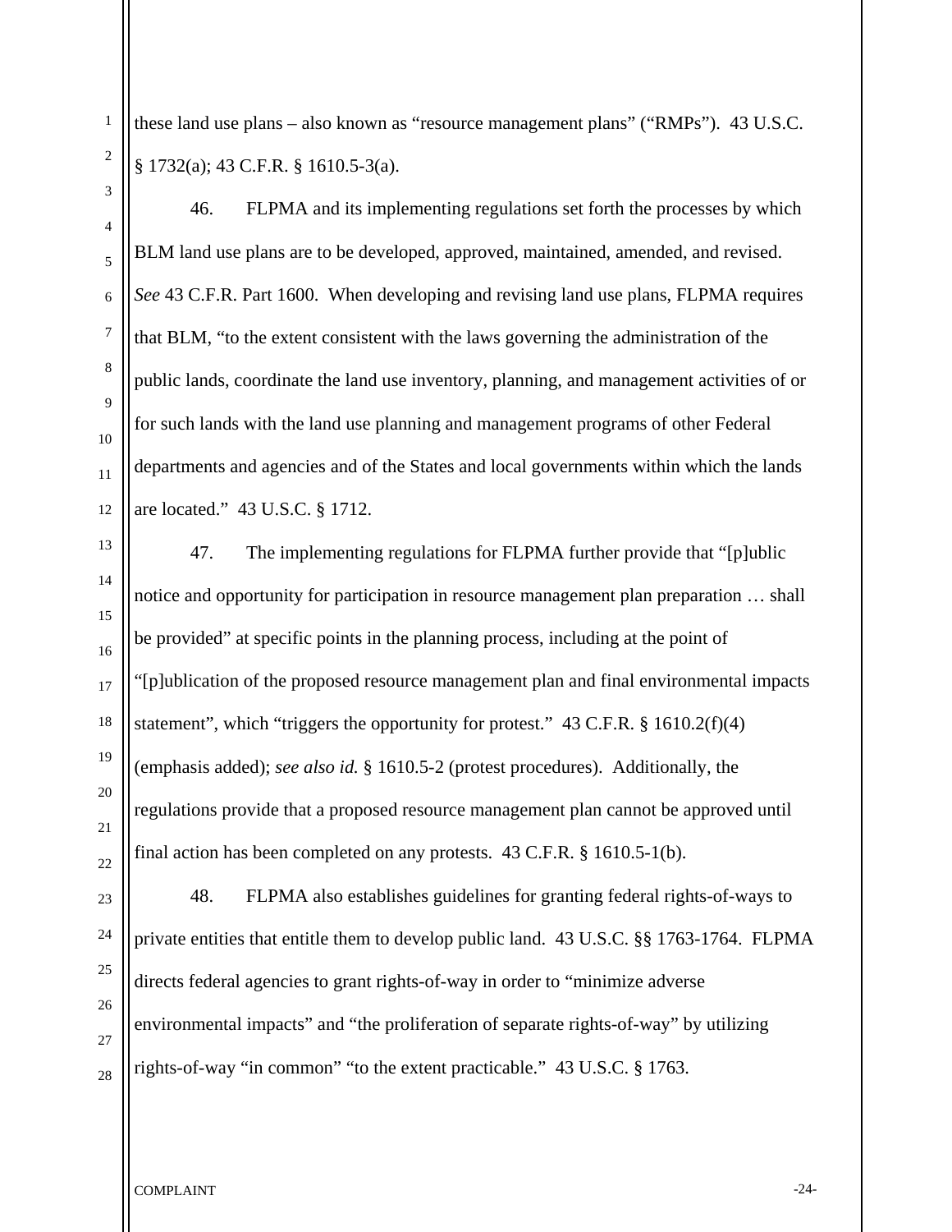these land use plans – also known as "resource management plans" ("RMPs"). 43 U.S.C. § 1732(a); 43 C.F.R. § 1610.5-3(a).

46. FLPMA and its implementing regulations set forth the processes by which BLM land use plans are to be developed, approved, maintained, amended, and revised. *See* 43 C.F.R. Part 1600. When developing and revising land use plans, FLPMA requires that BLM, "to the extent consistent with the laws governing the administration of the public lands, coordinate the land use inventory, planning, and management activities of or for such lands with the land use planning and management programs of other Federal departments and agencies and of the States and local governments within which the lands are located." 43 U.S.C. § 1712.

47. The implementing regulations for FLPMA further provide that "[p]ublic notice and opportunity for participation in resource management plan preparation … shall be provided" at specific points in the planning process, including at the point of "[p]ublication of the proposed resource management plan and final environmental impacts statement", which "triggers the opportunity for protest." 43 C.F.R. § 1610.2(f)(4) (emphasis added); *see also id.* § 1610.5-2 (protest procedures). Additionally, the regulations provide that a proposed resource management plan cannot be approved until final action has been completed on any protests. 43 C.F.R. § 1610.5-1(b).

48. FLPMA also establishes guidelines for granting federal rights-of-ways to private entities that entitle them to develop public land. 43 U.S.C. §§ 1763-1764. FLPMA directs federal agencies to grant rights-of-way in order to "minimize adverse environmental impacts" and "the proliferation of separate rights-of-way" by utilizing rights-of-way "in common" "to the extent practicable." 43 U.S.C. § 1763.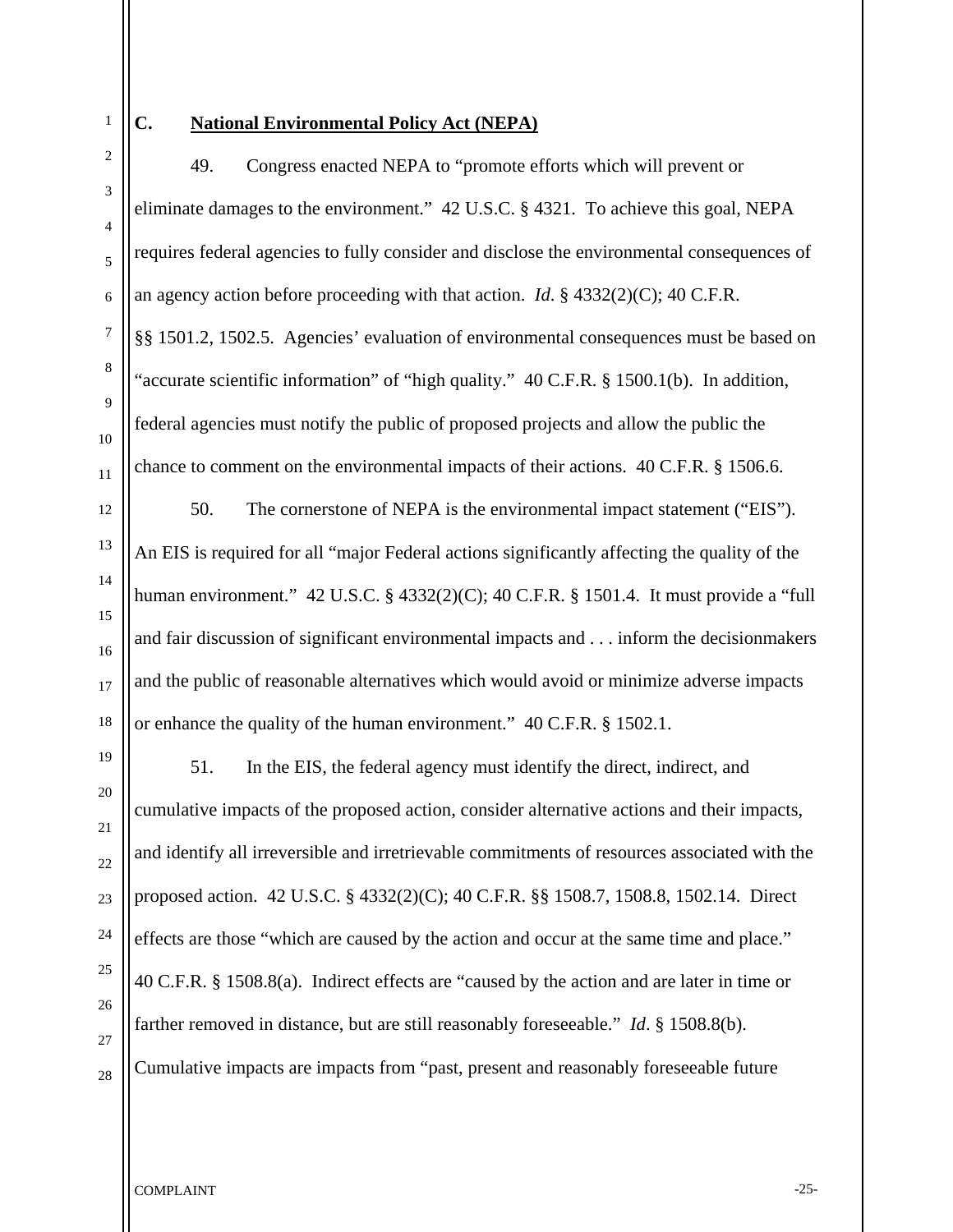### C. **National Environmental Policy Act (NEPA)**

49. Congress enacted NEPA to "promote efforts which will prevent or eliminate damages to the environment." 42 U.S.C. § 4321. To achieve this goal, NEPA requires federal agencies to fully consider and disclose the environmental consequences of an agency action before proceeding with that action. *Id*. § 4332(2)(C); 40 C.F.R. §§ 1501.2, 1502.5. Agencies' evaluation of environmental consequences must be based on "accurate scientific information" of "high quality." 40 C.F.R. § 1500.1(b). In addition, federal agencies must notify the public of proposed projects and allow the public the chance to comment on the environmental impacts of their actions. 40 C.F.R. § 1506.6.

50. The cornerstone of NEPA is the environmental impact statement ("EIS"). An EIS is required for all "major Federal actions significantly affecting the quality of the human environment." 42 U.S.C. § 4332(2)(C); 40 C.F.R. § 1501.4. It must provide a "full and fair discussion of significant environmental impacts and . . . inform the decisionmakers and the public of reasonable alternatives which would avoid or minimize adverse impacts or enhance the quality of the human environment." 40 C.F.R. § 1502.1.

51. In the EIS, the federal agency must identify the direct, indirect, and cumulative impacts of the proposed action, consider alternative actions and their impacts, and identify all irreversible and irretrievable commitments of resources associated with the proposed action. 42 U.S.C. § 4332(2)(C); 40 C.F.R. §§ 1508.7, 1508.8, 1502.14. Direct effects are those "which are caused by the action and occur at the same time and place." 40 C.F.R. § 1508.8(a). Indirect effects are "caused by the action and are later in time or farther removed in distance, but are still reasonably foreseeable." *Id*. § 1508.8(b). Cumulative impacts are impacts from "past, present and reasonably foreseeable future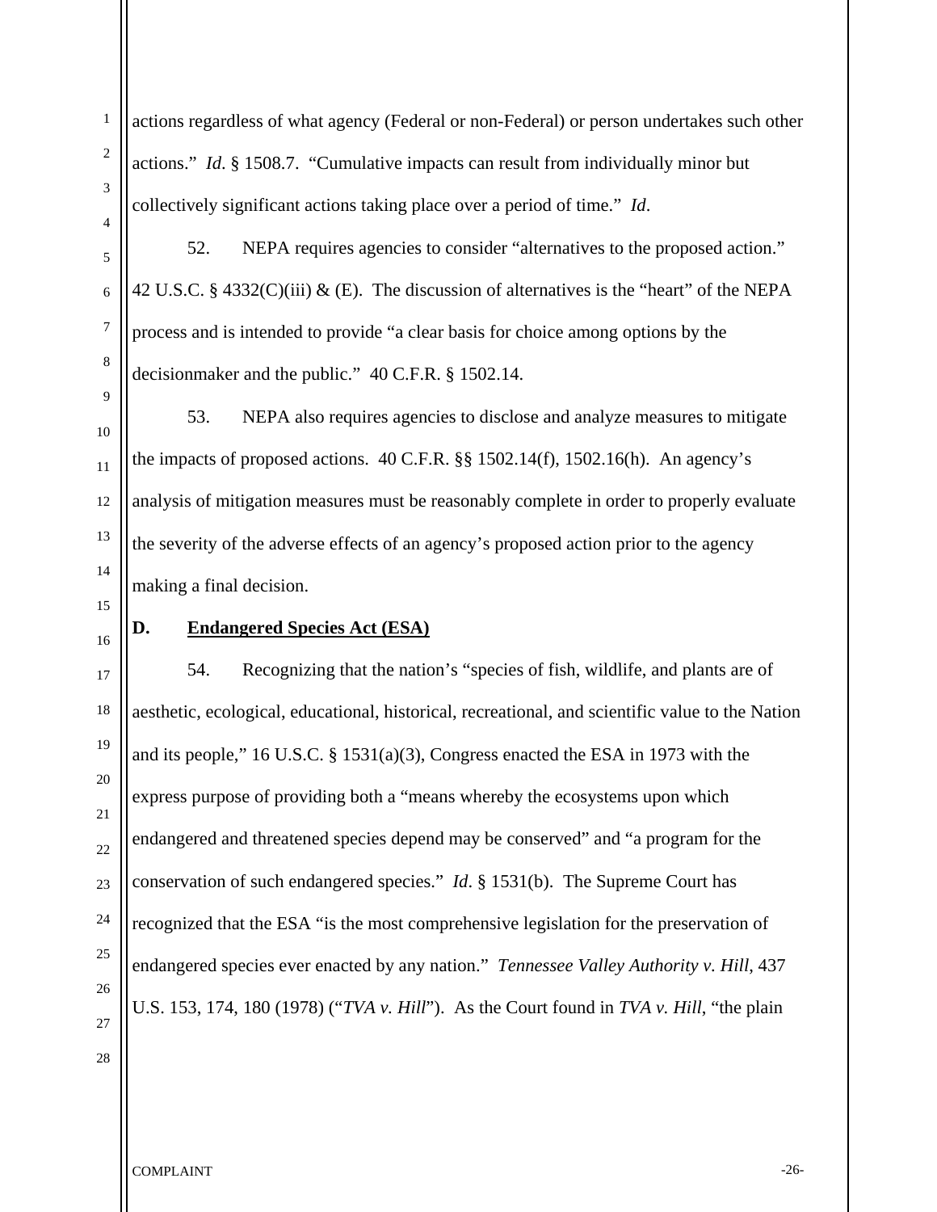actions regardless of what agency (Federal or non-Federal) or person undertakes such other actions." *Id*. § 1508.7. "Cumulative impacts can result from individually minor but collectively significant actions taking place over a period of time." *Id*.

52. NEPA requires agencies to consider "alternatives to the proposed action." 42 U.S.C. § 4332(C)(iii) & (E). The discussion of alternatives is the "heart" of the NEPA process and is intended to provide "a clear basis for choice among options by the decisionmaker and the public." 40 C.F.R. § 1502.14.

53. NEPA also requires agencies to disclose and analyze measures to mitigate the impacts of proposed actions. 40 C.F.R. §§ 1502.14(f), 1502.16(h). An agency's analysis of mitigation measures must be reasonably complete in order to properly evaluate the severity of the adverse effects of an agency's proposed action prior to the agency making a final decision.

### D. Endangered Species Act (ESA)

54. Recognizing that the nation's "species of fish, wildlife, and plants are of aesthetic, ecological, educational, historical, recreational, and scientific value to the Nation and its people," 16 U.S.C. § 1531(a)(3), Congress enacted the ESA in 1973 with the express purpose of providing both a "means whereby the ecosystems upon which endangered and threatened species depend may be conserved" and "a program for the conservation of such endangered species." *Id*. § 1531(b). The Supreme Court has recognized that the ESA "is the most comprehensive legislation for the preservation of endangered species ever enacted by any nation." *Tennessee Valley Authority v. Hill*, 437 U.S. 153, 174, 180 (1978) ("*TVA v. Hill*"). As the Court found in *TVA v. Hill*, "the plain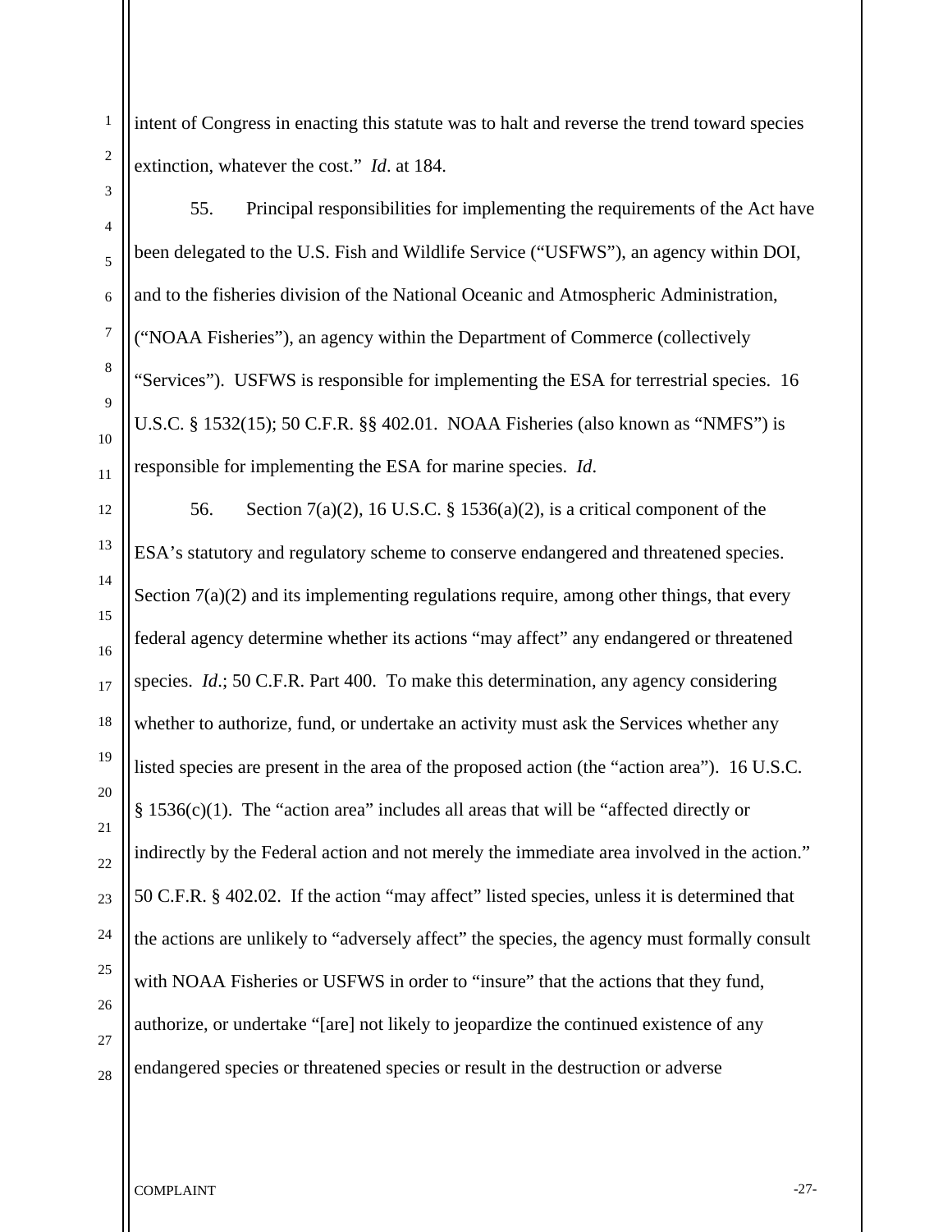intent of Congress in enacting this statute was to halt and reverse the trend toward species extinction, whatever the cost." *Id*. at 184.

55. Principal responsibilities for implementing the requirements of the Act have been delegated to the U.S. Fish and Wildlife Service ("USFWS"), an agency within DOI, and to the fisheries division of the National Oceanic and Atmospheric Administration, ("NOAA Fisheries"), an agency within the Department of Commerce (collectively "Services"). USFWS is responsible for implementing the ESA for terrestrial species. 16 U.S.C. § 1532(15); 50 C.F.R. §§ 402.01. NOAA Fisheries (also known as "NMFS") is responsible for implementing the ESA for marine species. *Id*.

56. Section 7(a)(2), 16 U.S.C. § 1536(a)(2), is a critical component of the ESA's statutory and regulatory scheme to conserve endangered and threatened species. Section 7(a)(2) and its implementing regulations require, among other things, that every federal agency determine whether its actions "may affect" any endangered or threatened species. *Id*.; 50 C.F.R. Part 400. To make this determination, any agency considering whether to authorize, fund, or undertake an activity must ask the Services whether any listed species are present in the area of the proposed action (the "action area"). 16 U.S.C. § 1536(c)(1). The "action area" includes all areas that will be "affected directly or indirectly by the Federal action and not merely the immediate area involved in the action." 50 C.F.R. § 402.02. If the action "may affect" listed species, unless it is determined that the actions are unlikely to "adversely affect" the species, the agency must formally consult with NOAA Fisheries or USFWS in order to "insure" that the actions that they fund, authorize, or undertake "[are] not likely to jeopardize the continued existence of any endangered species or threatened species or result in the destruction or adverse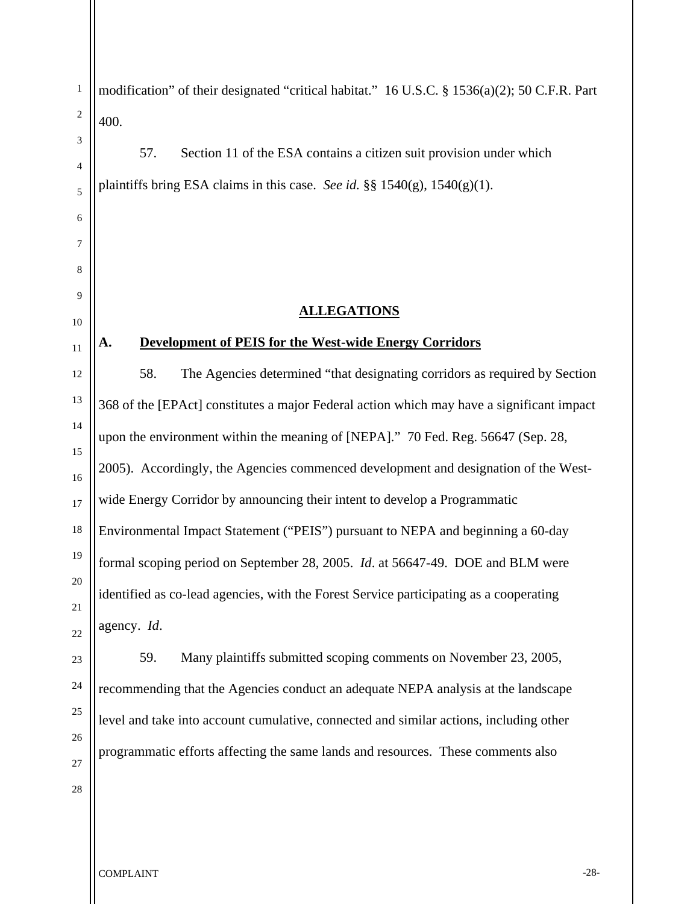modification" of their designated "critical habitat." 16 U.S.C. § 1536(a)(2); 50 C.F.R. Part 400.

57. Section 11 of the ESA contains a citizen suit provision under which plaintiffs bring ESA claims in this case. *See id.* §§ 1540(g), 1540(g)(1).

## ALLEGATIONS

### A. Development of PEIS for the West-wide Energy Corridors

58. The Agencies determined "that designating corridors as required by Section 368 of the [EPAct] constitutes a major Federal action which may have a significant impact upon the environment within the meaning of [NEPA]." 70 Fed. Reg. 56647 (Sep. 28, 2005). Accordingly, the Agencies commenced development and designation of the West-wide Energy Corridor by announcing their intent to develop a Programmatic Environmental Impact Statement ("PEIS") pursuant to NEPA and beginning a 60-day formal scoping period on September 28, 2005. *Id*. at 56647-49. DOE and BLM were identified as co-lead agencies, with the Forest Service participating as a cooperating agency. *Id*.

59. Many plaintiffs submitted scoping comments on November 23, 2005, recommending that the Agencies conduct an adequate NEPA analysis at the landscape level and take into account cumulative, connected and similar actions, including other programmatic efforts affecting the same lands and resources. These comments also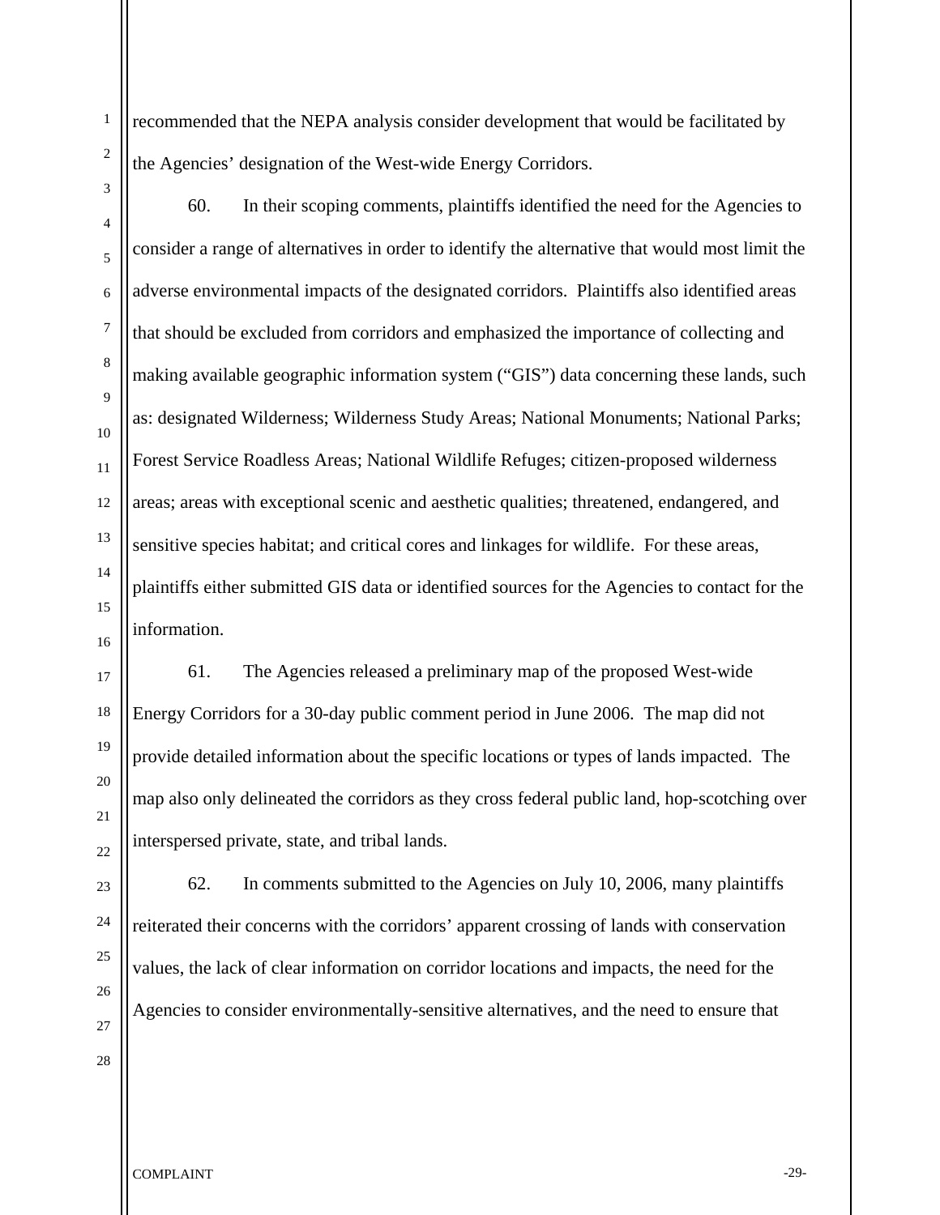recommended that the NEPA analysis consider development that would be facilitated by the Agencies' designation of the West-wide Energy Corridors.

60. In their scoping comments, plaintiffs identified the need for the Agencies to consider a range of alternatives in order to identify the alternative that would most limit the adverse environmental impacts of the designated corridors. Plaintiffs also identified areas that should be excluded from corridors and emphasized the importance of collecting and making available geographic information system ("GIS") data concerning these lands, such as: designated Wilderness; Wilderness Study Areas; National Monuments; National Parks; Forest Service Roadless Areas; National Wildlife Refuges; citizen-proposed wilderness areas; areas with exceptional scenic and aesthetic qualities; threatened, endangered, and sensitive species habitat; and critical cores and linkages for wildlife. For these areas, plaintiffs either submitted GIS data or identified sources for the Agencies to contact for the information.

61. The Agencies released a preliminary map of the proposed West-wide Energy Corridors for a 30-day public comment period in June 2006. The map did not provide detailed information about the specific locations or types of lands impacted. The map also only delineated the corridors as they cross federal public land, hop-scotching over interspersed private, state, and tribal lands.

62. In comments submitted to the Agencies on July 10, 2006, many plaintiffs reiterated their concerns with the corridors' apparent crossing of lands with conservation values, the lack of clear information on corridor locations and impacts, the need for the Agencies to consider environmentally-sensitive alternatives, and the need to ensure that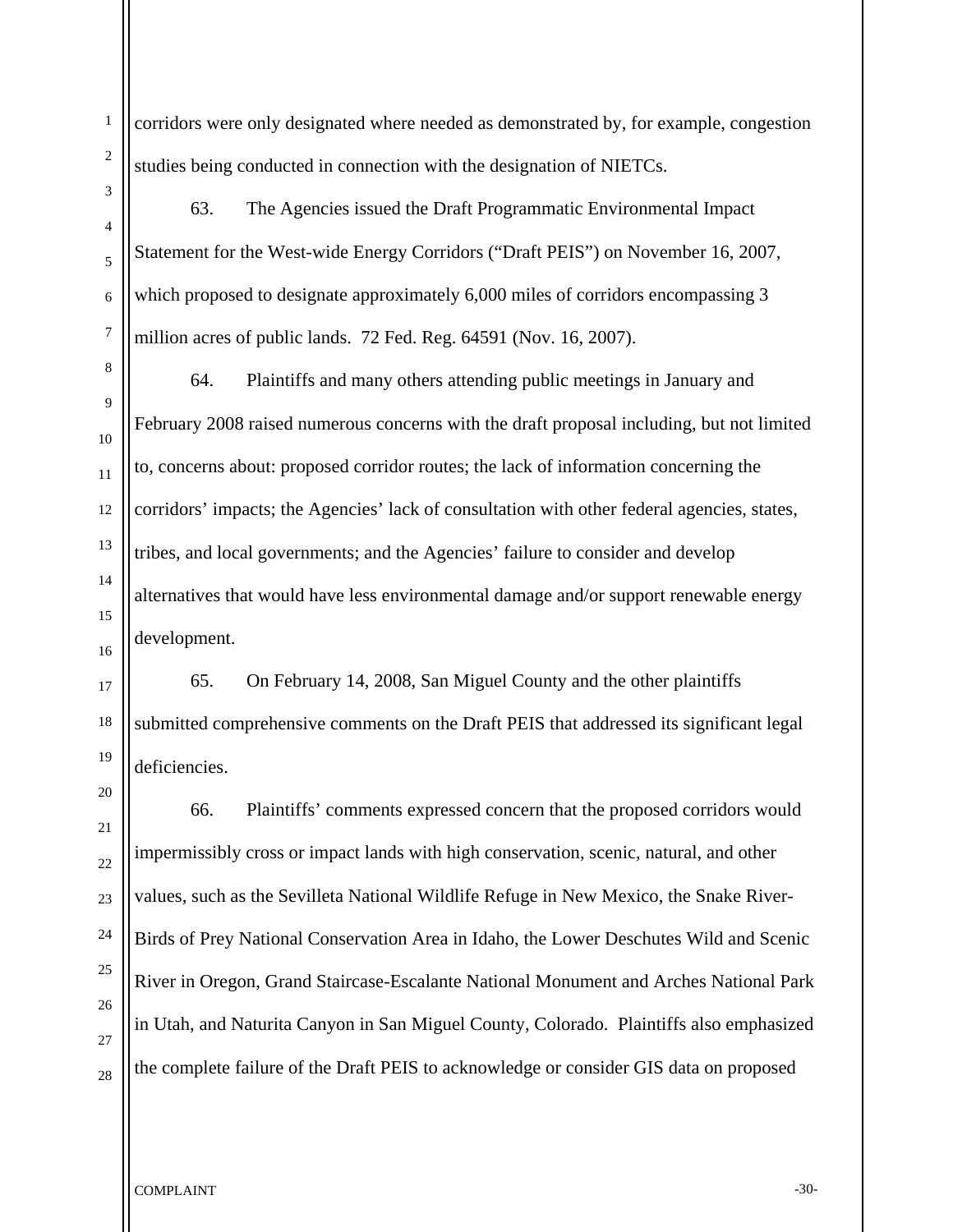corridors were only designated where needed as demonstrated by, for example, congestion studies being conducted in connection with the designation of NIETCs.

63. The Agencies issued the Draft Programmatic Environmental Impact Statement for the West-wide Energy Corridors ("Draft PEIS") on November 16, 2007, which proposed to designate approximately 6,000 miles of corridors encompassing 3 million acres of public lands. 72 Fed. Reg. 64591 (Nov. 16, 2007).

64. Plaintiffs and many others attending public meetings in January and February 2008 raised numerous concerns with the draft proposal including, but not limited to, concerns about: proposed corridor routes; the lack of information concerning the corridors' impacts; the Agencies' lack of consultation with other federal agencies, states, tribes, and local governments; and the Agencies' failure to consider and develop alternatives that would have less environmental damage and/or support renewable energy development.

65. On February 14, 2008, San Miguel County and the other plaintiffs submitted comprehensive comments on the Draft PEIS that addressed its significant legal deficiencies.

66. Plaintiffs' comments expressed concern that the proposed corridors would impermissibly cross or impact lands with high conservation, scenic, natural, and other values, such as the Sevilleta National Wildlife Refuge in New Mexico, the Snake River-Birds of Prey National Conservation Area in Idaho, the Lower Deschutes Wild and Scenic River in Oregon, Grand Staircase-Escalante National Monument and Arches National Park in Utah, and Naturita Canyon in San Miguel County, Colorado. Plaintiffs also emphasized the complete failure of the Draft PEIS to acknowledge or consider GIS data on proposed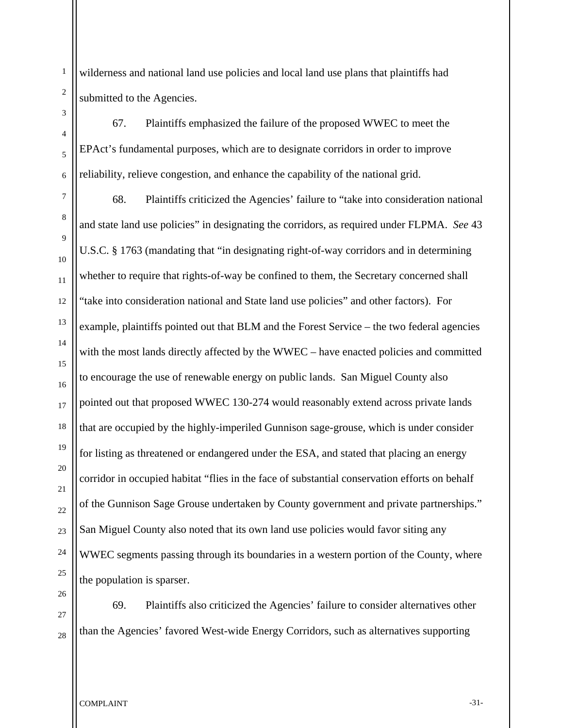wilderness and national land use policies and local land use plans that plaintiffs had submitted to the Agencies.

67. Plaintiffs emphasized the failure of the proposed WWEC to meet the EPAct's fundamental purposes, which are to designate corridors in order to improve reliability, relieve congestion, and enhance the capability of the national grid.

68. Plaintiffs criticized the Agencies' failure to "take into consideration national and state land use policies" in designating the corridors, as required under FLPMA. *See* 43 U.S.C. § 1763 (mandating that "in designating right-of-way corridors and in determining whether to require that rights-of-way be confined to them, the Secretary concerned shall "take into consideration national and State land use policies" and other factors). For example, plaintiffs pointed out that BLM and the Forest Service – the two federal agencies with the most lands directly affected by the WWEC – have enacted policies and committed to encourage the use of renewable energy on public lands. San Miguel County also pointed out that proposed WWEC 130-274 would reasonably extend across private lands that are occupied by the highly-imperiled Gunnison sage-grouse, which is under consider for listing as threatened or endangered under the ESA, and stated that placing an energy corridor in occupied habitat "flies in the face of substantial conservation efforts on behalf of the Gunnison Sage Grouse undertaken by County government and private partnerships." San Miguel County also noted that its own land use policies would favor siting any WWEC segments passing through its boundaries in a western portion of the County, where the population is sparser.

69. Plaintiffs also criticized the Agencies' failure to consider alternatives other than the Agencies' favored West-wide Energy Corridors, such as alternatives supporting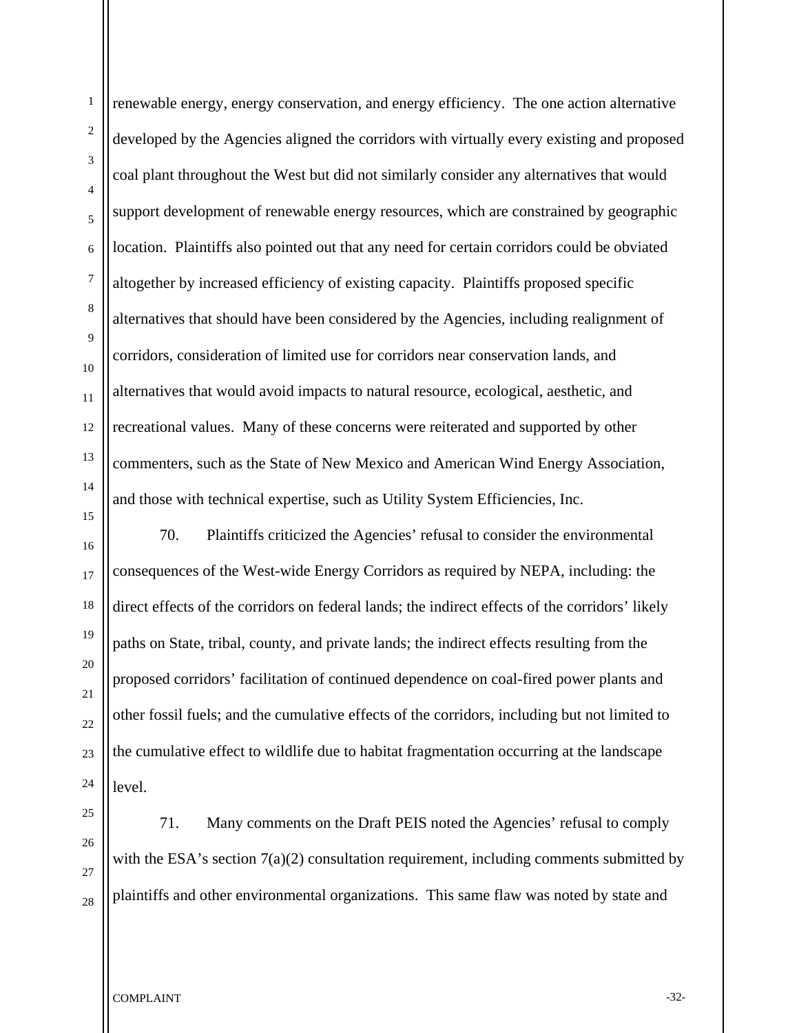renewable energy, energy conservation, and energy efficiency. The one action alternative developed by the Agencies aligned the corridors with virtually every existing and proposed coal plant throughout the West but did not similarly consider any alternatives that would support development of renewable energy resources, which are constrained by geographic location. Plaintiffs also pointed out that any need for certain corridors could be obviated altogether by increased efficiency of existing capacity. Plaintiffs proposed specific alternatives that should have been considered by the Agencies, including realignment of corridors, consideration of limited use for corridors near conservation lands, and alternatives that would avoid impacts to natural resource, ecological, aesthetic, and recreational values. Many of these concerns were reiterated and supported by other commenters, such as the State of New Mexico and American Wind Energy Association, and those with technical expertise, such as Utility System Efficiencies, Inc.

70. Plaintiffs criticized the Agencies' refusal to consider the environmental consequences of the West-wide Energy Corridors as required by NEPA, including: the direct effects of the corridors on federal lands; the indirect effects of the corridors' likely paths on State, tribal, county, and private lands; the indirect effects resulting from the proposed corridors' facilitation of continued dependence on coal-fired power plants and other fossil fuels; and the cumulative effects of the corridors, including but not limited to the cumulative effect to wildlife due to habitat fragmentation occurring at the landscape level.

71. Many comments on the Draft PEIS noted the Agencies' refusal to comply with the ESA's section 7(a)(2) consultation requirement, including comments submitted by plaintiffs and other environmental organizations. This same flaw was noted by state and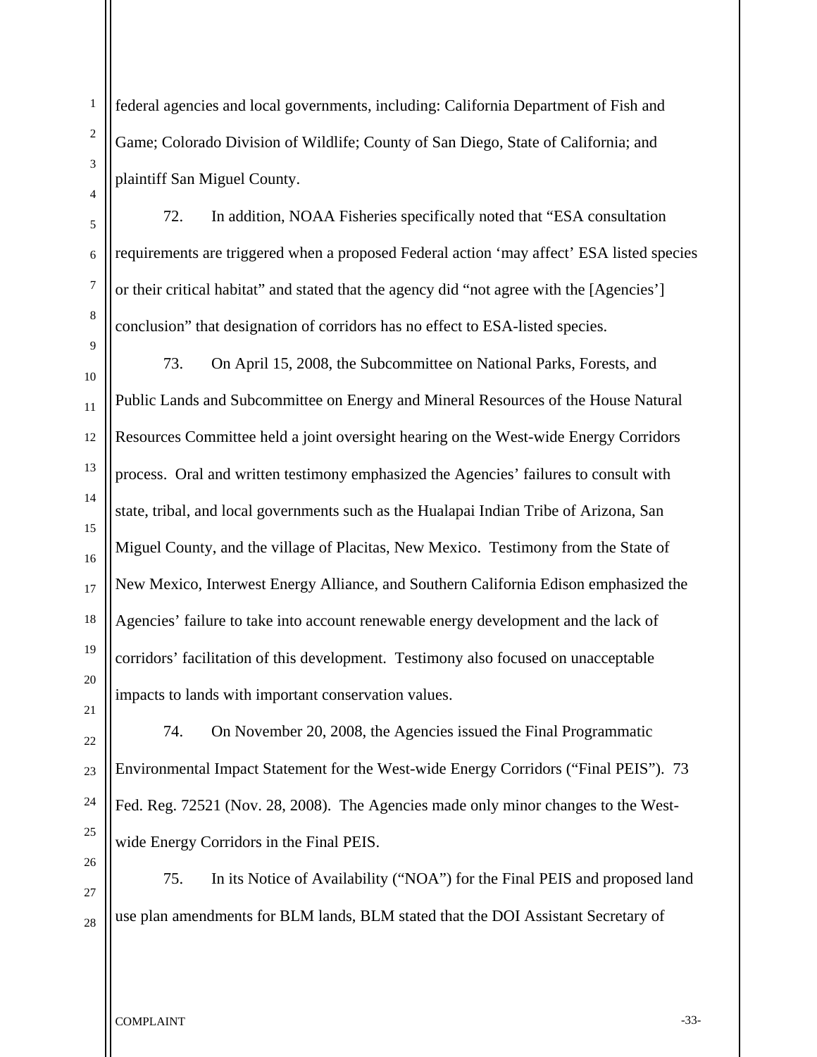federal agencies and local governments, including: California Department of Fish and Game; Colorado Division of Wildlife; County of San Diego, State of California; and plaintiff San Miguel County.

72. In addition, NOAA Fisheries specifically noted that "ESA consultation requirements are triggered when a proposed Federal action 'may affect' ESA listed species or their critical habitat" and stated that the agency did "not agree with the [Agencies'] conclusion" that designation of corridors has no effect to ESA-listed species.

73. On April 15, 2008, the Subcommittee on National Parks, Forests, and Public Lands and Subcommittee on Energy and Mineral Resources of the House Natural Resources Committee held a joint oversight hearing on the West-wide Energy Corridors process. Oral and written testimony emphasized the Agencies' failures to consult with state, tribal, and local governments such as the Hualapai Indian Tribe of Arizona, San Miguel County, and the village of Placitas, New Mexico. Testimony from the State of New Mexico, Interwest Energy Alliance, and Southern California Edison emphasized the Agencies' failure to take into account renewable energy development and the lack of corridors' facilitation of this development. Testimony also focused on unacceptable impacts to lands with important conservation values.

74. On November 20, 2008, the Agencies issued the Final Programmatic Environmental Impact Statement for the West-wide Energy Corridors ("Final PEIS"). 73 Fed. Reg. 72521 (Nov. 28, 2008). The Agencies made only minor changes to the West-wide Energy Corridors in the Final PEIS.

75. In its Notice of Availability ("NOA") for the Final PEIS and proposed land use plan amendments for BLM lands, BLM stated that the DOI Assistant Secretary of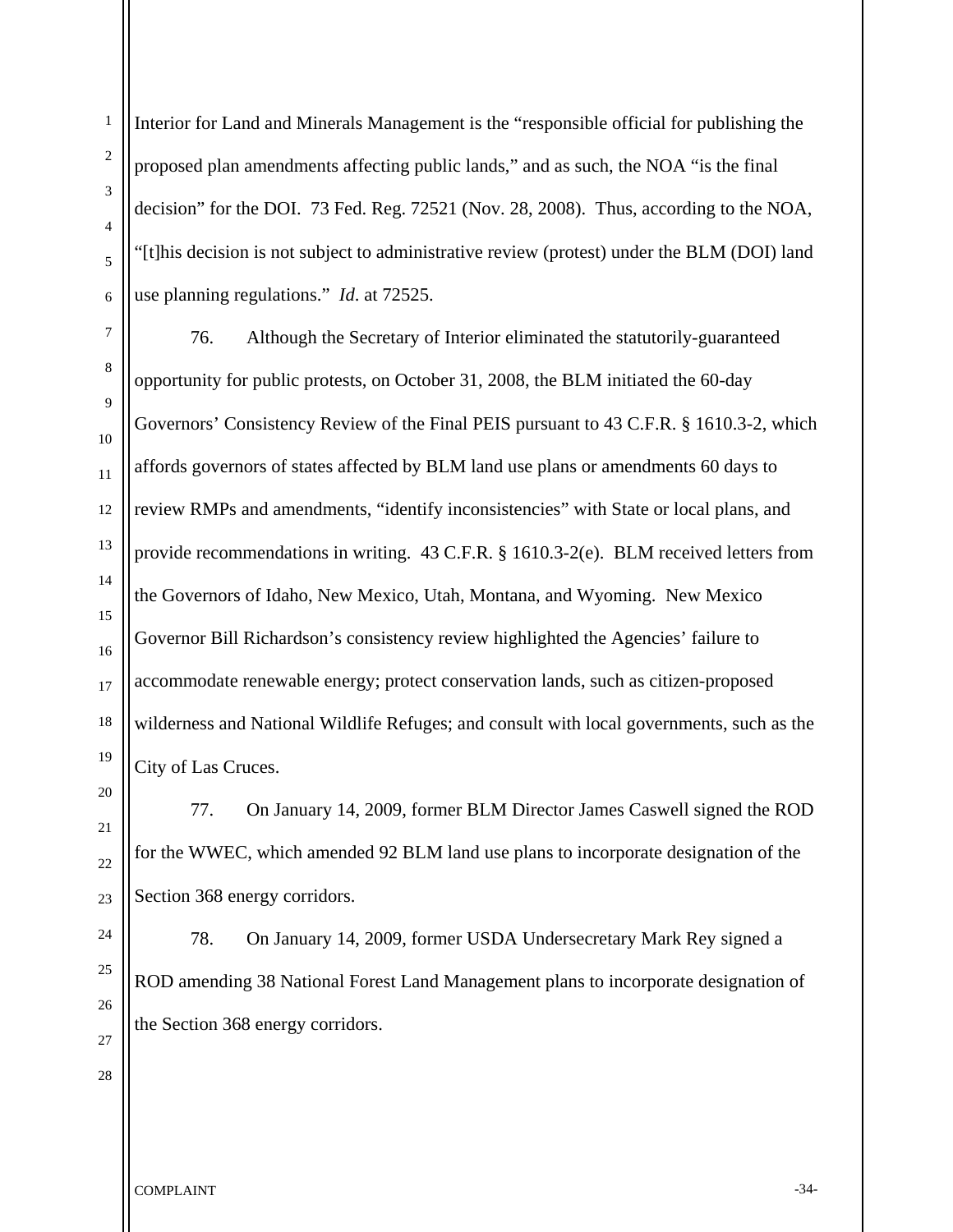Interior for Land and Minerals Management is the "responsible official for publishing the proposed plan amendments affecting public lands," and as such, the NOA "is the final decision" for the DOI. 73 Fed. Reg. 72521 (Nov. 28, 2008). Thus, according to the NOA, "[t]his decision is not subject to administrative review (protest) under the BLM (DOI) land use planning regulations." *Id*. at 72525.

76. Although the Secretary of Interior eliminated the statutorily-guaranteed opportunity for public protests, on October 31, 2008, the BLM initiated the 60-day Governors' Consistency Review of the Final PEIS pursuant to 43 C.F.R. § 1610.3-2, which affords governors of states affected by BLM land use plans or amendments 60 days to review RMPs and amendments, "identify inconsistencies" with State or local plans, and provide recommendations in writing. 43 C.F.R. § 1610.3-2(e). BLM received letters from the Governors of Idaho, New Mexico, Utah, Montana, and Wyoming. New Mexico Governor Bill Richardson's consistency review highlighted the Agencies' failure to accommodate renewable energy; protect conservation lands, such as citizen-proposed wilderness and National Wildlife Refuges; and consult with local governments, such as the City of Las Cruces.

77. On January 14, 2009, former BLM Director James Caswell signed the ROD for the WWEC, which amended 92 BLM land use plans to incorporate designation of the Section 368 energy corridors.

78. On January 14, 2009, former USDA Undersecretary Mark Rey signed a ROD amending 38 National Forest Land Management plans to incorporate designation of the Section 368 energy corridors.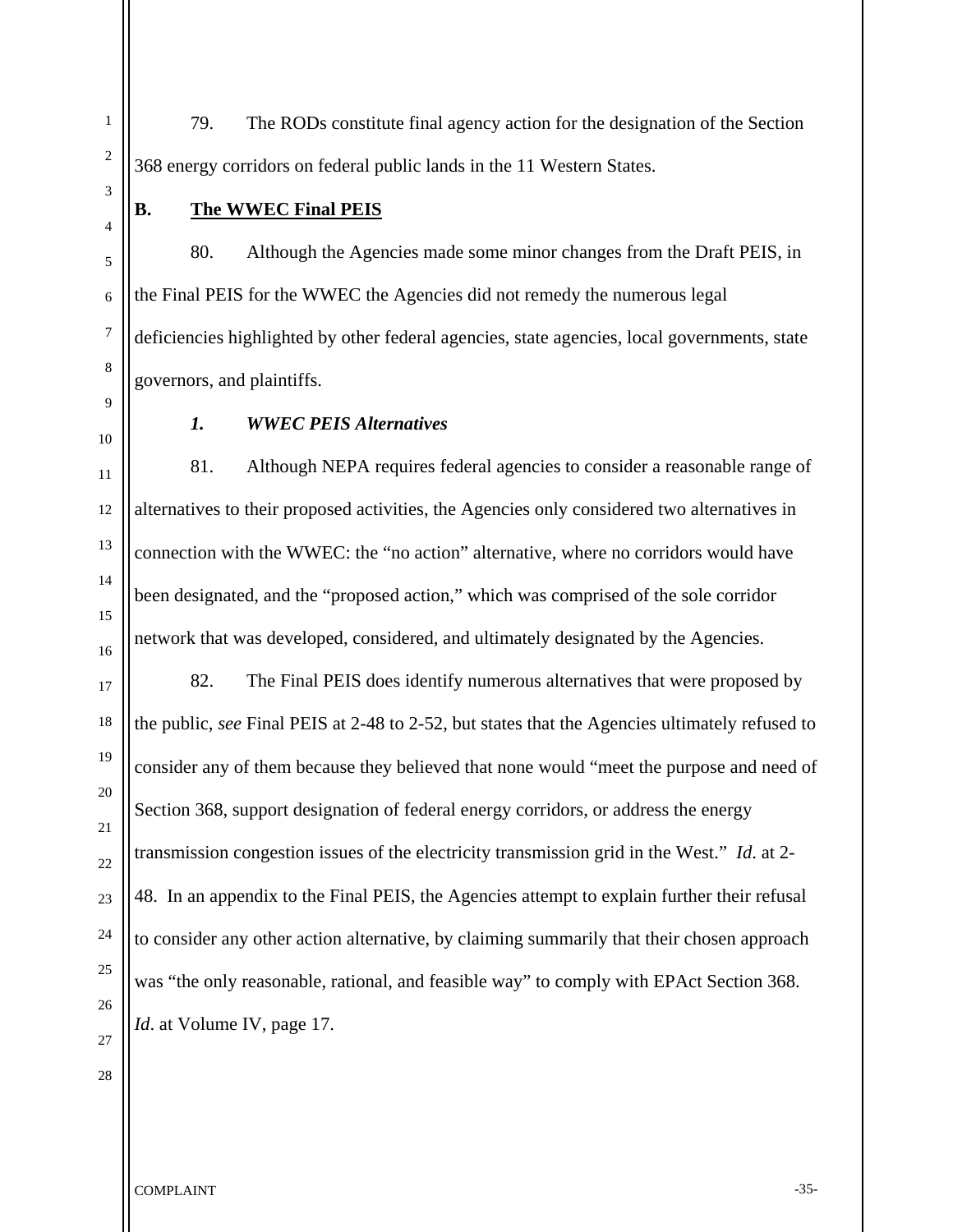79. The RODs constitute final agency action for the designation of the Section 368 energy corridors on federal public lands in the 11 Western States.

## B. The WWEC Final PEIS

80. Although the Agencies made some minor changes from the Draft PEIS, in the Final PEIS for the WWEC the Agencies did not remedy the numerous legal deficiencies highlighted by other federal agencies, state agencies, local governments, state governors, and plaintiffs.

### *1. WWEC PEIS Alternatives*

81. Although NEPA requires federal agencies to consider a reasonable range of alternatives to their proposed activities, the Agencies only considered two alternatives in connection with the WWEC: the "no action" alternative, where no corridors would have been designated, and the "proposed action," which was comprised of the sole corridor network that was developed, considered, and ultimately designated by the Agencies.

82. The Final PEIS does identify numerous alternatives that were proposed by the public, *see* Final PEIS at 2-48 to 2-52, but states that the Agencies ultimately refused to consider any of them because they believed that none would "meet the purpose and need of Section 368, support designation of federal energy corridors, or address the energy transmission congestion issues of the electricity transmission grid in the West." *Id*. at 2-48. In an appendix to the Final PEIS, the Agencies attempt to explain further their refusal to consider any other action alternative, by claiming summarily that their chosen approach was "the only reasonable, rational, and feasible way" to comply with EPAct Section 368. *Id*. at Volume IV, page 17.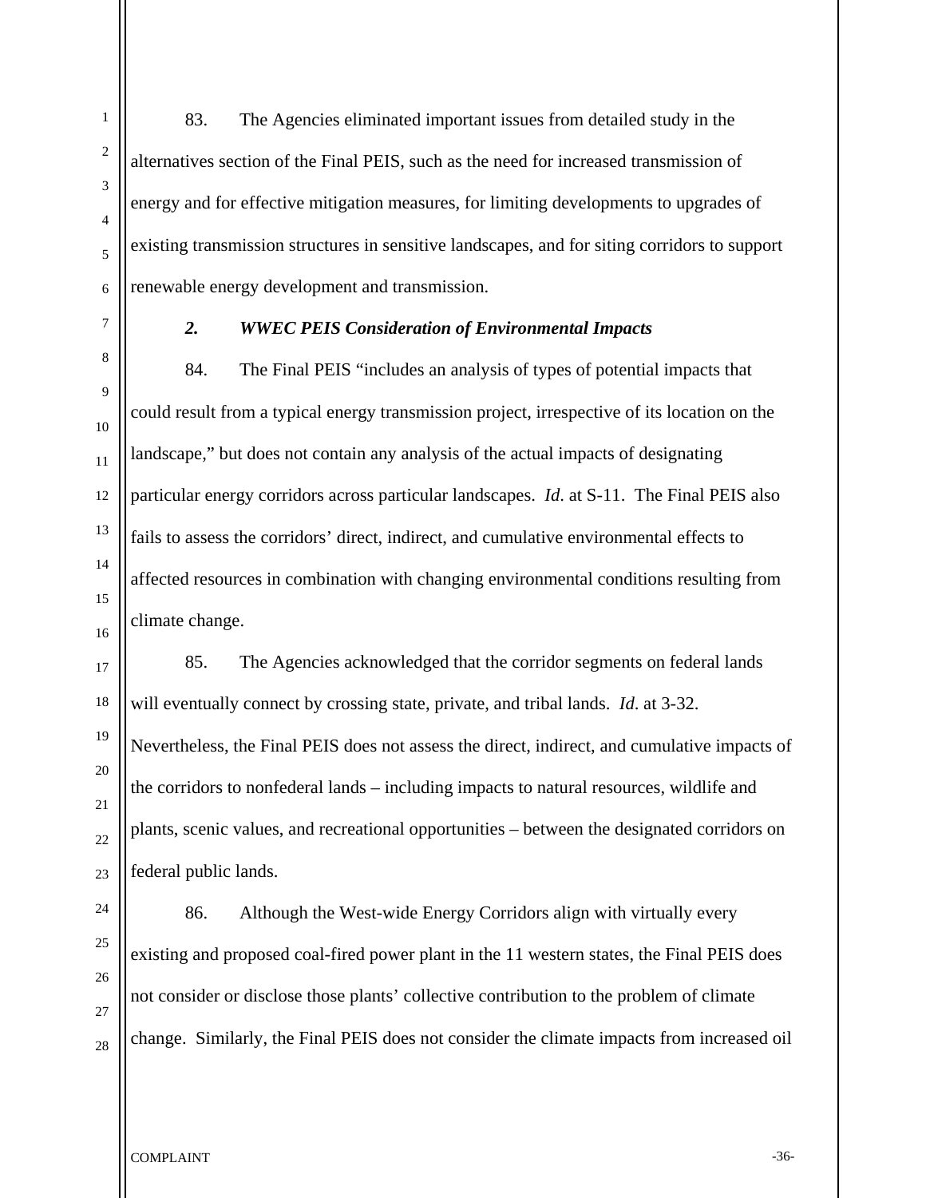83. The Agencies eliminated important issues from detailed study in the alternatives section of the Final PEIS, such as the need for increased transmission of energy and for effective mitigation measures, for limiting developments to upgrades of existing transmission structures in sensitive landscapes, and for siting corridors to support renewable energy development and transmission.

### *2. WWEC PEIS Consideration of Environmental Impacts*

84. The Final PEIS "includes an analysis of types of potential impacts that could result from a typical energy transmission project, irrespective of its location on the landscape," but does not contain any analysis of the actual impacts of designating particular energy corridors across particular landscapes. *Id.* at S-11. The Final PEIS also fails to assess the corridors' direct, indirect, and cumulative environmental effects to affected resources in combination with changing environmental conditions resulting from climate change.

85. The Agencies acknowledged that the corridor segments on federal lands will eventually connect by crossing state, private, and tribal lands. *Id*. at 3-32. Nevertheless, the Final PEIS does not assess the direct, indirect, and cumulative impacts of the corridors to nonfederal lands – including impacts to natural resources, wildlife and plants, scenic values, and recreational opportunities – between the designated corridors on federal public lands.

86. Although the West-wide Energy Corridors align with virtually every existing and proposed coal-fired power plant in the 11 western states, the Final PEIS does not consider or disclose those plants' collective contribution to the problem of climate change. Similarly, the Final PEIS does not consider the climate impacts from increased oil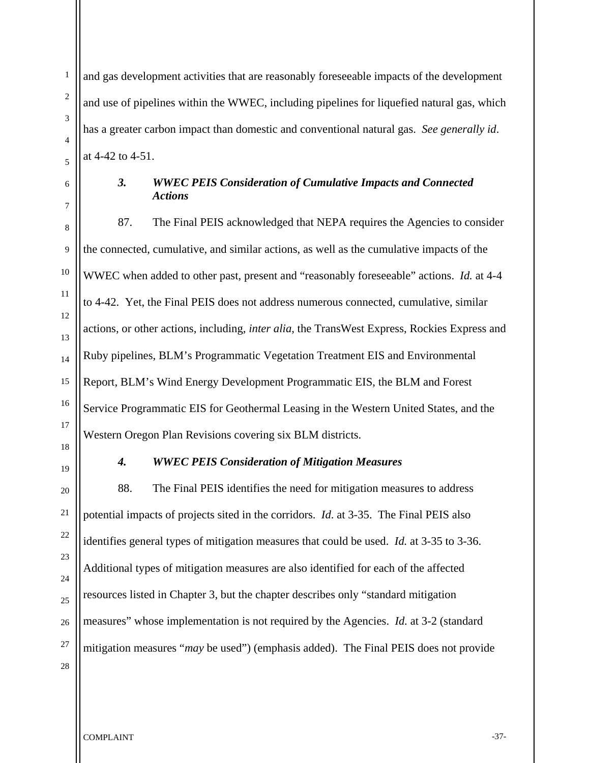and gas development activities that are reasonably foreseeable impacts of the development and use of pipelines within the WWEC, including pipelines for liquefied natural gas, which has a greater carbon impact than domestic and conventional natural gas. *See generally id*. at 4-42 to 4-51.

### *3. WWEC PEIS Consideration of Cumulative Impacts and Connected Actions*

87. The Final PEIS acknowledged that NEPA requires the Agencies to consider the connected, cumulative, and similar actions, as well as the cumulative impacts of the WWEC when added to other past, present and "reasonably foreseeable" actions. *Id.* at 4-4 to 4-42. Yet, the Final PEIS does not address numerous connected, cumulative, similar actions, or other actions, including, *inter alia*, the TransWest Express, Rockies Express and Ruby pipelines, BLM's Programmatic Vegetation Treatment EIS and Environmental Report, BLM's Wind Energy Development Programmatic EIS, the BLM and Forest Service Programmatic EIS for Geothermal Leasing in the Western United States, and the Western Oregon Plan Revisions covering six BLM districts.

### *4. WWEC PEIS Consideration of Mitigation Measures*

88. The Final PEIS identifies the need for mitigation measures to address potential impacts of projects sited in the corridors. *Id*. at 3-35. The Final PEIS also identifies general types of mitigation measures that could be used. *Id.* at 3-35 to 3-36. Additional types of mitigation measures are also identified for each of the affected resources listed in Chapter 3, but the chapter describes only "standard mitigation measures" whose implementation is not required by the Agencies. *Id.* at 3-2 (standard mitigation measures "*may* be used") (emphasis added). The Final PEIS does not provide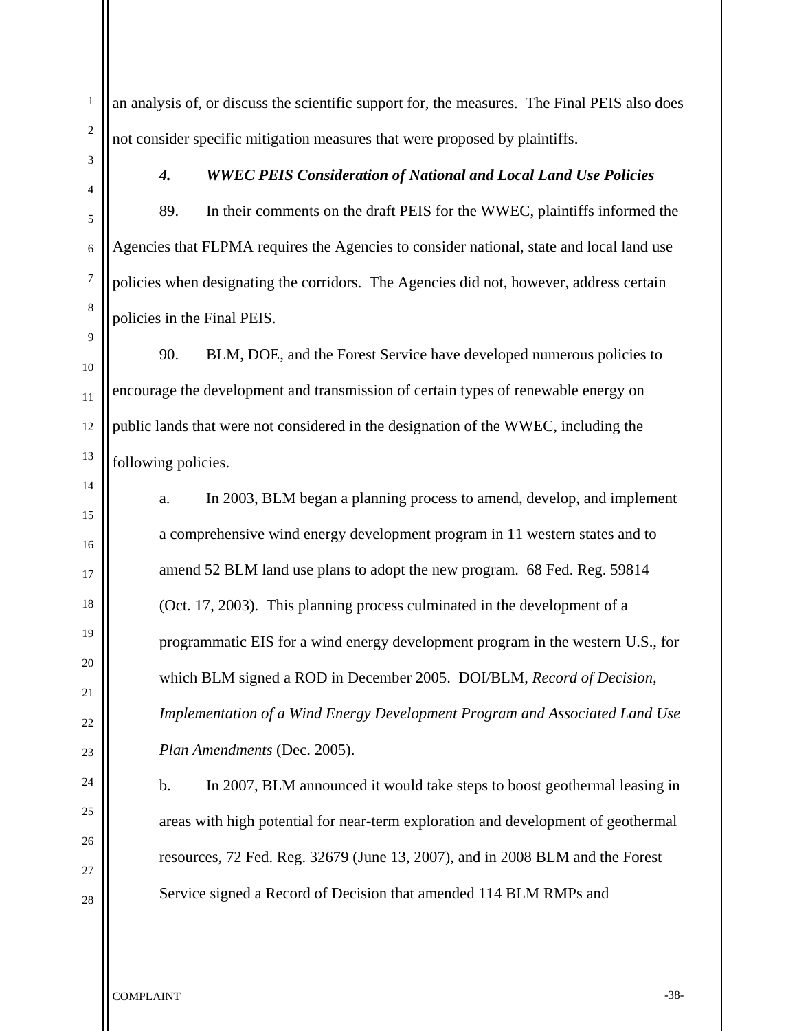an analysis of, or discuss the scientific support for, the measures. The Final PEIS also does not consider specific mitigation measures that were proposed by plaintiffs.

#### *4. WWEC PEIS Consideration of National and Local Land Use Policies*

89. In their comments on the draft PEIS for the WWEC, plaintiffs informed the Agencies that FLPMA requires the Agencies to consider national, state and local land use policies when designating the corridors. The Agencies did not, however, address certain policies in the Final PEIS.

90. BLM, DOE, and the Forest Service have developed numerous policies to encourage the development and transmission of certain types of renewable energy on public lands that were not considered in the designation of the WWEC, including the following policies.

a. In 2003, BLM began a planning process to amend, develop, and implement a comprehensive wind energy development program in 11 western states and to amend 52 BLM land use plans to adopt the new program. 68 Fed. Reg. 59814 (Oct. 17, 2003). This planning process culminated in the development of a programmatic EIS for a wind energy development program in the western U.S., for which BLM signed a ROD in December 2005. DOI/BLM, *Record of Decision, Implementation of a Wind Energy Development Program and Associated Land Use Plan Amendments* (Dec. 2005).

b. In 2007, BLM announced it would take steps to boost geothermal leasing in areas with high potential for near-term exploration and development of geothermal resources, 72 Fed. Reg. 32679 (June 13, 2007), and in 2008 BLM and the Forest Service signed a Record of Decision that amended 114 BLM RMPs and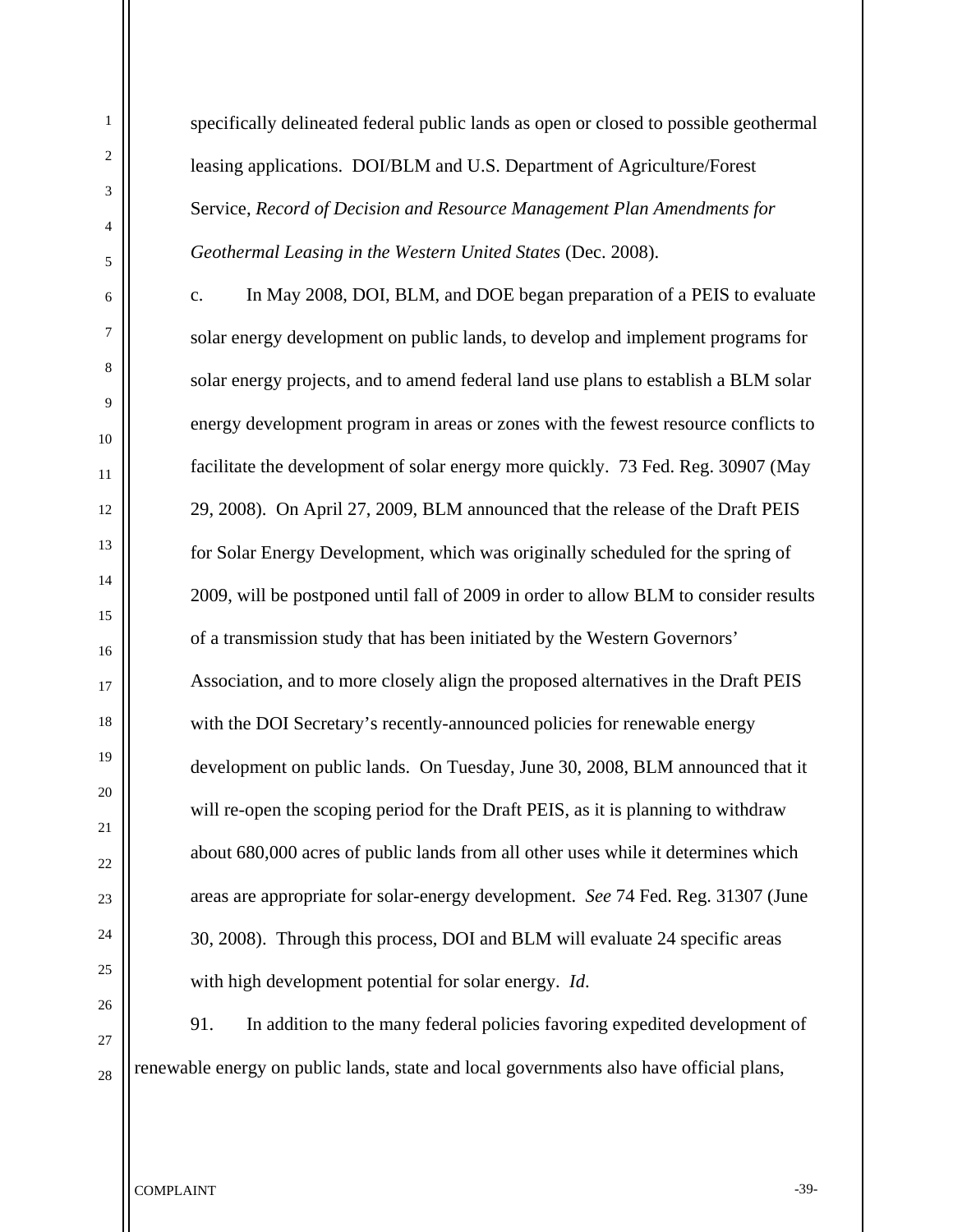specifically delineated federal public lands as open or closed to possible geothermal leasing applications. DOI/BLM and U.S. Department of Agriculture/Forest Service, *Record of Decision and Resource Management Plan Amendments for Geothermal Leasing in the Western United States* (Dec. 2008).

c. In May 2008, DOI, BLM, and DOE began preparation of a PEIS to evaluate solar energy development on public lands, to develop and implement programs for solar energy projects, and to amend federal land use plans to establish a BLM solar energy development program in areas or zones with the fewest resource conflicts to facilitate the development of solar energy more quickly. 73 Fed. Reg. 30907 (May 29, 2008). On April 27, 2009, BLM announced that the release of the Draft PEIS for Solar Energy Development, which was originally scheduled for the spring of 2009, will be postponed until fall of 2009 in order to allow BLM to consider results of a transmission study that has been initiated by the Western Governors' Association, and to more closely align the proposed alternatives in the Draft PEIS with the DOI Secretary's recently-announced policies for renewable energy development on public lands. On Tuesday, June 30, 2008, BLM announced that it will re-open the scoping period for the Draft PEIS, as it is planning to withdraw about 680,000 acres of public lands from all other uses while it determines which areas are appropriate for solar-energy development. *See* 74 Fed. Reg. 31307 (June 30, 2008). Through this process, DOI and BLM will evaluate 24 specific areas with high development potential for solar energy. *Id.*

91. In addition to the many federal policies favoring expedited development of renewable energy on public lands, state and local governments also have official plans,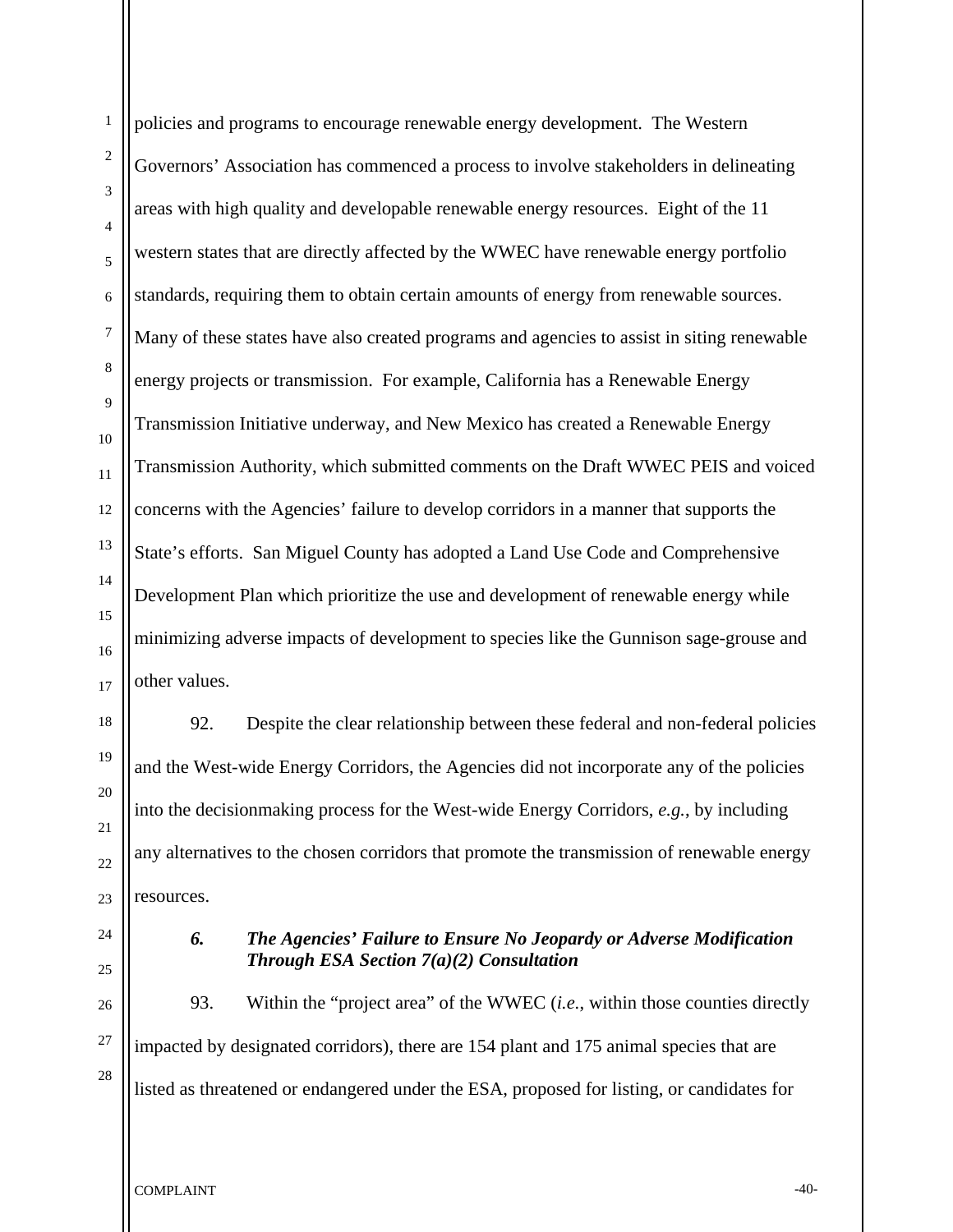policies and programs to encourage renewable energy development. The Western Governors' Association has commenced a process to involve stakeholders in delineating areas with high quality and developable renewable energy resources. Eight of the 11 western states that are directly affected by the WWEC have renewable energy portfolio standards, requiring them to obtain certain amounts of energy from renewable sources. Many of these states have also created programs and agencies to assist in siting renewable energy projects or transmission. For example, California has a Renewable Energy Transmission Initiative underway, and New Mexico has created a Renewable Energy Transmission Authority, which submitted comments on the Draft WWEC PEIS and voiced concerns with the Agencies' failure to develop corridors in a manner that supports the State's efforts. San Miguel County has adopted a Land Use Code and Comprehensive Development Plan which prioritize the use and development of renewable energy while minimizing adverse impacts of development to species like the Gunnison sage-grouse and other values.

92. Despite the clear relationship between these federal and non-federal policies and the West-wide Energy Corridors, the Agencies did not incorporate any of the policies into the decisionmaking process for the West-wide Energy Corridors, *e.g.*, by including any alternatives to the chosen corridors that promote the transmission of renewable energy resources.

### *6. The Agencies' Failure to Ensure No Jeopardy or Adverse Modification Through ESA Section 7(a)(2) Consultation*

93. Within the "project area" of the WWEC (*i.e.*, within those counties directly impacted by designated corridors), there are 154 plant and 175 animal species that are listed as threatened or endangered under the ESA, proposed for listing, or candidates for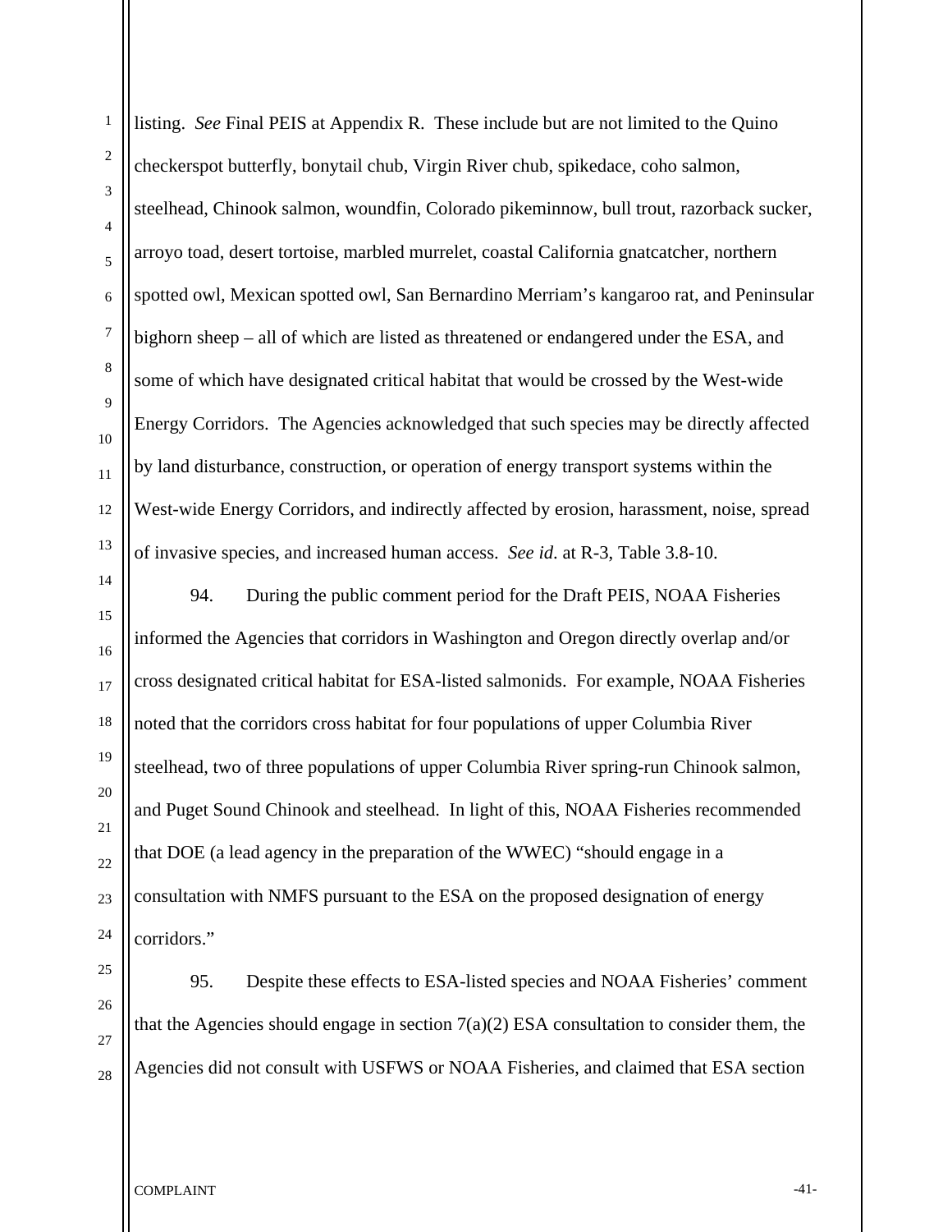listing. *See* Final PEIS at Appendix R. These include but are not limited to the Quino checkerspot butterfly, bonytail chub, Virgin River chub, spikedace, coho salmon, steelhead, Chinook salmon, woundfin, Colorado pikeminnow, bull trout, razorback sucker, arroyo toad, desert tortoise, marbled murrelet, coastal California gnatcatcher, northern spotted owl, Mexican spotted owl, San Bernardino Merriam's kangaroo rat, and Peninsular bighorn sheep – all of which are listed as threatened or endangered under the ESA, and some of which have designated critical habitat that would be crossed by the West-wide Energy Corridors. The Agencies acknowledged that such species may be directly affected by land disturbance, construction, or operation of energy transport systems within the West-wide Energy Corridors, and indirectly affected by erosion, harassment, noise, spread of invasive species, and increased human access. *See id*. at R-3, Table 3.8-10.

94. During the public comment period for the Draft PEIS, NOAA Fisheries informed the Agencies that corridors in Washington and Oregon directly overlap and/or cross designated critical habitat for ESA-listed salmonids. For example, NOAA Fisheries noted that the corridors cross habitat for four populations of upper Columbia River steelhead, two of three populations of upper Columbia River spring-run Chinook salmon, and Puget Sound Chinook and steelhead. In light of this, NOAA Fisheries recommended that DOE (a lead agency in the preparation of the WWEC) "should engage in a consultation with NMFS pursuant to the ESA on the proposed designation of energy corridors."

95. Despite these effects to ESA-listed species and NOAA Fisheries' comment that the Agencies should engage in section 7(a)(2) ESA consultation to consider them, the Agencies did not consult with USFWS or NOAA Fisheries, and claimed that ESA section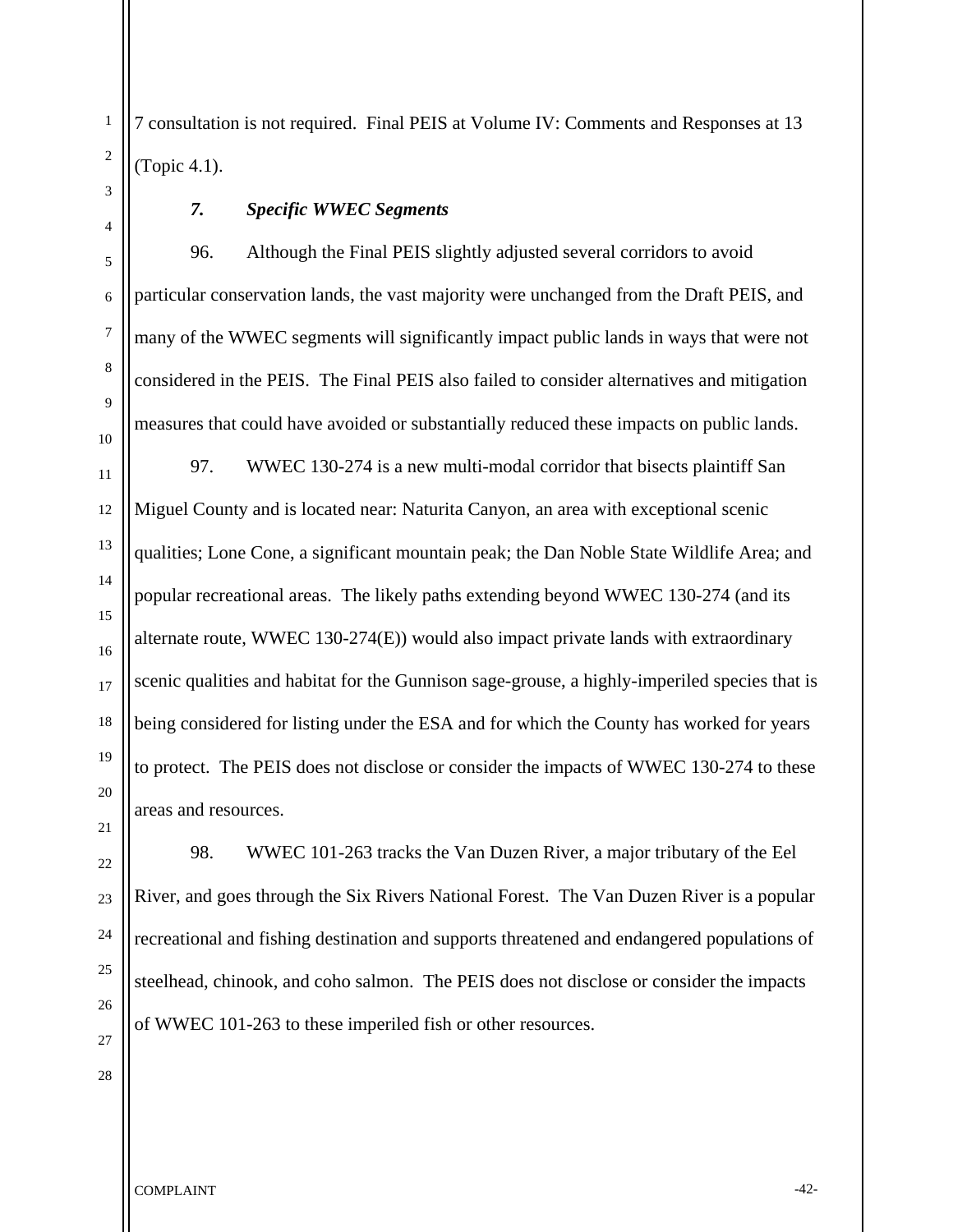7 consultation is not required. Final PEIS at Volume IV: Comments and Responses at 13 (Topic 4.1).

### *7. Specific WWEC Segments*

96. Although the Final PEIS slightly adjusted several corridors to avoid particular conservation lands, the vast majority were unchanged from the Draft PEIS, and many of the WWEC segments will significantly impact public lands in ways that were not considered in the PEIS. The Final PEIS also failed to consider alternatives and mitigation measures that could have avoided or substantially reduced these impacts on public lands.

97. WWEC 130-274 is a new multi-modal corridor that bisects plaintiff San Miguel County and is located near: Naturita Canyon, an area with exceptional scenic qualities; Lone Cone, a significant mountain peak; the Dan Noble State Wildlife Area; and popular recreational areas. The likely paths extending beyond WWEC 130-274 (and its alternate route, WWEC 130-274(E)) would also impact private lands with extraordinary scenic qualities and habitat for the Gunnison sage-grouse, a highly-imperiled species that is being considered for listing under the ESA and for which the County has worked for years to protect. The PEIS does not disclose or consider the impacts of WWEC 130-274 to these areas and resources.

98. WWEC 101-263 tracks the Van Duzen River, a major tributary of the Eel River, and goes through the Six Rivers National Forest. The Van Duzen River is a popular recreational and fishing destination and supports threatened and endangered populations of steelhead, chinook, and coho salmon. The PEIS does not disclose or consider the impacts of WWEC 101-263 to these imperiled fish or other resources.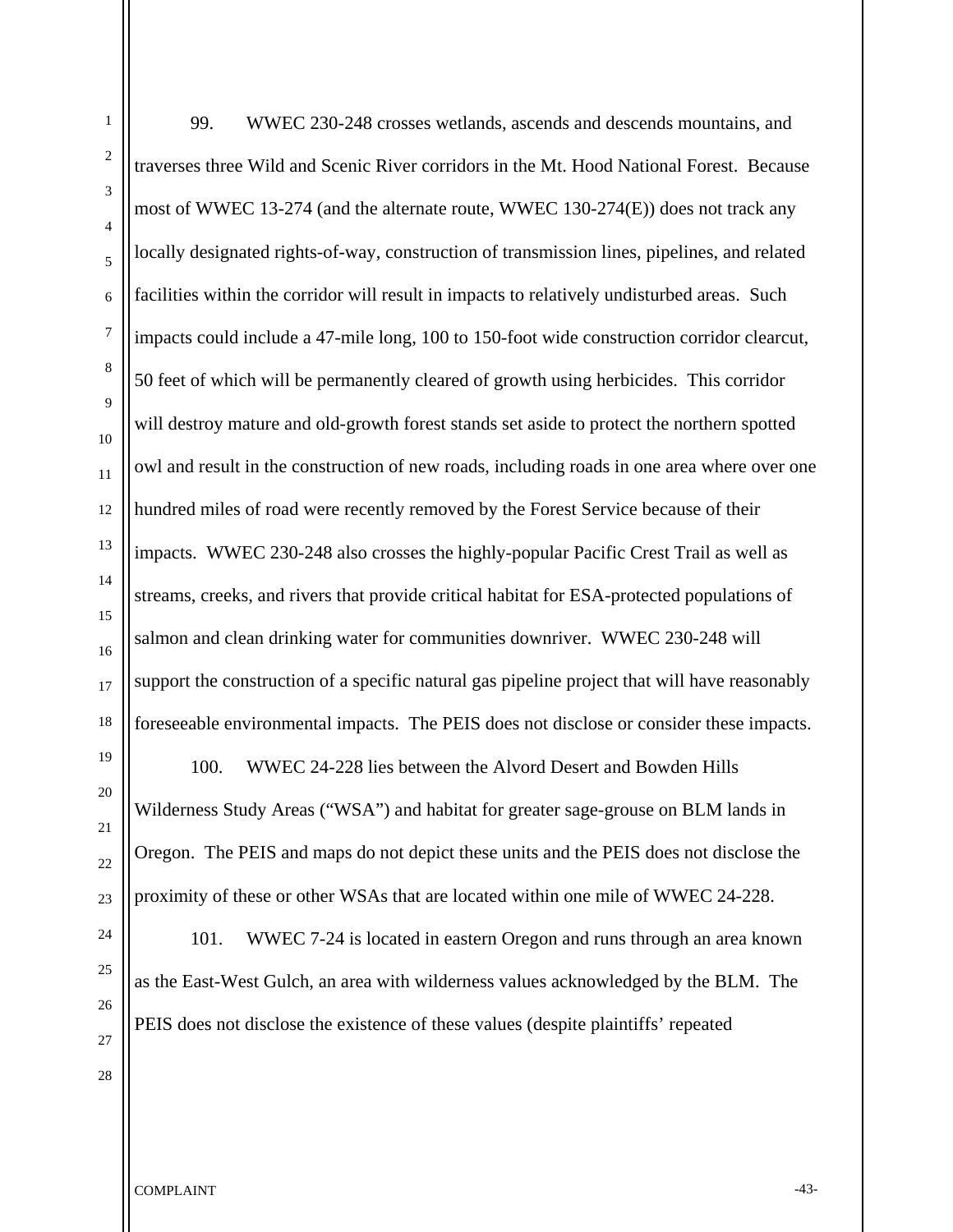99. WWEC 230-248 crosses wetlands, ascends and descends mountains, and traverses three Wild and Scenic River corridors in the Mt. Hood National Forest. Because most of WWEC 13-274 (and the alternate route, WWEC 130-274(E)) does not track any locally designated rights-of-way, construction of transmission lines, pipelines, and related facilities within the corridor will result in impacts to relatively undisturbed areas. Such impacts could include a 47-mile long, 100 to 150-foot wide construction corridor clearcut, 50 feet of which will be permanently cleared of growth using herbicides. This corridor will destroy mature and old-growth forest stands set aside to protect the northern spotted owl and result in the construction of new roads, including roads in one area where over one hundred miles of road were recently removed by the Forest Service because of their impacts. WWEC 230-248 also crosses the highly-popular Pacific Crest Trail as well as streams, creeks, and rivers that provide critical habitat for ESA-protected populations of salmon and clean drinking water for communities downriver. WWEC 230-248 will support the construction of a specific natural gas pipeline project that will have reasonably foreseeable environmental impacts. The PEIS does not disclose or consider these impacts.

100. WWEC 24-228 lies between the Alvord Desert and Bowden Hills Wilderness Study Areas ("WSA") and habitat for greater sage-grouse on BLM lands in Oregon. The PEIS and maps do not depict these units and the PEIS does not disclose the proximity of these or other WSAs that are located within one mile of WWEC 24-228.

101. WWEC 7-24 is located in eastern Oregon and runs through an area known as the East-West Gulch, an area with wilderness values acknowledged by the BLM. The PEIS does not disclose the existence of these values (despite plaintiffs' repeated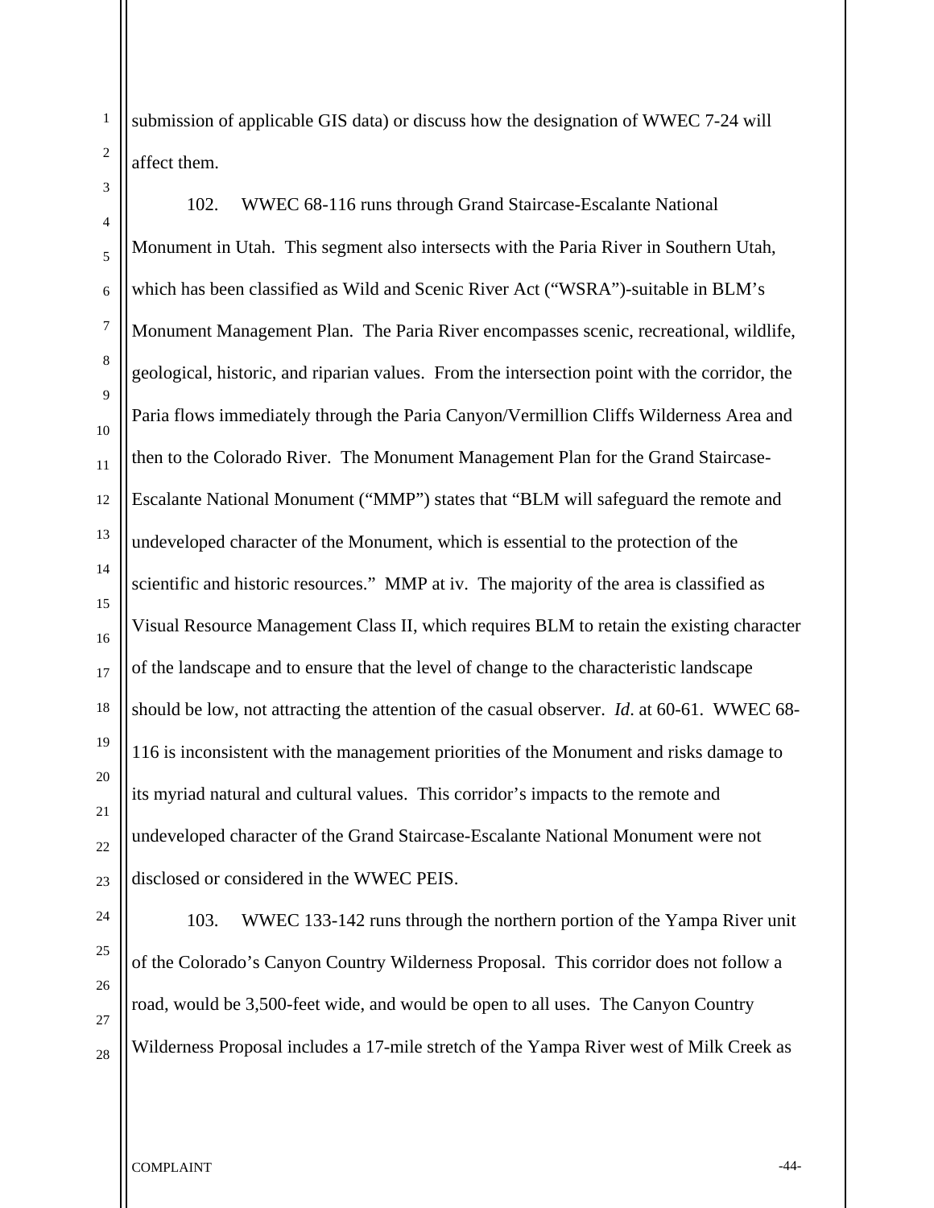submission of applicable GIS data) or discuss how the designation of WWEC 7-24 will affect them.

102. WWEC 68-116 runs through Grand Staircase-Escalante National Monument in Utah. This segment also intersects with the Paria River in Southern Utah, which has been classified as Wild and Scenic River Act ("WSRA")-suitable in BLM's Monument Management Plan. The Paria River encompasses scenic, recreational, wildlife, geological, historic, and riparian values. From the intersection point with the corridor, the Paria flows immediately through the Paria Canyon/Vermillion Cliffs Wilderness Area and then to the Colorado River. The Monument Management Plan for the Grand Staircase-Escalante National Monument ("MMP") states that "BLM will safeguard the remote and undeveloped character of the Monument, which is essential to the protection of the scientific and historic resources." MMP at iv. The majority of the area is classified as Visual Resource Management Class II, which requires BLM to retain the existing character of the landscape and to ensure that the level of change to the characteristic landscape should be low, not attracting the attention of the casual observer. *Id*. at 60-61. WWEC 68-116 is inconsistent with the management priorities of the Monument and risks damage to its myriad natural and cultural values. This corridor's impacts to the remote and undeveloped character of the Grand Staircase-Escalante National Monument were not disclosed or considered in the WWEC PEIS.

103. WWEC 133-142 runs through the northern portion of the Yampa River unit of the Colorado's Canyon Country Wilderness Proposal. This corridor does not follow a road, would be 3,500-feet wide, and would be open to all uses. The Canyon Country Wilderness Proposal includes a 17-mile stretch of the Yampa River west of Milk Creek as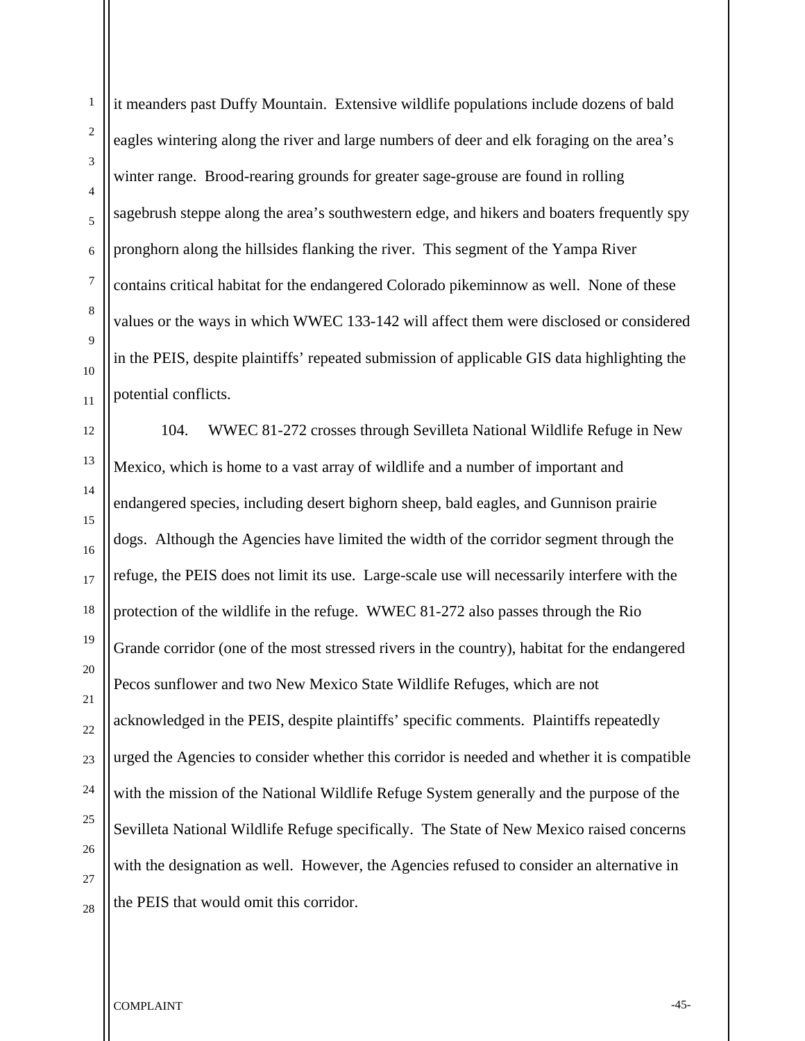it meanders past Duffy Mountain. Extensive wildlife populations include dozens of bald eagles wintering along the river and large numbers of deer and elk foraging on the area's winter range. Brood-rearing grounds for greater sage-grouse are found in rolling sagebrush steppe along the area's southwestern edge, and hikers and boaters frequently spy pronghorn along the hillsides flanking the river. This segment of the Yampa River contains critical habitat for the endangered Colorado pikeminnow as well. None of these values or the ways in which WWEC 133-142 will affect them were disclosed or considered in the PEIS, despite plaintiffs' repeated submission of applicable GIS data highlighting the potential conflicts.

104. WWEC 81-272 crosses through Sevilleta National Wildlife Refuge in New Mexico, which is home to a vast array of wildlife and a number of important and endangered species, including desert bighorn sheep, bald eagles, and Gunnison prairie dogs. Although the Agencies have limited the width of the corridor segment through the refuge, the PEIS does not limit its use. Large-scale use will necessarily interfere with the protection of the wildlife in the refuge. WWEC 81-272 also passes through the Rio Grande corridor (one of the most stressed rivers in the country), habitat for the endangered Pecos sunflower and two New Mexico State Wildlife Refuges, which are not acknowledged in the PEIS, despite plaintiffs' specific comments. Plaintiffs repeatedly urged the Agencies to consider whether this corridor is needed and whether it is compatible with the mission of the National Wildlife Refuge System generally and the purpose of the Sevilleta National Wildlife Refuge specifically. The State of New Mexico raised concerns with the designation as well. However, the Agencies refused to consider an alternative in the PEIS that would omit this corridor.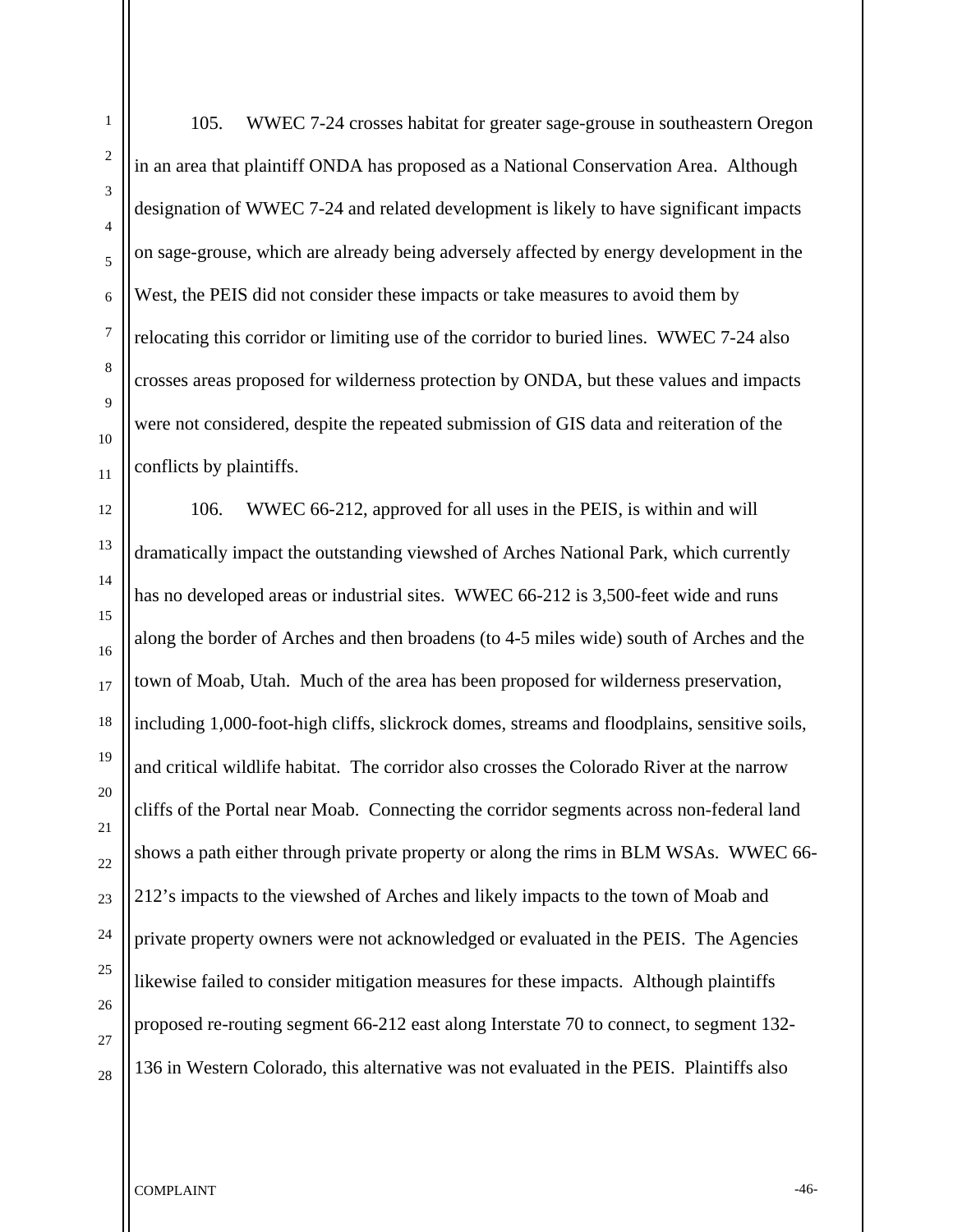105. WWEC 7-24 crosses habitat for greater sage-grouse in southeastern Oregon in an area that plaintiff ONDA has proposed as a National Conservation Area. Although designation of WWEC 7-24 and related development is likely to have significant impacts on sage-grouse, which are already being adversely affected by energy development in the West, the PEIS did not consider these impacts or take measures to avoid them by relocating this corridor or limiting use of the corridor to buried lines. WWEC 7-24 also crosses areas proposed for wilderness protection by ONDA, but these values and impacts were not considered, despite the repeated submission of GIS data and reiteration of the conflicts by plaintiffs.

106. WWEC 66-212, approved for all uses in the PEIS, is within and will dramatically impact the outstanding viewshed of Arches National Park, which currently has no developed areas or industrial sites. WWEC 66-212 is 3,500-feet wide and runs along the border of Arches and then broadens (to 4-5 miles wide) south of Arches and the town of Moab, Utah. Much of the area has been proposed for wilderness preservation, including 1,000-foot-high cliffs, slickrock domes, streams and floodplains, sensitive soils, and critical wildlife habitat. The corridor also crosses the Colorado River at the narrow cliffs of the Portal near Moab. Connecting the corridor segments across non-federal land shows a path either through private property or along the rims in BLM WSAs. WWEC 66-212's impacts to the viewshed of Arches and likely impacts to the town of Moab and private property owners were not acknowledged or evaluated in the PEIS. The Agencies likewise failed to consider mitigation measures for these impacts. Although plaintiffs proposed re-routing segment 66-212 east along Interstate 70 to connect, to segment 132-136 in Western Colorado, this alternative was not evaluated in the PEIS. Plaintiffs also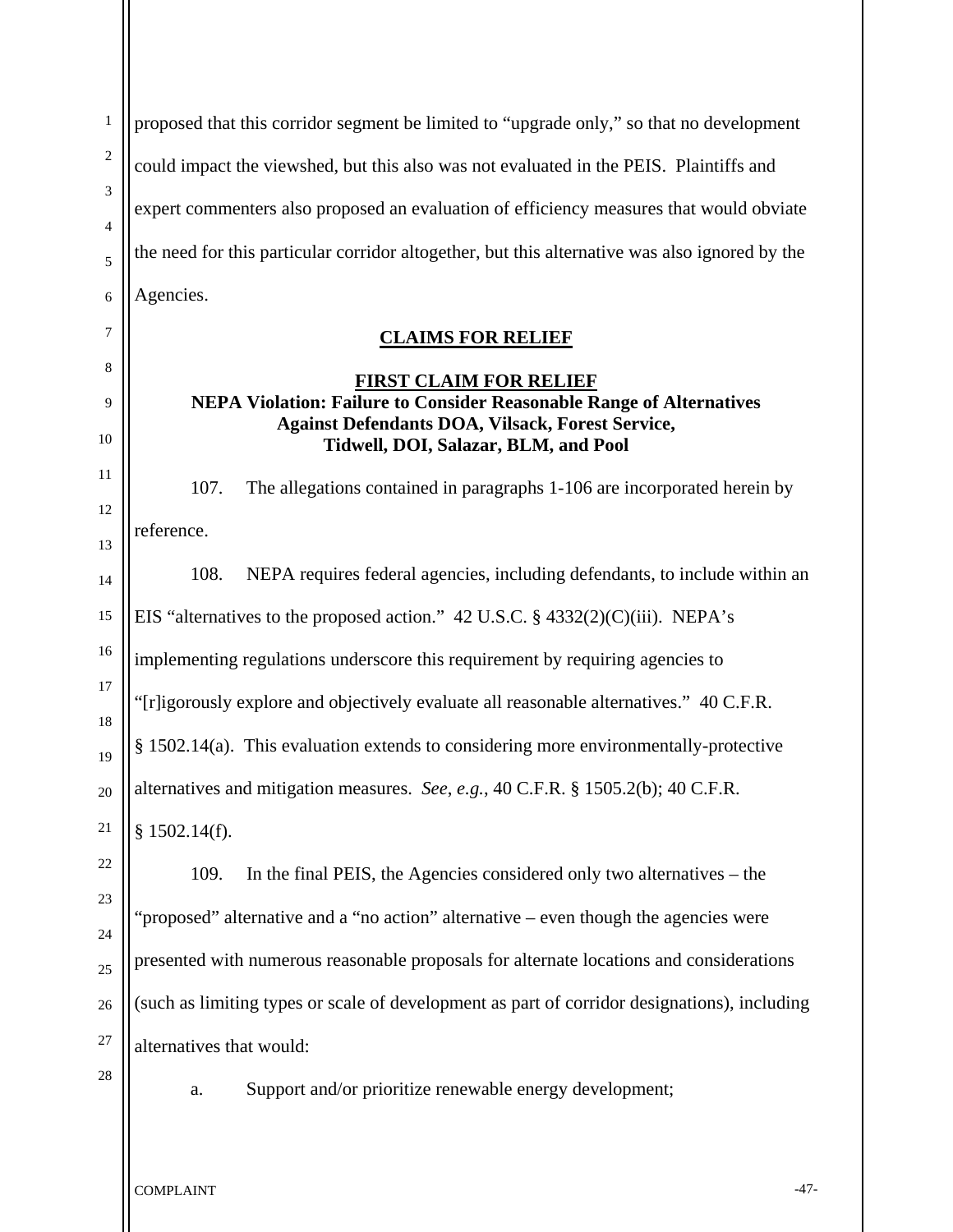proposed that this corridor segment be limited to "upgrade only," so that no development could impact the viewshed, but this also was not evaluated in the PEIS. Plaintiffs and expert commenters also proposed an evaluation of efficiency measures that would obviate the need for this particular corridor altogether, but this alternative was also ignored by the Agencies.

## CLAIMS FOR RELIEF

### FIRST CLAIM FOR RELIEF

**NEPA Violation: Failure to Consider Reasonable Range of Alternatives Against Defendants DOA, Vilsack, Forest Service, Tidwell, DOI, Salazar, BLM, and Pool**

107. The allegations contained in paragraphs 1-106 are incorporated herein by reference.

108. NEPA requires federal agencies, including defendants, to include within an EIS "alternatives to the proposed action." 42 U.S.C. § 4332(2)(C)(iii). NEPA's implementing regulations underscore this requirement by requiring agencies to "[r]igorously explore and objectively evaluate all reasonable alternatives." 40 C.F.R. § 1502.14(a). This evaluation extends to considering more environmentally-protective alternatives and mitigation measures. *See, e.g.*, 40 C.F.R. § 1505.2(b); 40 C.F.R. § 1502.14(f).

109. In the final PEIS, the Agencies considered only two alternatives – the "proposed" alternative and a "no action" alternative – even though the agencies were presented with numerous reasonable proposals for alternate locations and considerations (such as limiting types or scale of development as part of corridor designations), including alternatives that would:

a. Support and/or prioritize renewable energy development;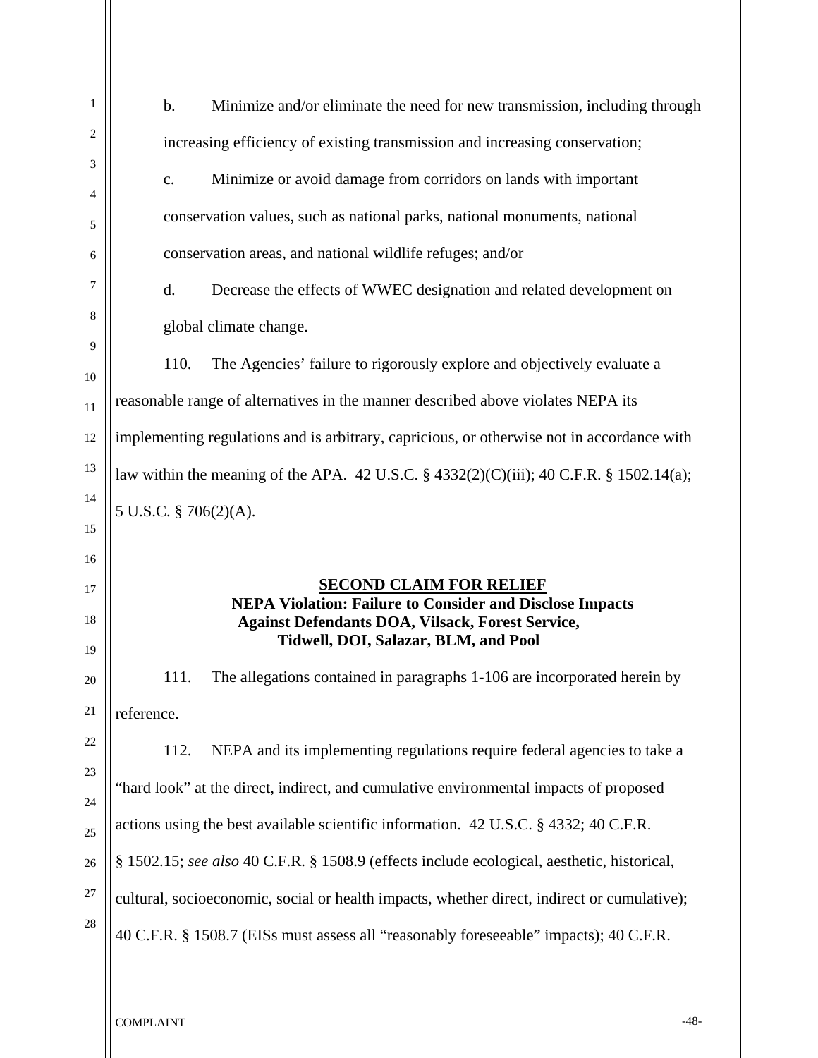b. Minimize and/or eliminate the need for new transmission, including through increasing efficiency of existing transmission and increasing conservation;

c. Minimize or avoid damage from corridors on lands with important conservation values, such as national parks, national monuments, national conservation areas, and national wildlife refuges; and/or

d. Decrease the effects of WWEC designation and related development on global climate change.

110. The Agencies' failure to rigorously explore and objectively evaluate a reasonable range of alternatives in the manner described above violates NEPA its implementing regulations and is arbitrary, capricious, or otherwise not in accordance with law within the meaning of the APA. 42 U.S.C. § 4332(2)(C)(iii); 40 C.F.R. § 1502.14(a); 5 U.S.C. § 706(2)(A).

## SECOND CLAIM FOR RELIEF

**NEPA Violation: Failure to Consider and Disclose Impacts Against Defendants DOA, Vilsack, Forest Service, Tidwell, DOI, Salazar, BLM, and Pool**

111. The allegations contained in paragraphs 1-106 are incorporated herein by reference.

112. NEPA and its implementing regulations require federal agencies to take a "hard look" at the direct, indirect, and cumulative environmental impacts of proposed actions using the best available scientific information. 42 U.S.C. § 4332; 40 C.F.R. § 1502.15; *see also* 40 C.F.R. § 1508.9 (effects include ecological, aesthetic, historical, cultural, socioeconomic, social or health impacts, whether direct, indirect or cumulative); 40 C.F.R. § 1508.7 (EISs must assess all "reasonably foreseeable" impacts); 40 C.F.R.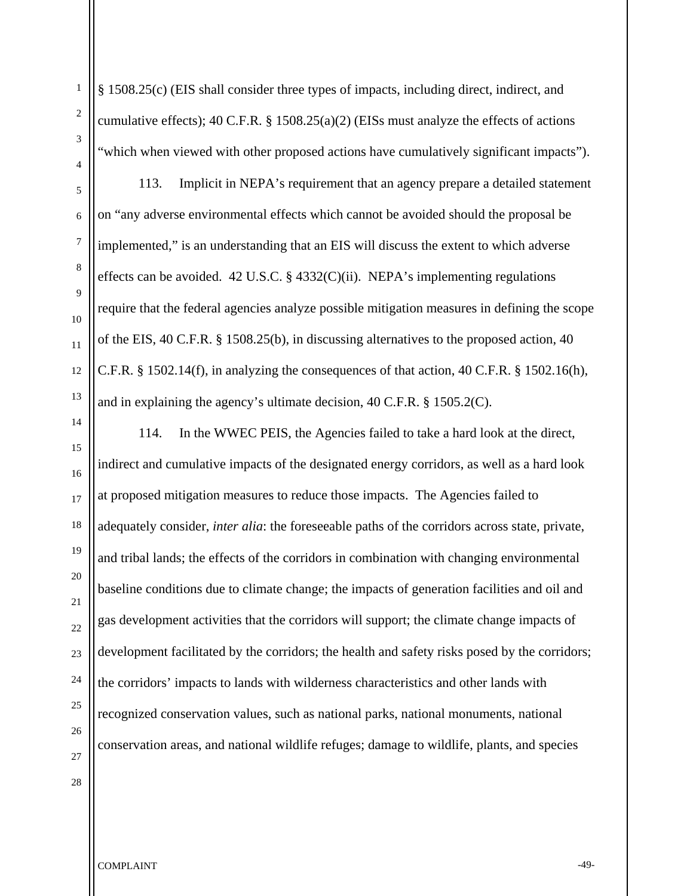§ 1508.25(c) (EIS shall consider three types of impacts, including direct, indirect, and cumulative effects); 40 C.F.R. § 1508.25(a)(2) (EISs must analyze the effects of actions "which when viewed with other proposed actions have cumulatively significant impacts").

113. Implicit in NEPA's requirement that an agency prepare a detailed statement on "any adverse environmental effects which cannot be avoided should the proposal be implemented," is an understanding that an EIS will discuss the extent to which adverse effects can be avoided. 42 U.S.C. § 4332(C)(ii). NEPA's implementing regulations require that the federal agencies analyze possible mitigation measures in defining the scope of the EIS, 40 C.F.R. § 1508.25(b), in discussing alternatives to the proposed action, 40 C.F.R. § 1502.14(f), in analyzing the consequences of that action, 40 C.F.R. § 1502.16(h), and in explaining the agency's ultimate decision, 40 C.F.R. § 1505.2(C).

114. In the WWEC PEIS, the Agencies failed to take a hard look at the direct, indirect and cumulative impacts of the designated energy corridors, as well as a hard look at proposed mitigation measures to reduce those impacts. The Agencies failed to adequately consider, *inter alia*: the foreseeable paths of the corridors across state, private, and tribal lands; the effects of the corridors in combination with changing environmental baseline conditions due to climate change; the impacts of generation facilities and oil and gas development activities that the corridors will support; the climate change impacts of development facilitated by the corridors; the health and safety risks posed by the corridors; the corridors' impacts to lands with wilderness characteristics and other lands with recognized conservation values, such as national parks, national monuments, national conservation areas, and national wildlife refuges; damage to wildlife, plants, and species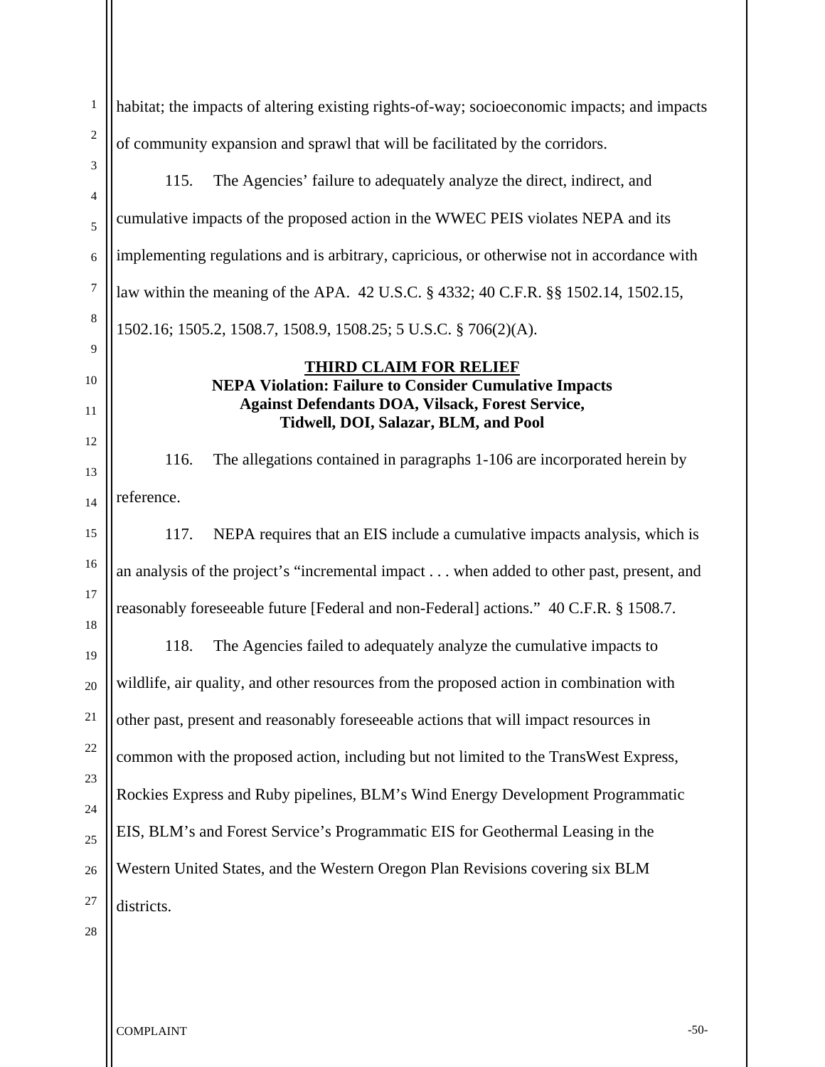habitat; the impacts of altering existing rights-of-way; socioeconomic impacts; and impacts of community expansion and sprawl that will be facilitated by the corridors.

115. The Agencies' failure to adequately analyze the direct, indirect, and cumulative impacts of the proposed action in the WWEC PEIS violates NEPA and its implementing regulations and is arbitrary, capricious, or otherwise not in accordance with law within the meaning of the APA. 42 U.S.C. § 4332; 40 C.F.R. §§ 1502.14, 1502.15, 1502.16; 1505.2, 1508.7, 1508.9, 1508.25; 5 U.S.C. § 706(2)(A).

## THIRD CLAIM FOR RELIEF

### NEPA Violation: Failure to Consider Cumulative Impacts Against Defendants DOA, Vilsack, Forest Service, Tidwell, DOI, Salazar, BLM, and Pool

116. The allegations contained in paragraphs 1-106 are incorporated herein by reference.

117. NEPA requires that an EIS include a cumulative impacts analysis, which is an analysis of the project's "incremental impact . . . when added to other past, present, and reasonably foreseeable future [Federal and non-Federal] actions." 40 C.F.R. § 1508.7.

118. The Agencies failed to adequately analyze the cumulative impacts to wildlife, air quality, and other resources from the proposed action in combination with other past, present and reasonably foreseeable actions that will impact resources in common with the proposed action, including but not limited to the TransWest Express, Rockies Express and Ruby pipelines, BLM's Wind Energy Development Programmatic EIS, BLM's and Forest Service's Programmatic EIS for Geothermal Leasing in the Western United States, and the Western Oregon Plan Revisions covering six BLM districts.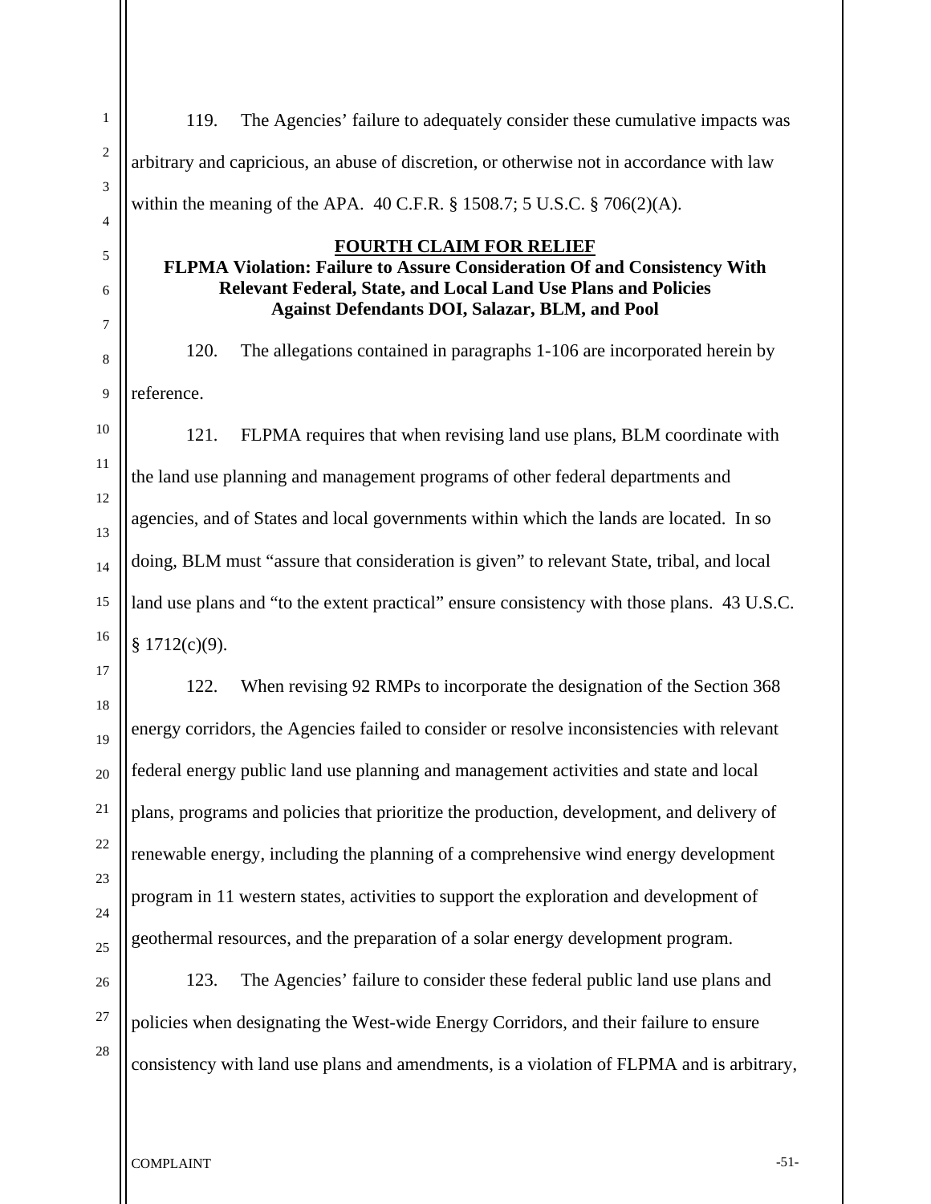119. The Agencies' failure to adequately consider these cumulative impacts was arbitrary and capricious, an abuse of discretion, or otherwise not in accordance with law within the meaning of the APA. 40 C.F.R. § 1508.7; 5 U.S.C. § 706(2)(A).

## FOURTH CLAIM FOR RELIEF

**FLPMA Violation: Failure to Assure Consideration Of and Consistency With Relevant Federal, State, and Local Land Use Plans and Policies Against Defendants DOI, Salazar, BLM, and Pool**

120. The allegations contained in paragraphs 1-106 are incorporated herein by reference.

121. FLPMA requires that when revising land use plans, BLM coordinate with the land use planning and management programs of other federal departments and agencies, and of States and local governments within which the lands are located. In so doing, BLM must "assure that consideration is given" to relevant State, tribal, and local land use plans and "to the extent practical" ensure consistency with those plans. 43 U.S.C. § 1712(c)(9).

122. When revising 92 RMPs to incorporate the designation of the Section 368 energy corridors, the Agencies failed to consider or resolve inconsistencies with relevant federal energy public land use planning and management activities and state and local plans, programs and policies that prioritize the production, development, and delivery of renewable energy, including the planning of a comprehensive wind energy development program in 11 western states, activities to support the exploration and development of geothermal resources, and the preparation of a solar energy development program.

123. The Agencies' failure to consider these federal public land use plans and policies when designating the West-wide Energy Corridors, and their failure to ensure consistency with land use plans and amendments, is a violation of FLPMA and is arbitrary,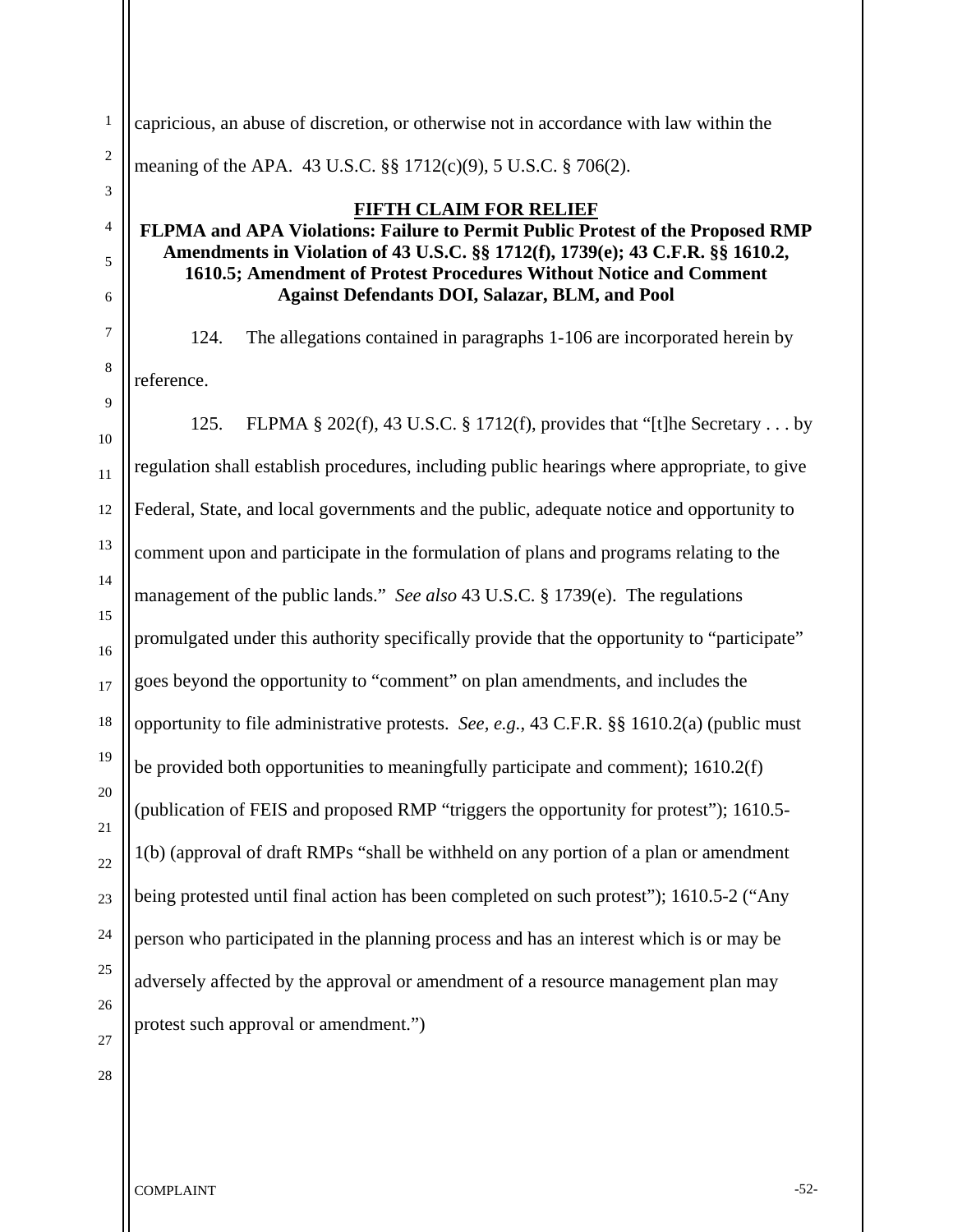capricious, an abuse of discretion, or otherwise not in accordance with law within the meaning of the APA. 43 U.S.C. §§ 1712(c)(9), 5 U.S.C. § 706(2).

**FIFTH CLAIM FOR RELIEF**

**FLPMA and APA Violations: Failure to Permit Public Protest of the Proposed RMP Amendments in Violation of 43 U.S.C. §§ 1712(f), 1739(e); 43 C.F.R. §§ 1610.2, 1610.5; Amendment of Protest Procedures Without Notice and Comment Against Defendants DOI, Salazar, BLM, and Pool**

124. The allegations contained in paragraphs 1-106 are incorporated herein by reference.

125. FLPMA § 202(f), 43 U.S.C. § 1712(f), provides that "[t]he Secretary . . . by regulation shall establish procedures, including public hearings where appropriate, to give Federal, State, and local governments and the public, adequate notice and opportunity to comment upon and participate in the formulation of plans and programs relating to the management of the public lands." *See also* 43 U.S.C. § 1739(e). The regulations promulgated under this authority specifically provide that the opportunity to "participate" goes beyond the opportunity to "comment" on plan amendments, and includes the opportunity to file administrative protests. *See, e.g.*, 43 C.F.R. §§ 1610.2(a) (public must be provided both opportunities to meaningfully participate and comment); 1610.2(f) (publication of FEIS and proposed RMP "triggers the opportunity for protest"); 1610.5-1(b) (approval of draft RMPs "shall be withheld on any portion of a plan or amendment being protested until final action has been completed on such protest"); 1610.5-2 ("Any person who participated in the planning process and has an interest which is or may be adversely affected by the approval or amendment of a resource management plan may protest such approval or amendment.")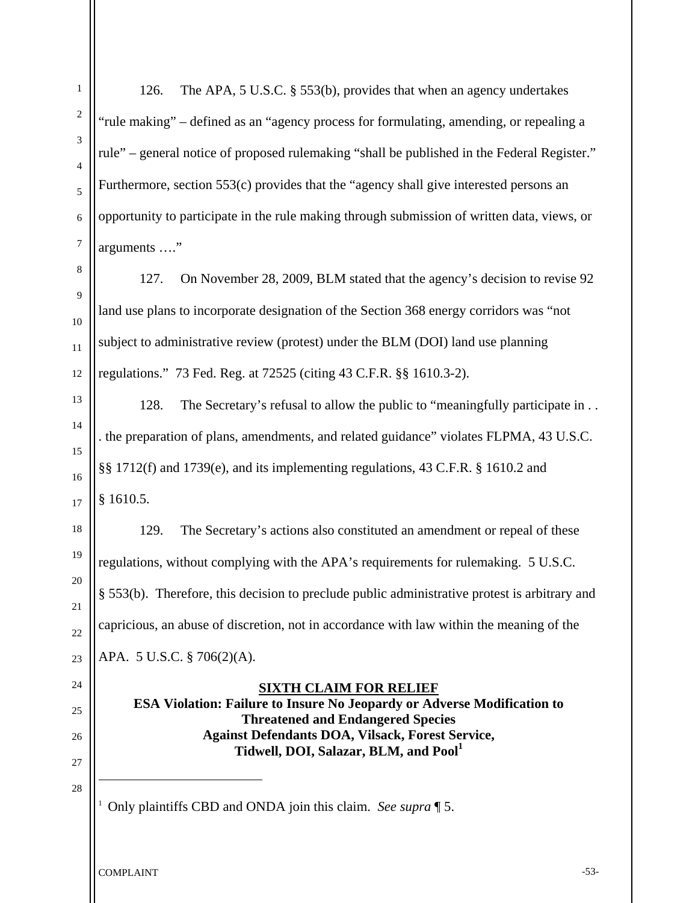126. The APA, 5 U.S.C. § 553(b), provides that when an agency undertakes "rule making" – defined as an "agency process for formulating, amending, or repealing a rule" – general notice of proposed rulemaking "shall be published in the Federal Register." Furthermore, section 553(c) provides that the "agency shall give interested persons an opportunity to participate in the rule making through submission of written data, views, or arguments …."

127. On November 28, 2009, BLM stated that the agency's decision to revise 92 land use plans to incorporate designation of the Section 368 energy corridors was "not subject to administrative review (protest) under the BLM (DOI) land use planning regulations." 73 Fed. Reg. at 72525 (citing 43 C.F.R. §§ 1610.3-2).

128. The Secretary's refusal to allow the public to "meaningfully participate in . . . the preparation of plans, amendments, and related guidance" violates FLPMA, 43 U.S.C. §§ 1712(f) and 1739(e), and its implementing regulations, 43 C.F.R. § 1610.2 and § 1610.5.

129. The Secretary's actions also constituted an amendment or repeal of these regulations, without complying with the APA's requirements for rulemaking. 5 U.S.C. § 553(b). Therefore, this decision to preclude public administrative protest is arbitrary and capricious, an abuse of discretion, not in accordance with law within the meaning of the APA. 5 U.S.C. § 706(2)(A).

## SIXTH CLAIM FOR RELIEF

**ESA Violation: Failure to Insure No Jeopardy or Adverse Modification to Threatened and Endangered Species Against Defendants DOA, Vilsack, Forest Service, Tidwell, DOI, Salazar, BLM, and Pool[1]**

---

[1] Only plaintiffs CBD and ONDA join this claim. *See supra* ¶ 5.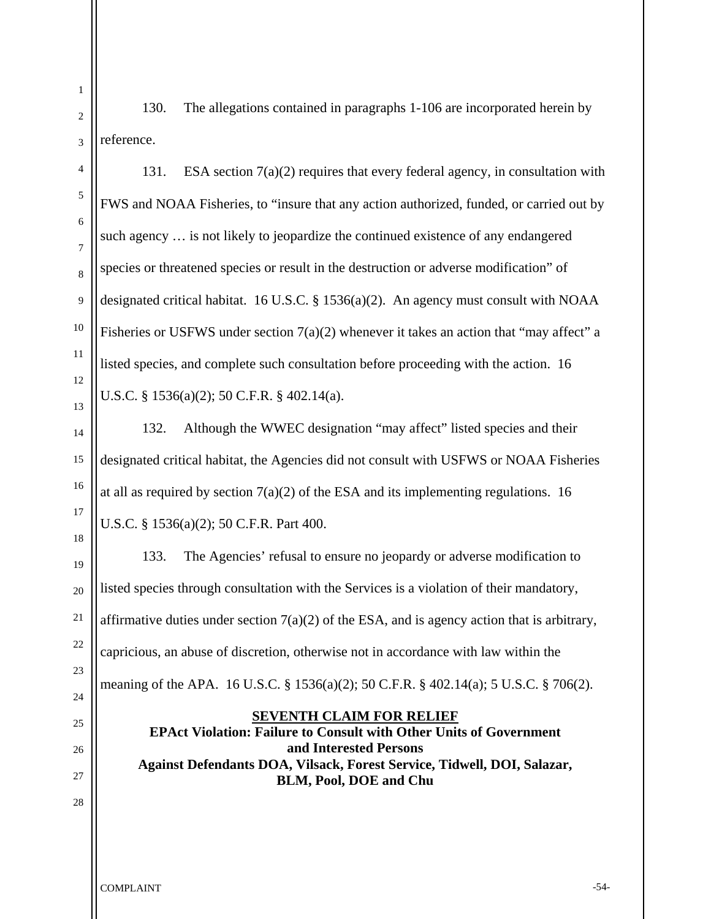130. The allegations contained in paragraphs 1-106 are incorporated herein by reference.

131. ESA section 7(a)(2) requires that every federal agency, in consultation with FWS and NOAA Fisheries, to "insure that any action authorized, funded, or carried out by such agency … is not likely to jeopardize the continued existence of any endangered species or threatened species or result in the destruction or adverse modification" of designated critical habitat. 16 U.S.C. § 1536(a)(2). An agency must consult with NOAA Fisheries or USFWS under section 7(a)(2) whenever it takes an action that "may affect" a listed species, and complete such consultation before proceeding with the action. 16 U.S.C. § 1536(a)(2); 50 C.F.R. § 402.14(a).

132. Although the WWEC designation "may affect" listed species and their designated critical habitat, the Agencies did not consult with USFWS or NOAA Fisheries at all as required by section 7(a)(2) of the ESA and its implementing regulations. 16 U.S.C. § 1536(a)(2); 50 C.F.R. Part 400.

133. The Agencies' refusal to ensure no jeopardy or adverse modification to listed species through consultation with the Services is a violation of their mandatory, affirmative duties under section 7(a)(2) of the ESA, and is agency action that is arbitrary, capricious, an abuse of discretion, otherwise not in accordance with law within the meaning of the APA. 16 U.S.C. § 1536(a)(2); 50 C.F.R. § 402.14(a); 5 U.S.C. § 706(2).

## SEVENTH CLAIM FOR RELIEF

**EPAct Violation: Failure to Consult with Other Units of Government and Interested Persons**

**Against Defendants DOA, Vilsack, Forest Service, Tidwell, DOI, Salazar, BLM, Pool, DOE and Chu**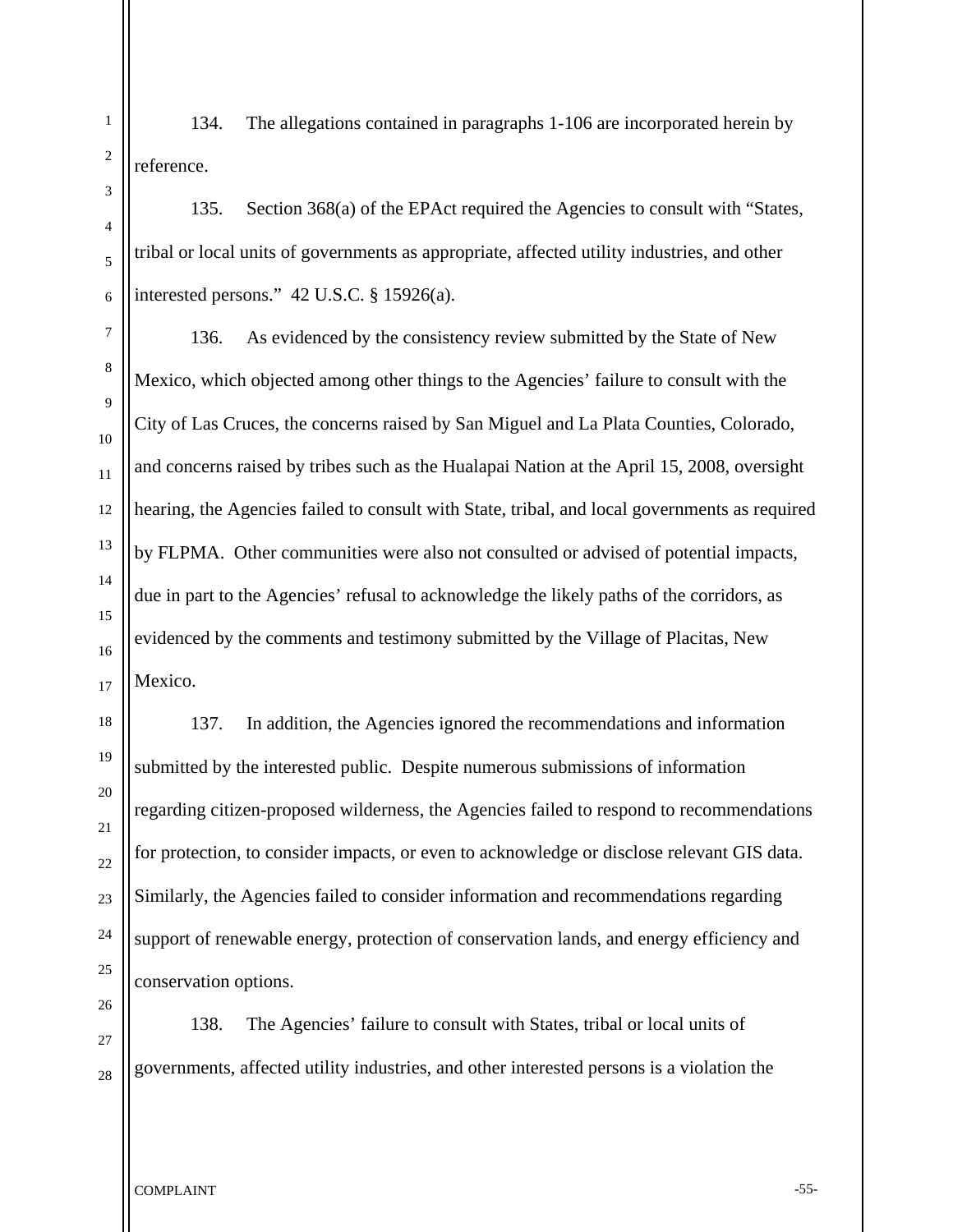134. The allegations contained in paragraphs 1-106 are incorporated herein by reference.

135. Section 368(a) of the EPAct required the Agencies to consult with "States, tribal or local units of governments as appropriate, affected utility industries, and other interested persons." 42 U.S.C. § 15926(a).

136. As evidenced by the consistency review submitted by the State of New Mexico, which objected among other things to the Agencies' failure to consult with the City of Las Cruces, the concerns raised by San Miguel and La Plata Counties, Colorado, and concerns raised by tribes such as the Hualapai Nation at the April 15, 2008, oversight hearing, the Agencies failed to consult with State, tribal, and local governments as required by FLPMA. Other communities were also not consulted or advised of potential impacts, due in part to the Agencies' refusal to acknowledge the likely paths of the corridors, as evidenced by the comments and testimony submitted by the Village of Placitas, New Mexico.

137. In addition, the Agencies ignored the recommendations and information submitted by the interested public. Despite numerous submissions of information regarding citizen-proposed wilderness, the Agencies failed to respond to recommendations for protection, to consider impacts, or even to acknowledge or disclose relevant GIS data. Similarly, the Agencies failed to consider information and recommendations regarding support of renewable energy, protection of conservation lands, and energy efficiency and conservation options.

138. The Agencies' failure to consult with States, tribal or local units of governments, affected utility industries, and other interested persons is a violation the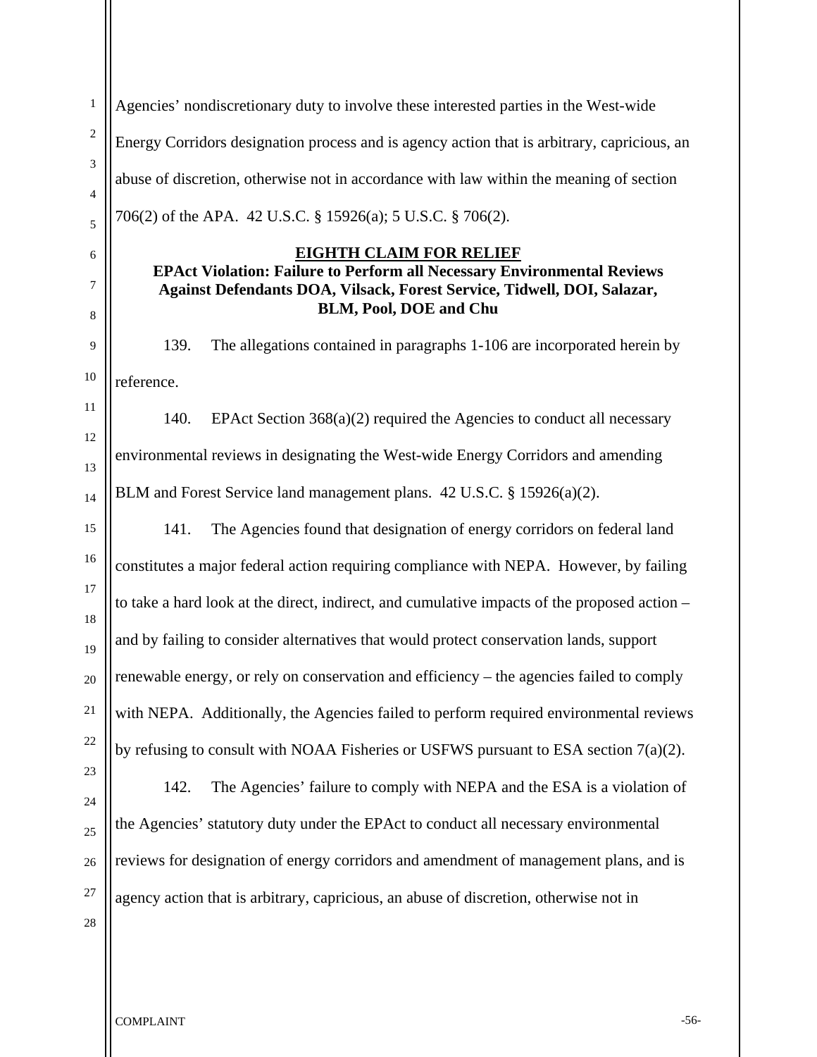Agencies' nondiscretionary duty to involve these interested parties in the West-wide Energy Corridors designation process and is agency action that is arbitrary, capricious, an abuse of discretion, otherwise not in accordance with law within the meaning of section 706(2) of the APA. 42 U.S.C. § 15926(a); 5 U.S.C. § 706(2).

## EIGHTH CLAIM FOR RELIEF

**EPAct Violation: Failure to Perform all Necessary Environmental Reviews Against Defendants DOA, Vilsack, Forest Service, Tidwell, DOI, Salazar, BLM, Pool, DOE and Chu**

139. The allegations contained in paragraphs 1-106 are incorporated herein by reference.

140. EPAct Section 368(a)(2) required the Agencies to conduct all necessary environmental reviews in designating the West-wide Energy Corridors and amending BLM and Forest Service land management plans. 42 U.S.C. § 15926(a)(2).

141. The Agencies found that designation of energy corridors on federal land constitutes a major federal action requiring compliance with NEPA. However, by failing to take a hard look at the direct, indirect, and cumulative impacts of the proposed action – and by failing to consider alternatives that would protect conservation lands, support renewable energy, or rely on conservation and efficiency – the agencies failed to comply with NEPA. Additionally, the Agencies failed to perform required environmental reviews by refusing to consult with NOAA Fisheries or USFWS pursuant to ESA section 7(a)(2).

142. The Agencies' failure to comply with NEPA and the ESA is a violation of the Agencies' statutory duty under the EPAct to conduct all necessary environmental reviews for designation of energy corridors and amendment of management plans, and is agency action that is arbitrary, capricious, an abuse of discretion, otherwise not in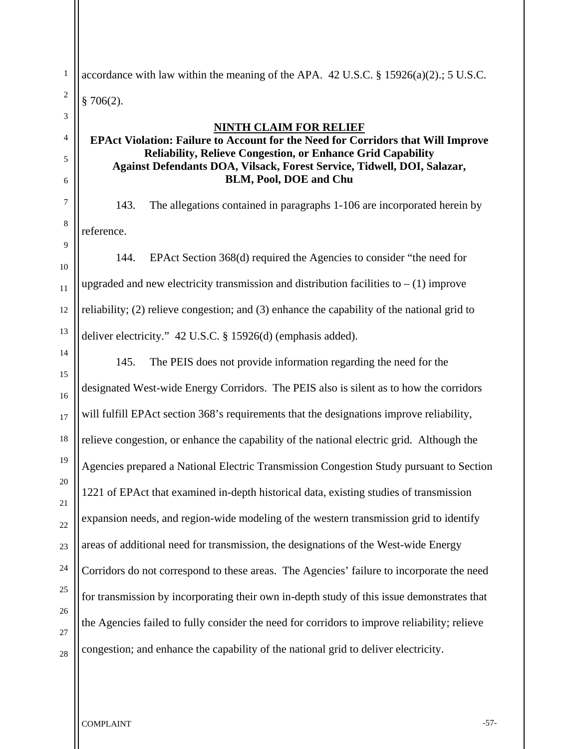accordance with law within the meaning of the APA. 42 U.S.C. § 15926(a)(2).; 5 U.S.C. § 706(2).

## NINTH CLAIM FOR RELIEF

### EPAct Violation: Failure to Account for the Need for Corridors that Will Improve Reliability, Relieve Congestion, or Enhance Grid Capability Against Defendants DOA, Vilsack, Forest Service, Tidwell, DOI, Salazar, BLM, Pool, DOE and Chu

143. The allegations contained in paragraphs 1-106 are incorporated herein by reference.

144. EPAct Section 368(d) required the Agencies to consider "the need for upgraded and new electricity transmission and distribution facilities to – (1) improve reliability; (2) relieve congestion; and (3) enhance the capability of the national grid to deliver electricity." 42 U.S.C. § 15926(d) (emphasis added).

145. The PEIS does not provide information regarding the need for the designated West-wide Energy Corridors. The PEIS also is silent as to how the corridors will fulfill EPAct section 368's requirements that the designations improve reliability, relieve congestion, or enhance the capability of the national electric grid. Although the Agencies prepared a National Electric Transmission Congestion Study pursuant to Section 1221 of EPAct that examined in-depth historical data, existing studies of transmission expansion needs, and region-wide modeling of the western transmission grid to identify areas of additional need for transmission, the designations of the West-wide Energy Corridors do not correspond to these areas. The Agencies' failure to incorporate the need for transmission by incorporating their own in-depth study of this issue demonstrates that the Agencies failed to fully consider the need for corridors to improve reliability; relieve congestion; and enhance the capability of the national grid to deliver electricity.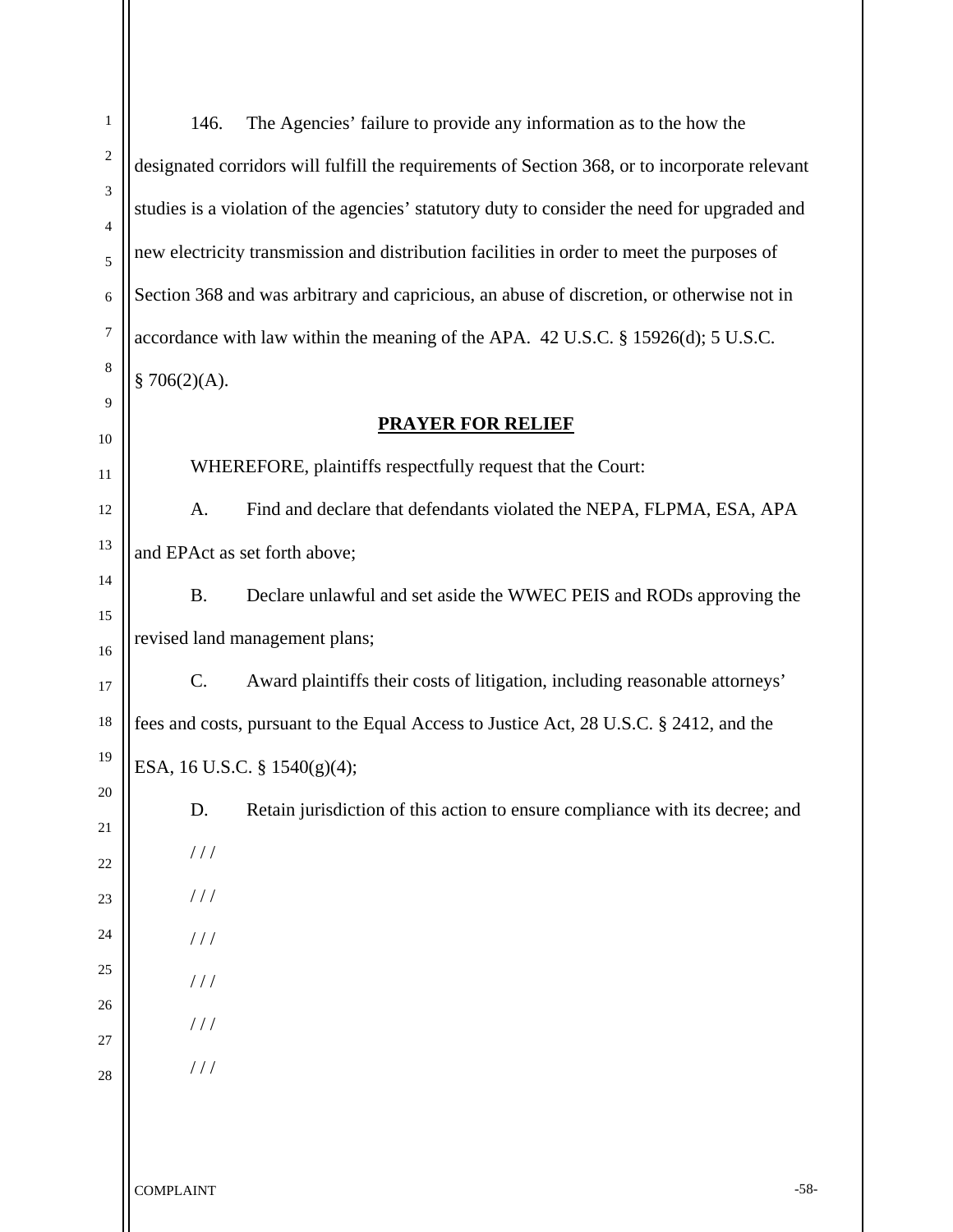146. The Agencies' failure to provide any information as to the how the designated corridors will fulfill the requirements of Section 368, or to incorporate relevant studies is a violation of the agencies' statutory duty to consider the need for upgraded and new electricity transmission and distribution facilities in order to meet the purposes of Section 368 and was arbitrary and capricious, an abuse of discretion, or otherwise not in accordance with law within the meaning of the APA. 42 U.S.C. § 15926(d); 5 U.S.C. § 706(2)(A).

## PRAYER FOR RELIEF

WHEREFORE, plaintiffs respectfully request that the Court:

A. Find and declare that defendants violated the NEPA, FLPMA, ESA, APA and EPAct as set forth above;

B. Declare unlawful and set aside the WWEC PEIS and RODs approving the revised land management plans;

C. Award plaintiffs their costs of litigation, including reasonable attorneys' fees and costs, pursuant to the Equal Access to Justice Act, 28 U.S.C. § 2412, and the ESA, 16 U.S.C. § 1540(g)(4);

D. Retain jurisdiction of this action to ensure compliance with its decree; and

/ / /

/ / /

/ / /

/ / /

/ / /

/ / /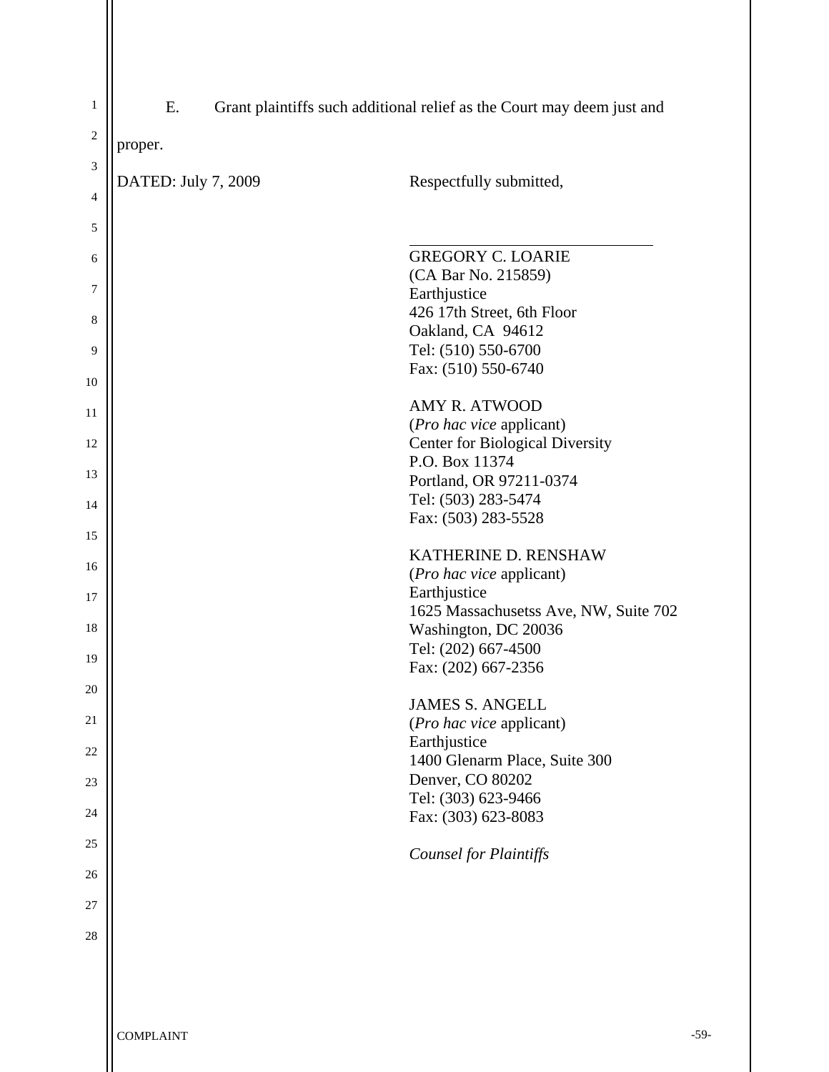E. Grant plaintiffs such additional relief as the Court may deem just and proper.

DATED: July 7, 2009

Respectfully submitted,

\_\_\_\_\_\_\_\_\_\_\_\_\_\_\_\_\_\_\_\_\_\_\_\_\_\_\_\_\_\_

GREGORY C. LOARIE
(CA Bar No. 215859)
Earthjustice
426 17th Street, 6th Floor
Oakland, CA 94612
Tel: (510) 550-6700
Fax: (510) 550-6740

AMY R. ATWOOD
(*Pro hac vice* applicant)
Center for Biological Diversity
P.O. Box 11374
Portland, OR 97211-0374
Tel: (503) 283-5474
Fax: (503) 283-5528

KATHERINE D. RENSHAW
(*Pro hac vice* applicant)
Earthjustice
1625 Massachusetss Ave, NW, Suite 702
Washington, DC 20036
Tel: (202) 667-4500
Fax: (202) 667-2356

JAMES S. ANGELL
(*Pro hac vice* applicant)
Earthjustice
1400 Glenarm Place, Suite 300
Denver, CO 80202
Tel: (303) 623-9466
Fax: (303) 623-8083

*Counsel for Plaintiffs*